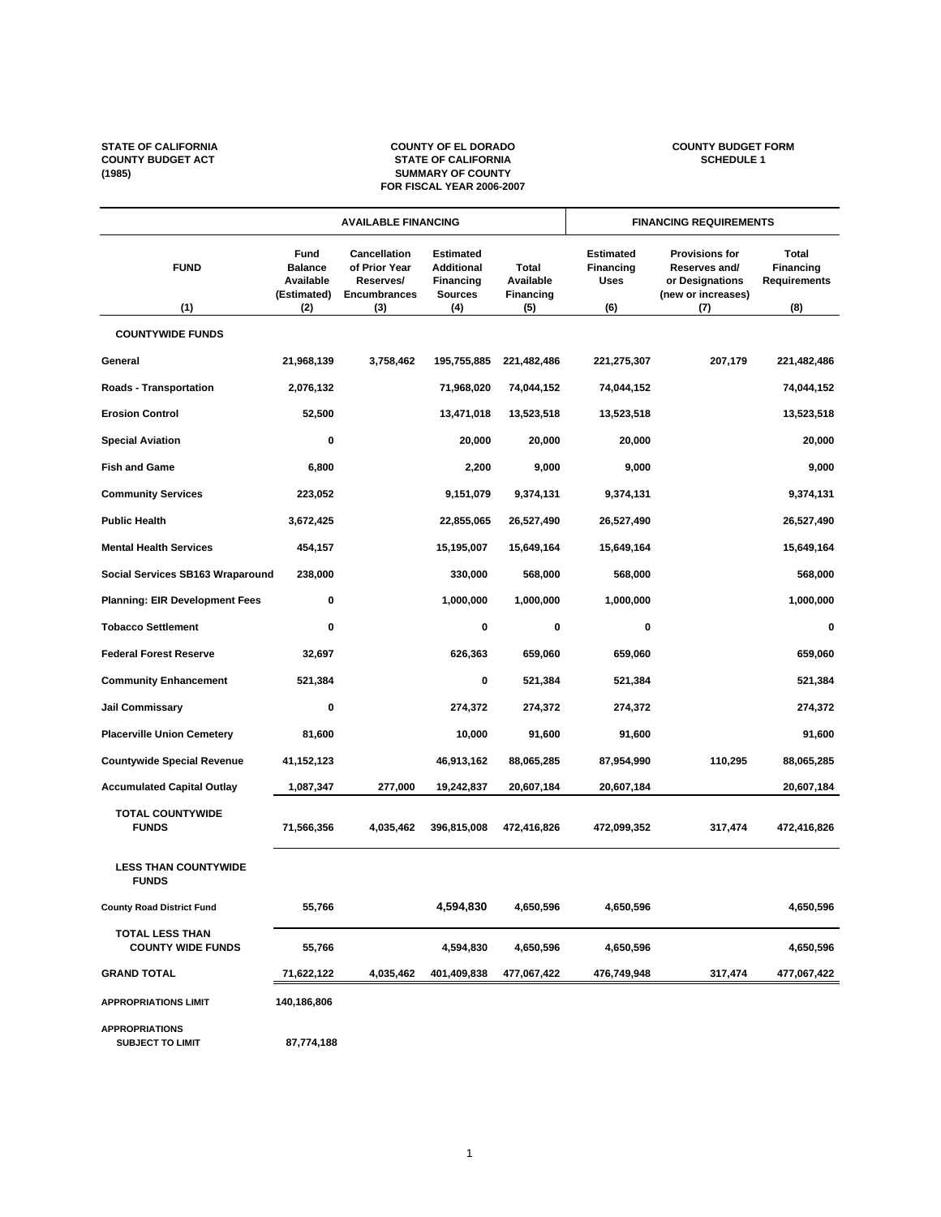STATE OF CALIFORNIA
COUNTY BUDGET ACT
(1985)

**COUNTY OF EL DORADO**
**STATE OF CALIFORNIA**
**SUMMARY OF COUNTY**
**FOR FISCAL YEAR 2006-2007**

COUNTY BUDGET FORM
SCHEDULE 1

| | AVAILABLE FINANCING | | | | FINANCING REQUIREMENTS | | |
|---|---|---|---|---|---|---|---|
| FUND<br>(1) | Fund Balance Available (Estimated)<br>(2) | Cancellation of Prior Year Reserves/ Encumbrances<br>(3) | Estimated Additional Financing Sources<br>(4) | Total Available Financing<br>(5) | Estimated Financing Uses<br>(6) | Provisions for Reserves and/ or Designations (new or increases)<br>(7) | Total Financing Requirements<br>(8) |
| **COUNTYWIDE FUNDS** | | | | | | | |
| General | 21,968,139 | 3,758,462 | 195,755,885 | 221,482,486 | 221,275,307 | 207,179 | 221,482,486 |
| Roads - Transportation | 2,076,132 | | 71,968,020 | 74,044,152 | 74,044,152 | | 74,044,152 |
| Erosion Control | 52,500 | | 13,471,018 | 13,523,518 | 13,523,518 | | 13,523,518 |
| Special Aviation | 0 | | 20,000 | 20,000 | 20,000 | | 20,000 |
| Fish and Game | 6,800 | | 2,200 | 9,000 | 9,000 | | 9,000 |
| Community Services | 223,052 | | 9,151,079 | 9,374,131 | 9,374,131 | | 9,374,131 |
| Public Health | 3,672,425 | | 22,855,065 | 26,527,490 | 26,527,490 | | 26,527,490 |
| Mental Health Services | 454,157 | | 15,195,007 | 15,649,164 | 15,649,164 | | 15,649,164 |
| Social Services SB163 Wraparound | 238,000 | | 330,000 | 568,000 | 568,000 | | 568,000 |
| Planning: EIR Development Fees | 0 | | 1,000,000 | 1,000,000 | 1,000,000 | | 1,000,000 |
| Tobacco Settlement | 0 | | 0 | 0 | 0 | | 0 |
| Federal Forest Reserve | 32,697 | | 626,363 | 659,060 | 659,060 | | 659,060 |
| Community Enhancement | 521,384 | | 0 | 521,384 | 521,384 | | 521,384 |
| Jail Commissary | 0 | | 274,372 | 274,372 | 274,372 | | 274,372 |
| Placerville Union Cemetery | 81,600 | | 10,000 | 91,600 | 91,600 | | 91,600 |
| Countywide Special Revenue | 41,152,123 | | 46,913,162 | 88,065,285 | 87,954,990 | 110,295 | 88,065,285 |
| Accumulated Capital Outlay | 1,087,347 | 277,000 | 19,242,837 | 20,607,184 | 20,607,184 | | 20,607,184 |
| **TOTAL COUNTYWIDE FUNDS** | 71,566,356 | 4,035,462 | 396,815,008 | 472,416,826 | 472,099,352 | 317,474 | 472,416,826 |
| **LESS THAN COUNTYWIDE FUNDS** | | | | | | | |
| County Road District Fund | 55,766 | | 4,594,830 | 4,650,596 | 4,650,596 | | 4,650,596 |
| **TOTAL LESS THAN COUNTY WIDE FUNDS** | 55,766 | | 4,594,830 | 4,650,596 | 4,650,596 | | 4,650,596 |
| **GRAND TOTAL** | 71,622,122 | 4,035,462 | 401,409,838 | 477,067,422 | 476,749,948 | 317,474 | 477,067,422 |
| APPROPRIATIONS LIMIT | 140,186,806 | | | | | | |
| APPROPRIATIONS SUBJECT TO LIMIT | 87,774,188 | | | | | | |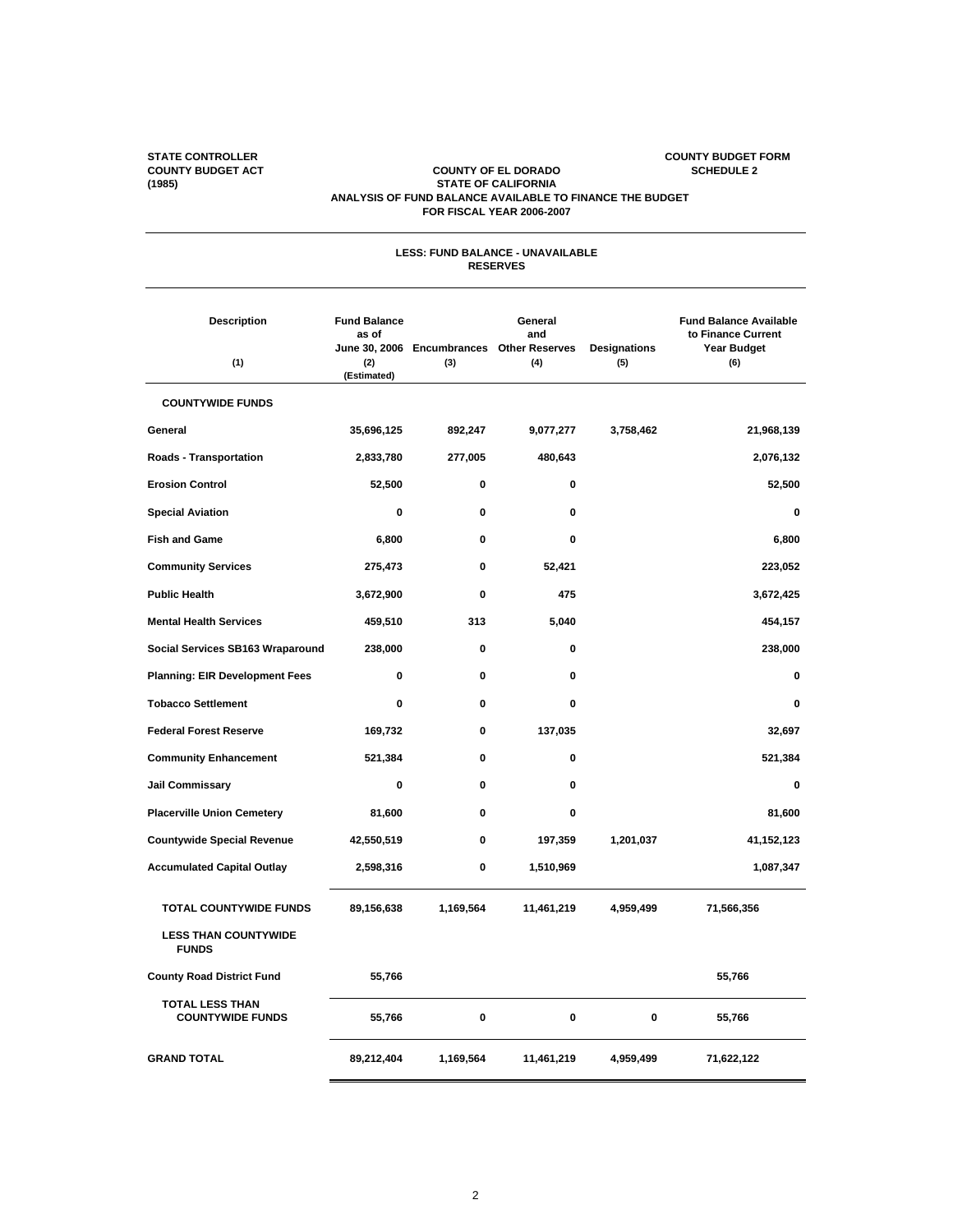STATE CONTROLLER
COUNTY BUDGET ACT
(1985)

COUNTY BUDGET FORM
SCHEDULE 2

**COUNTY OF EL DORADO**
**STATE OF CALIFORNIA**
**ANALYSIS OF FUND BALANCE AVAILABLE TO FINANCE THE BUDGET**
**FOR FISCAL YEAR 2006-2007**

| Description<br>(1) | Fund Balance as of June 30, 2006<br>(2)<br>(Estimated) | LESS: FUND BALANCE - UNAVAILABLE<br>Encumbrances<br>(3) | RESERVES<br>General and Other Reserves<br>(4) | Designations<br>(5) | Fund Balance Available to Finance Current Year Budget<br>(6) |
|---|---|---|---|---|---|
| **COUNTYWIDE FUNDS** | | | | | |
| General | 35,696,125 | 892,247 | 9,077,277 | 3,758,462 | 21,968,139 |
| Roads - Transportation | 2,833,780 | 277,005 | 480,643 | | 2,076,132 |
| Erosion Control | 52,500 | 0 | 0 | | 52,500 |
| Special Aviation | 0 | 0 | 0 | | 0 |
| Fish and Game | 6,800 | 0 | 0 | | 6,800 |
| Community Services | 275,473 | 0 | 52,421 | | 223,052 |
| Public Health | 3,672,900 | 0 | 475 | | 3,672,425 |
| Mental Health Services | 459,510 | 313 | 5,040 | | 454,157 |
| Social Services SB163 Wraparound | 238,000 | 0 | 0 | | 238,000 |
| Planning: EIR Development Fees | 0 | 0 | 0 | | 0 |
| Tobacco Settlement | 0 | 0 | 0 | | 0 |
| Federal Forest Reserve | 169,732 | 0 | 137,035 | | 32,697 |
| Community Enhancement | 521,384 | 0 | 0 | | 521,384 |
| Jail Commissary | 0 | 0 | 0 | | 0 |
| Placerville Union Cemetery | 81,600 | 0 | 0 | | 81,600 |
| Countywide Special Revenue | 42,550,519 | 0 | 197,359 | 1,201,037 | 41,152,123 |
| Accumulated Capital Outlay | 2,598,316 | 0 | 1,510,969 | | 1,087,347 |
| **TOTAL COUNTYWIDE FUNDS** | 89,156,638 | 1,169,564 | 11,461,219 | 4,959,499 | 71,566,356 |
| **LESS THAN COUNTYWIDE FUNDS** | | | | | |
| County Road District Fund | 55,766 | | | | 55,766 |
| **TOTAL LESS THAN COUNTYWIDE FUNDS** | 55,766 | 0 | 0 | 0 | 55,766 |
| **GRAND TOTAL** | 89,212,404 | 1,169,564 | 11,461,219 | 4,959,499 | 71,622,122 |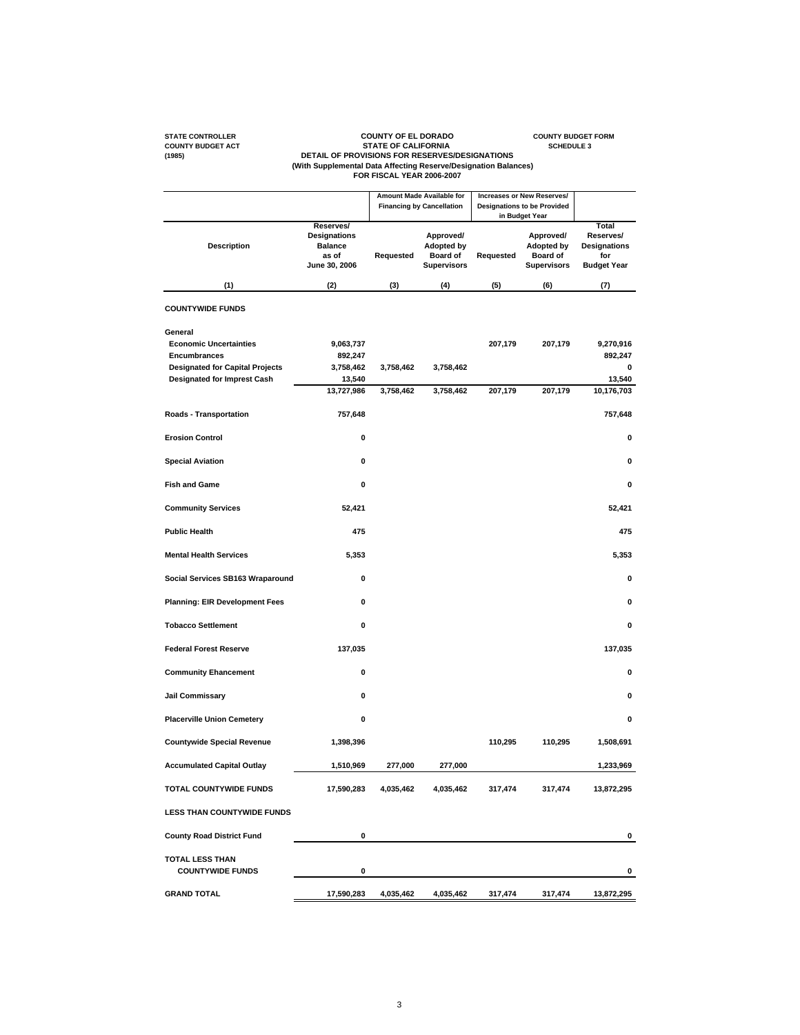STATE CONTROLLER
COUNTY BUDGET ACT
(1985)

COUNTY OF EL DORADO
STATE OF CALIFORNIA
DETAIL OF PROVISIONS FOR RESERVES/DESIGNATIONS
(With Supplemental Data Affecting Reserve/Designation Balances)
FOR FISCAL YEAR 2006-2007

COUNTY BUDGET FORM
SCHEDULE 3

| | | Amount Made Available for Financing by Cancellation | | Increases or New Reserves/ Designations to be Provided in Budget Year | | |
|---|---|---|---|---|---|---|
| Description | Reserves/ Designations Balance as of June 30, 2006 | Requested | Approved/ Adopted by Board of Supervisors | Requested | Approved/ Adopted by Board of Supervisors | Total Reserves/ Designations for Budget Year |
| (1) | (2) | (3) | (4) | (5) | (6) | (7) |
| **COUNTYWIDE FUNDS** | | | | | | |
| **General** | | | | | | |
| Economic Uncertainties | 9,063,737 | | | 207,179 | 207,179 | 9,270,916 |
| Encumbrances | 892,247 | | | | | 892,247 |
| Designated for Capital Projects | 3,758,462 | 3,758,462 | 3,758,462 | | | 0 |
| Designated for Imprest Cash | 13,540 | | | | | 13,540 |
| | 13,727,986 | 3,758,462 | 3,758,462 | 207,179 | 207,179 | 10,176,703 |
| Roads - Transportation | 757,648 | | | | | 757,648 |
| Erosion Control | 0 | | | | | 0 |
| Special Aviation | 0 | | | | | 0 |
| Fish and Game | 0 | | | | | 0 |
| Community Services | 52,421 | | | | | 52,421 |
| Public Health | 475 | | | | | 475 |
| Mental Health Services | 5,353 | | | | | 5,353 |
| Social Services SB163 Wraparound | 0 | | | | | 0 |
| Planning: EIR Development Fees | 0 | | | | | 0 |
| Tobacco Settlement | 0 | | | | | 0 |
| Federal Forest Reserve | 137,035 | | | | | 137,035 |
| Community Ehancement | 0 | | | | | 0 |
| Jail Commissary | 0 | | | | | 0 |
| Placerville Union Cemetery | 0 | | | | | 0 |
| Countywide Special Revenue | 1,398,396 | | | 110,295 | 110,295 | 1,508,691 |
| Accumulated Capital Outlay | 1,510,969 | 277,000 | 277,000 | | | 1,233,969 |
| **TOTAL COUNTYWIDE FUNDS** | 17,590,283 | 4,035,462 | 4,035,462 | 317,474 | 317,474 | 13,872,295 |
| **LESS THAN COUNTYWIDE FUNDS** | | | | | | |
| County Road District Fund | 0 | | | | | 0 |
| **TOTAL LESS THAN COUNTYWIDE FUNDS** | 0 | | | | | 0 |
| **GRAND TOTAL** | 17,590,283 | 4,035,462 | 4,035,462 | 317,474 | 317,474 | 13,872,295 |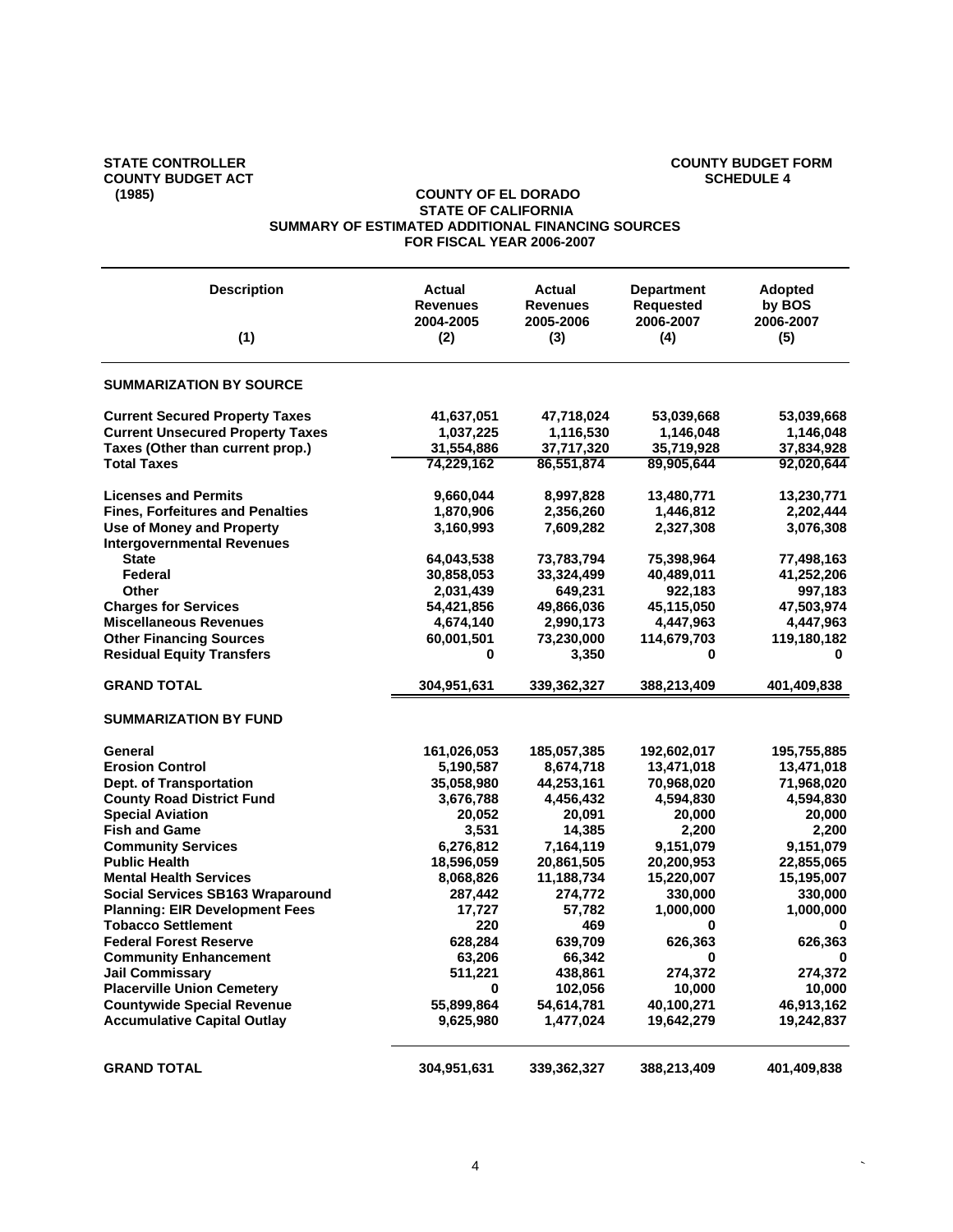STATE CONTROLLER
COUNTY BUDGET ACT
(1985)

COUNTY BUDGET FORM
SCHEDULE 4

**COUNTY OF EL DORADO**
**STATE OF CALIFORNIA**
**SUMMARY OF ESTIMATED ADDITIONAL FINANCING SOURCES**
**FOR FISCAL YEAR 2006-2007**

| Description (1) | Actual Revenues 2004-2005 (2) | Actual Revenues 2005-2006 (3) | Department Requested 2006-2007 (4) | Adopted by BOS 2006-2007 (5) |
|---|---|---|---|---|
| **SUMMARIZATION BY SOURCE** | | | | |
| Current Secured Property Taxes | 41,637,051 | 47,718,024 | 53,039,668 | 53,039,668 |
| Current Unsecured Property Taxes | 1,037,225 | 1,116,530 | 1,146,048 | 1,146,048 |
| Taxes (Other than current prop.) | 31,554,886 | 37,717,320 | 35,719,928 | 37,834,928 |
| Total Taxes | 74,229,162 | 86,551,874 | 89,905,644 | 92,020,644 |
| Licenses and Permits | 9,660,044 | 8,997,828 | 13,480,771 | 13,230,771 |
| Fines, Forfeitures and Penalties | 1,870,906 | 2,356,260 | 1,446,812 | 2,202,444 |
| Use of Money and Property | 3,160,993 | 7,609,282 | 2,327,308 | 3,076,308 |
| Intergovernmental Revenues | | | | |
| State | 64,043,538 | 73,783,794 | 75,398,964 | 77,498,163 |
| Federal | 30,858,053 | 33,324,499 | 40,489,011 | 41,252,206 |
| Other | 2,031,439 | 649,231 | 922,183 | 997,183 |
| Charges for Services | 54,421,856 | 49,866,036 | 45,115,050 | 47,503,974 |
| Miscellaneous Revenues | 4,674,140 | 2,990,173 | 4,447,963 | 4,447,963 |
| Other Financing Sources | 60,001,501 | 73,230,000 | 114,679,703 | 119,180,182 |
| Residual Equity Transfers | 0 | 3,350 | 0 | 0 |
| **GRAND TOTAL** | 304,951,631 | 339,362,327 | 388,213,409 | 401,409,838 |
| **SUMMARIZATION BY FUND** | | | | |
| General | 161,026,053 | 185,057,385 | 192,602,017 | 195,755,885 |
| Erosion Control | 5,190,587 | 8,674,718 | 13,471,018 | 13,471,018 |
| Dept. of Transportation | 35,058,980 | 44,253,161 | 70,968,020 | 71,968,020 |
| County Road District Fund | 3,676,788 | 4,456,432 | 4,594,830 | 4,594,830 |
| Special Aviation | 20,052 | 20,091 | 20,000 | 20,000 |
| Fish and Game | 3,531 | 14,385 | 2,200 | 2,200 |
| Community Services | 6,276,812 | 7,164,119 | 9,151,079 | 9,151,079 |
| Public Health | 18,596,059 | 20,861,505 | 20,200,953 | 22,855,065 |
| Mental Health Services | 8,068,826 | 11,188,734 | 15,220,007 | 15,195,007 |
| Social Services SB163 Wraparound | 287,442 | 274,772 | 330,000 | 330,000 |
| Planning: EIR Development Fees | 17,727 | 57,782 | 1,000,000 | 1,000,000 |
| Tobacco Settlement | 220 | 469 | 0 | 0 |
| Federal Forest Reserve | 628,284 | 639,709 | 626,363 | 626,363 |
| Community Enhancement | 63,206 | 66,342 | 0 | 0 |
| Jail Commissary | 511,221 | 438,861 | 274,372 | 274,372 |
| Placerville Union Cemetery | 0 | 102,056 | 10,000 | 10,000 |
| Countywide Special Revenue | 55,899,864 | 54,614,781 | 40,100,271 | 46,913,162 |
| Accumulative Capital Outlay | 9,625,980 | 1,477,024 | 19,642,279 | 19,242,837 |
| **GRAND TOTAL** | 304,951,631 | 339,362,327 | 388,213,409 | 401,409,838 |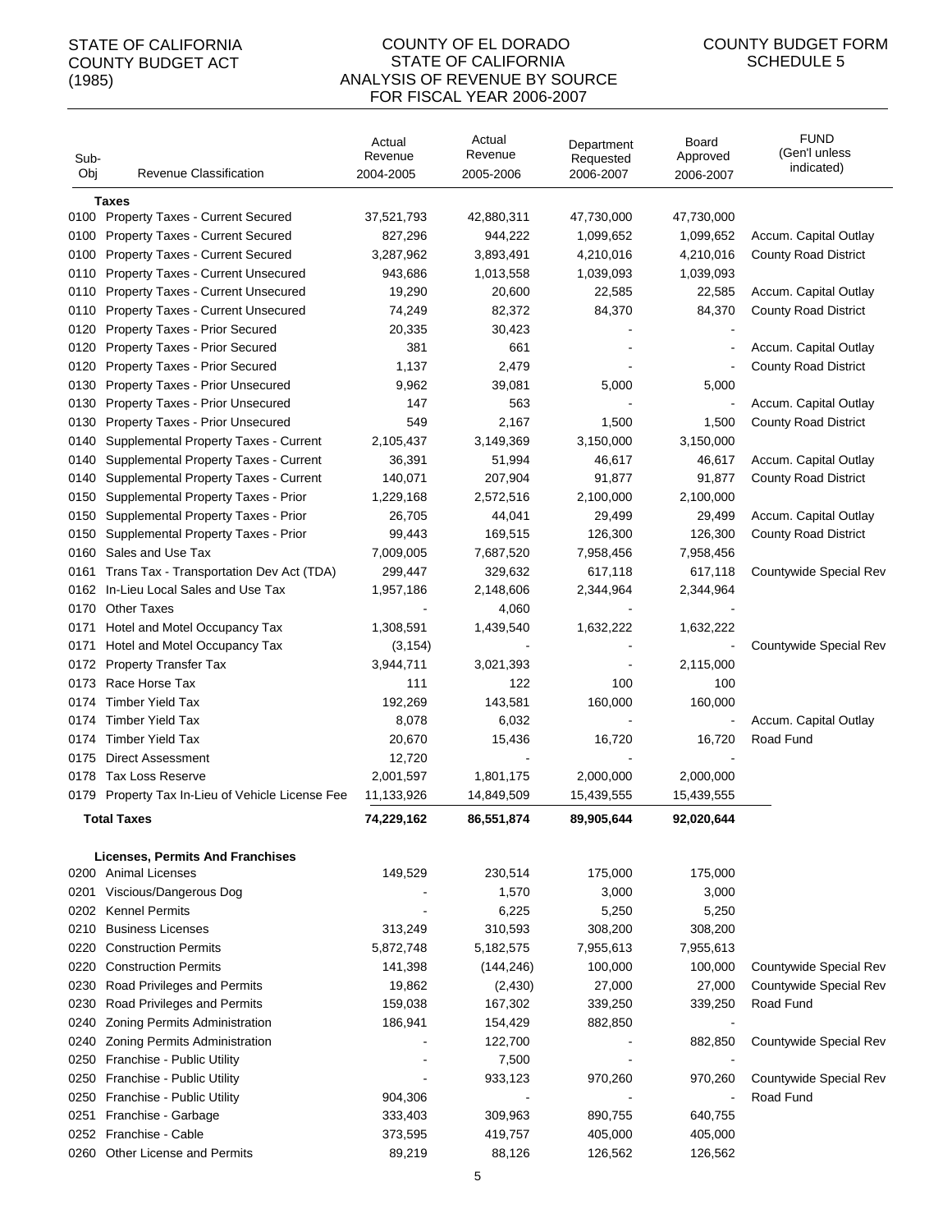STATE OF CALIFORNIA
COUNTY BUDGET ACT
(1985)

# COUNTY OF EL DORADO
## STATE OF CALIFORNIA
## ANALYSIS OF REVENUE BY SOURCE
## FOR FISCAL YEAR 2006-2007

COUNTY BUDGET FORM
SCHEDULE 5

| Sub-Obj | Revenue Classification | Actual Revenue 2004-2005 | Actual Revenue 2005-2006 | Department Requested 2006-2007 | Board Approved 2006-2007 | FUND (Gen'l unless indicated) |
|---|---|---|---|---|---|---|
| | **Taxes** | | | | | |
| 0100 | Property Taxes - Current Secured | 37,521,793 | 42,880,311 | 47,730,000 | 47,730,000 | |
| 0100 | Property Taxes - Current Secured | 827,296 | 944,222 | 1,099,652 | 1,099,652 | Accum. Capital Outlay |
| 0100 | Property Taxes - Current Secured | 3,287,962 | 3,893,491 | 4,210,016 | 4,210,016 | County Road District |
| 0110 | Property Taxes - Current Unsecured | 943,686 | 1,013,558 | 1,039,093 | 1,039,093 | |
| 0110 | Property Taxes - Current Unsecured | 19,290 | 20,600 | 22,585 | 22,585 | Accum. Capital Outlay |
| 0110 | Property Taxes - Current Unsecured | 74,249 | 82,372 | 84,370 | 84,370 | County Road District |
| 0120 | Property Taxes - Prior Secured | 20,335 | 30,423 | - | - | |
| 0120 | Property Taxes - Prior Secured | 381 | 661 | - | - | Accum. Capital Outlay |
| 0120 | Property Taxes - Prior Secured | 1,137 | 2,479 | - | - | County Road District |
| 0130 | Property Taxes - Prior Unsecured | 9,962 | 39,081 | 5,000 | 5,000 | |
| 0130 | Property Taxes - Prior Unsecured | 147 | 563 | - | - | Accum. Capital Outlay |
| 0130 | Property Taxes - Prior Unsecured | 549 | 2,167 | 1,500 | 1,500 | County Road District |
| 0140 | Supplemental Property Taxes - Current | 2,105,437 | 3,149,369 | 3,150,000 | 3,150,000 | |
| 0140 | Supplemental Property Taxes - Current | 36,391 | 51,994 | 46,617 | 46,617 | Accum. Capital Outlay |
| 0140 | Supplemental Property Taxes - Current | 140,071 | 207,904 | 91,877 | 91,877 | County Road District |
| 0150 | Supplemental Property Taxes - Prior | 1,229,168 | 2,572,516 | 2,100,000 | 2,100,000 | |
| 0150 | Supplemental Property Taxes - Prior | 26,705 | 44,041 | 29,499 | 29,499 | Accum. Capital Outlay |
| 0150 | Supplemental Property Taxes - Prior | 99,443 | 169,515 | 126,300 | 126,300 | County Road District |
| 0160 | Sales and Use Tax | 7,009,005 | 7,687,520 | 7,958,456 | 7,958,456 | |
| 0161 | Trans Tax - Transportation Dev Act (TDA) | 299,447 | 329,632 | 617,118 | 617,118 | Countywide Special Rev |
| 0162 | In-Lieu Local Sales and Use Tax | 1,957,186 | 2,148,606 | 2,344,964 | 2,344,964 | |
| 0170 | Other Taxes | - | 4,060 | - | - | |
| 0171 | Hotel and Motel Occupancy Tax | 1,308,591 | 1,439,540 | 1,632,222 | 1,632,222 | |
| 0171 | Hotel and Motel Occupancy Tax | (3,154) | - | - | - | Countywide Special Rev |
| 0172 | Property Transfer Tax | 3,944,711 | 3,021,393 | - | 2,115,000 | |
| 0173 | Race Horse Tax | 111 | 122 | 100 | 100 | |
| 0174 | Timber Yield Tax | 192,269 | 143,581 | 160,000 | 160,000 | |
| 0174 | Timber Yield Tax | 8,078 | 6,032 | - | - | Accum. Capital Outlay |
| 0174 | Timber Yield Tax | 20,670 | 15,436 | 16,720 | 16,720 | Road Fund |
| 0175 | Direct Assessment | 12,720 | - | - | - | |
| 0178 | Tax Loss Reserve | 2,001,597 | 1,801,175 | 2,000,000 | 2,000,000 | |
| 0179 | Property Tax In-Lieu of Vehicle License Fee | 11,133,926 | 14,849,509 | 15,439,555 | 15,439,555 | |
| | **Total Taxes** | **74,229,162** | **86,551,874** | **89,905,644** | **92,020,644** | |
| | **Licenses, Permits And Franchises** | | | | | |
| 0200 | Animal Licenses | 149,529 | 230,514 | 175,000 | 175,000 | |
| 0201 | Viscious/Dangerous Dog | - | 1,570 | 3,000 | 3,000 | |
| 0202 | Kennel Permits | - | 6,225 | 5,250 | 5,250 | |
| 0210 | Business Licenses | 313,249 | 310,593 | 308,200 | 308,200 | |
| 0220 | Construction Permits | 5,872,748 | 5,182,575 | 7,955,613 | 7,955,613 | |
| 0220 | Construction Permits | 141,398 | (144,246) | 100,000 | 100,000 | Countywide Special Rev |
| 0230 | Road Privileges and Permits | 19,862 | (2,430) | 27,000 | 27,000 | Countywide Special Rev |
| 0230 | Road Privileges and Permits | 159,038 | 167,302 | 339,250 | 339,250 | Road Fund |
| 0240 | Zoning Permits Administration | 186,941 | 154,429 | 882,850 | - | |
| 0240 | Zoning Permits Administration | - | 122,700 | - | 882,850 | Countywide Special Rev |
| 0250 | Franchise - Public Utility | - | 7,500 | - | - | |
| 0250 | Franchise - Public Utility | - | 933,123 | 970,260 | 970,260 | Countywide Special Rev |
| 0250 | Franchise - Public Utility | 904,306 | - | - | - | Road Fund |
| 0251 | Franchise - Garbage | 333,403 | 309,963 | 890,755 | 640,755 | |
| 0252 | Franchise - Cable | 373,595 | 419,757 | 405,000 | 405,000 | |
| 0260 | Other License and Permits | 89,219 | 88,126 | 126,562 | 126,562 | |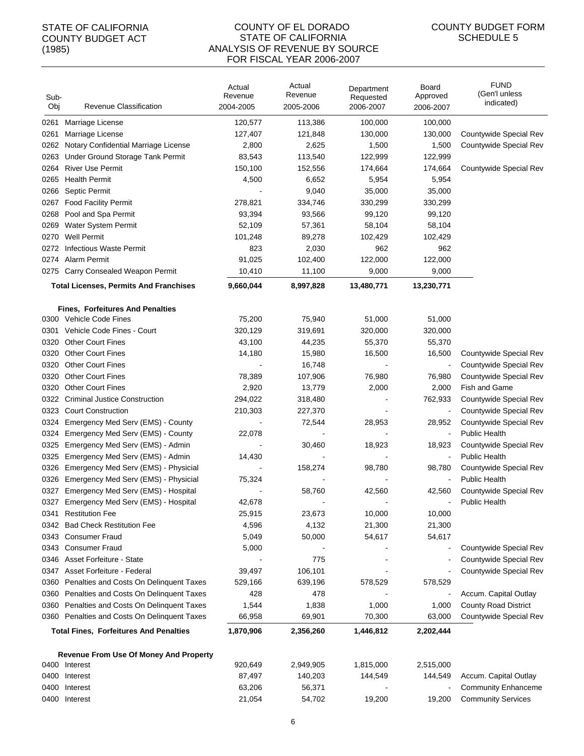STATE OF CALIFORNIA
COUNTY BUDGET ACT
(1985)

COUNTY OF EL DORADO
STATE OF CALIFORNIA
ANALYSIS OF REVENUE BY SOURCE
FOR FISCAL YEAR 2006-2007

COUNTY BUDGET FORM
SCHEDULE 5

| Sub-Obj | Revenue Classification | Actual Revenue 2004-2005 | Actual Revenue 2005-2006 | Department Requested 2006-2007 | Board Approved 2006-2007 | FUND (Gen'l unless indicated) |
|---|---|---|---|---|---|---|
| 0261 | Marriage License | 120,577 | 113,386 | 100,000 | 100,000 | |
| 0261 | Marriage License | 127,407 | 121,848 | 130,000 | 130,000 | Countywide Special Rev |
| 0262 | Notary Confidential Marriage License | 2,800 | 2,625 | 1,500 | 1,500 | Countywide Special Rev |
| 0263 | Under Ground Storage Tank Permit | 83,543 | 113,540 | 122,999 | 122,999 | |
| 0264 | River Use Permit | 150,100 | 152,556 | 174,664 | 174,664 | Countywide Special Rev |
| 0265 | Health Permit | 4,500 | 6,652 | 5,954 | 5,954 | |
| 0266 | Septic Permit | - | 9,040 | 35,000 | 35,000 | |
| 0267 | Food Facility Permit | 278,821 | 334,746 | 330,299 | 330,299 | |
| 0268 | Pool and Spa Permit | 93,394 | 93,566 | 99,120 | 99,120 | |
| 0269 | Water System Permit | 52,109 | 57,361 | 58,104 | 58,104 | |
| 0270 | Well Permit | 101,248 | 89,278 | 102,429 | 102,429 | |
| 0272 | Infectious Waste Permit | 823 | 2,030 | 962 | 962 | |
| 0274 | Alarm Permit | 91,025 | 102,400 | 122,000 | 122,000 | |
| 0275 | Carry Consealed Weapon Permit | 10,410 | 11,100 | 9,000 | 9,000 | |
| | **Total Licenses, Permits And Franchises** | **9,660,044** | **8,997,828** | **13,480,771** | **13,230,771** | |
| | **Fines, Forfeitures And Penalties** | | | | | |
| 0300 | Vehicle Code Fines | 75,200 | 75,940 | 51,000 | 51,000 | |
| 0301 | Vehicle Code Fines - Court | 320,129 | 319,691 | 320,000 | 320,000 | |
| 0320 | Other Court Fines | 43,100 | 44,235 | 55,370 | 55,370 | |
| 0320 | Other Court Fines | 14,180 | 15,980 | 16,500 | 16,500 | Countywide Special Rev |
| 0320 | Other Court Fines | - | 16,748 | - | - | Countywide Special Rev |
| 0320 | Other Court Fines | 78,389 | 107,906 | 76,980 | 76,980 | Countywide Special Rev |
| 0320 | Other Court Fines | 2,920 | 13,779 | 2,000 | 2,000 | Fish and Game |
| 0322 | Criminal Justice Construction | 294,022 | 318,480 | - | 762,933 | Countywide Special Rev |
| 0323 | Court Construction | 210,303 | 227,370 | - | - | Countywide Special Rev |
| 0324 | Emergency Med Serv (EMS) - County | - | 72,544 | 28,953 | 28,952 | Countywide Special Rev |
| 0324 | Emergency Med Serv (EMS) - County | 22,078 | - | - | - | Public Health |
| 0325 | Emergency Med Serv (EMS) - Admin | - | 30,460 | 18,923 | 18,923 | Countywide Special Rev |
| 0325 | Emergency Med Serv (EMS) - Admin | 14,430 | - | - | - | Public Health |
| 0326 | Emergency Med Serv (EMS) - Physicial | - | 158,274 | 98,780 | 98,780 | Countywide Special Rev |
| 0326 | Emergency Med Serv (EMS) - Physicial | 75,324 | - | - | - | Public Health |
| 0327 | Emergency Med Serv (EMS) - Hospital | - | 58,760 | 42,560 | 42,560 | Countywide Special Rev |
| 0327 | Emergency Med Serv (EMS) - Hospital | 42,678 | - | - | - | Public Health |
| 0341 | Restitution Fee | 25,915 | 23,673 | 10,000 | 10,000 | |
| 0342 | Bad Check Restitution Fee | 4,596 | 4,132 | 21,300 | 21,300 | |
| 0343 | Consumer Fraud | 5,049 | 50,000 | 54,617 | 54,617 | |
| 0343 | Consumer Fraud | 5,000 | - | - | - | Countywide Special Rev |
| 0346 | Asset Forfeiture - State | - | 775 | - | - | Countywide Special Rev |
| 0347 | Asset Forfeiture - Federal | 39,497 | 106,101 | - | - | Countywide Special Rev |
| 0360 | Penalties and Costs On Delinquent Taxes | 529,166 | 639,196 | 578,529 | 578,529 | |
| 0360 | Penalties and Costs On Delinquent Taxes | 428 | 478 | - | - | Accum. Capital Outlay |
| 0360 | Penalties and Costs On Delinquent Taxes | 1,544 | 1,838 | 1,000 | 1,000 | County Road District |
| 0360 | Penalties and Costs On Delinquent Taxes | 66,958 | 69,901 | 70,300 | 63,000 | Countywide Special Rev |
| | **Total Fines, Forfeitures And Penalties** | **1,870,906** | **2,356,260** | **1,446,812** | **2,202,444** | |
| | **Revenue From Use Of Money And Property** | | | | | |
| 0400 | Interest | 920,649 | 2,949,905 | 1,815,000 | 2,515,000 | |
| 0400 | Interest | 87,497 | 140,203 | 144,549 | 144,549 | Accum. Capital Outlay |
| 0400 | Interest | 63,206 | 56,371 | - | - | Community Enhanceme |
| 0400 | Interest | 21,054 | 54,702 | 19,200 | 19,200 | Community Services |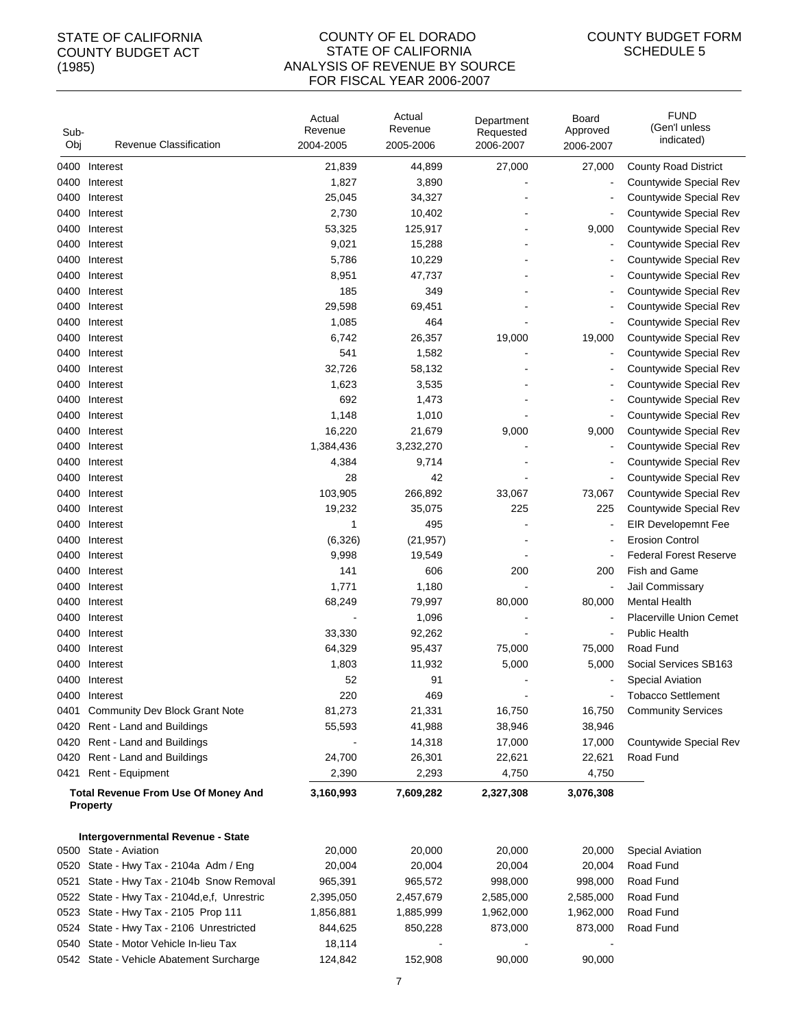STATE OF CALIFORNIA
COUNTY BUDGET ACT
(1985)

# COUNTY OF EL DORADO
## STATE OF CALIFORNIA
## ANALYSIS OF REVENUE BY SOURCE
## FOR FISCAL YEAR 2006-2007

COUNTY BUDGET FORM
SCHEDULE 5

| Sub-Obj | Revenue Classification | Actual Revenue 2004-2005 | Actual Revenue 2005-2006 | Department Requested 2006-2007 | Board Approved 2006-2007 | FUND (Gen'l unless indicated) |
|---|---|---|---|---|---|---|
| 0400 | Interest | 21,839 | 44,899 | 27,000 | 27,000 | County Road District |
| 0400 | Interest | 1,827 | 3,890 | - | - | Countywide Special Rev |
| 0400 | Interest | 25,045 | 34,327 | - | - | Countywide Special Rev |
| 0400 | Interest | 2,730 | 10,402 | - | - | Countywide Special Rev |
| 0400 | Interest | 53,325 | 125,917 | - | 9,000 | Countywide Special Rev |
| 0400 | Interest | 9,021 | 15,288 | - | - | Countywide Special Rev |
| 0400 | Interest | 5,786 | 10,229 | - | - | Countywide Special Rev |
| 0400 | Interest | 8,951 | 47,737 | - | - | Countywide Special Rev |
| 0400 | Interest | 185 | 349 | - | - | Countywide Special Rev |
| 0400 | Interest | 29,598 | 69,451 | - | - | Countywide Special Rev |
| 0400 | Interest | 1,085 | 464 | - | - | Countywide Special Rev |
| 0400 | Interest | 6,742 | 26,357 | 19,000 | 19,000 | Countywide Special Rev |
| 0400 | Interest | 541 | 1,582 | - | - | Countywide Special Rev |
| 0400 | Interest | 32,726 | 58,132 | - | - | Countywide Special Rev |
| 0400 | Interest | 1,623 | 3,535 | - | - | Countywide Special Rev |
| 0400 | Interest | 692 | 1,473 | - | - | Countywide Special Rev |
| 0400 | Interest | 1,148 | 1,010 | - | - | Countywide Special Rev |
| 0400 | Interest | 16,220 | 21,679 | 9,000 | 9,000 | Countywide Special Rev |
| 0400 | Interest | 1,384,436 | 3,232,270 | - | - | Countywide Special Rev |
| 0400 | Interest | 4,384 | 9,714 | - | - | Countywide Special Rev |
| 0400 | Interest | 28 | 42 | - | - | Countywide Special Rev |
| 0400 | Interest | 103,905 | 266,892 | 33,067 | 73,067 | Countywide Special Rev |
| 0400 | Interest | 19,232 | 35,075 | 225 | 225 | Countywide Special Rev |
| 0400 | Interest | 1 | 495 | - | - | EIR Developemnt Fee |
| 0400 | Interest | (6,326) | (21,957) | - | - | Erosion Control |
| 0400 | Interest | 9,998 | 19,549 | - | - | Federal Forest Reserve |
| 0400 | Interest | 141 | 606 | 200 | 200 | Fish and Game |
| 0400 | Interest | 1,771 | 1,180 | - | - | Jail Commissary |
| 0400 | Interest | 68,249 | 79,997 | 80,000 | 80,000 | Mental Health |
| 0400 | Interest | - | 1,096 | - | - | Placerville Union Cemet |
| 0400 | Interest | 33,330 | 92,262 | - | - | Public Health |
| 0400 | Interest | 64,329 | 95,437 | 75,000 | 75,000 | Road Fund |
| 0400 | Interest | 1,803 | 11,932 | 5,000 | 5,000 | Social Services SB163 |
| 0400 | Interest | 52 | 91 | - | - | Special Aviation |
| 0400 | Interest | 220 | 469 | - | - | Tobacco Settlement |
| 0401 | Community Dev Block Grant Note | 81,273 | 21,331 | 16,750 | 16,750 | Community Services |
| 0420 | Rent - Land and Buildings | 55,593 | 41,988 | 38,946 | 38,946 | |
| 0420 | Rent - Land and Buildings | - | 14,318 | 17,000 | 17,000 | Countywide Special Rev |
| 0420 | Rent - Land and Buildings | 24,700 | 26,301 | 22,621 | 22,621 | Road Fund |
| 0421 | Rent - Equipment | 2,390 | 2,293 | 4,750 | 4,750 | |
| | **Total Revenue From Use Of Money And Property** | **3,160,993** | **7,609,282** | **2,327,308** | **3,076,308** | |
| | **Intergovernmental Revenue - State** | | | | | |
| 0500 | State - Aviation | 20,000 | 20,000 | 20,000 | 20,000 | Special Aviation |
| 0520 | State - Hwy Tax - 2104a Adm / Eng | 20,004 | 20,004 | 20,004 | 20,004 | Road Fund |
| 0521 | State - Hwy Tax - 2104b Snow Removal | 965,391 | 965,572 | 998,000 | 998,000 | Road Fund |
| 0522 | State - Hwy Tax - 2104d,e,f, Unrestric | 2,395,050 | 2,457,679 | 2,585,000 | 2,585,000 | Road Fund |
| 0523 | State - Hwy Tax - 2105 Prop 111 | 1,856,881 | 1,885,999 | 1,962,000 | 1,962,000 | Road Fund |
| 0524 | State - Hwy Tax - 2106 Unrestricted | 844,625 | 850,228 | 873,000 | 873,000 | Road Fund |
| 0540 | State - Motor Vehicle In-lieu Tax | 18,114 | - | - | - | |
| 0542 | State - Vehicle Abatement Surcharge | 124,842 | 152,908 | 90,000 | 90,000 | |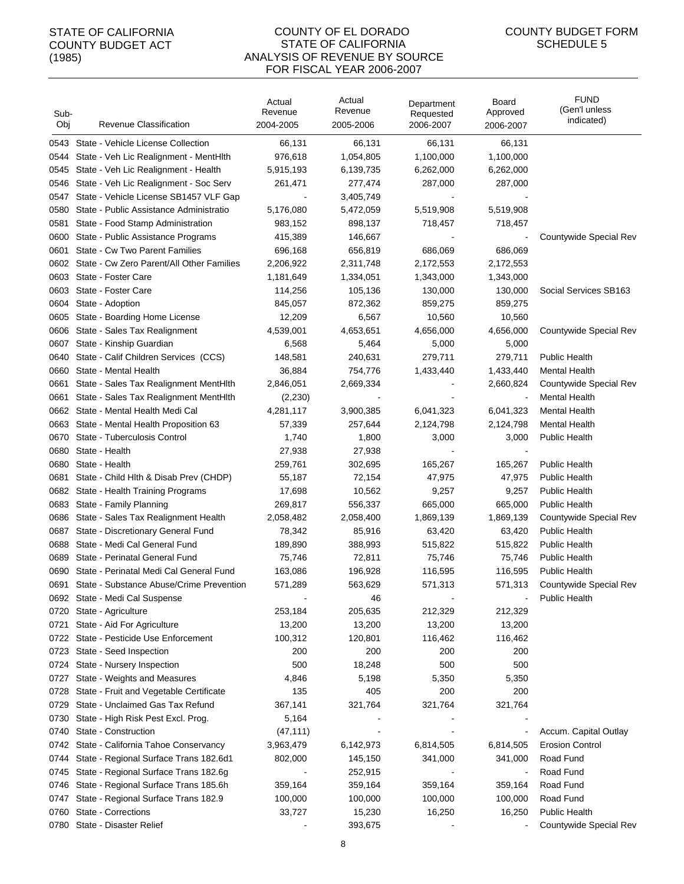STATE OF CALIFORNIA
COUNTY BUDGET ACT
(1985)

COUNTY OF EL DORADO
STATE OF CALIFORNIA
ANALYSIS OF REVENUE BY SOURCE
FOR FISCAL YEAR 2006-2007

COUNTY BUDGET FORM
SCHEDULE 5

| Sub-Obj | Revenue Classification | Actual Revenue 2004-2005 | Actual Revenue 2005-2006 | Department Requested 2006-2007 | Board Approved 2006-2007 | FUND (Gen'l unless indicated) |
|---|---|---|---|---|---|---|
| 0543 | State - Vehicle License Collection | 66,131 | 66,131 | 66,131 | 66,131 | |
| 0544 | State - Veh Lic Realignment - MentHlth | 976,618 | 1,054,805 | 1,100,000 | 1,100,000 | |
| 0545 | State - Veh Lic Realignment - Health | 5,915,193 | 6,139,735 | 6,262,000 | 6,262,000 | |
| 0546 | State - Veh Lic Realignment - Soc Serv | 261,471 | 277,474 | 287,000 | 287,000 | |
| 0547 | State - Vehicle License SB1457 VLF Gap | - | 3,405,749 | - | - | |
| 0580 | State - Public Assistance Administratio | 5,176,080 | 5,472,059 | 5,519,908 | 5,519,908 | |
| 0581 | State - Food Stamp Administration | 983,152 | 898,137 | 718,457 | 718,457 | |
| 0600 | State - Public Assistance Programs | 415,389 | 146,667 | - | - | Countywide Special Rev |
| 0601 | State - Cw Two Parent Families | 696,168 | 656,819 | 686,069 | 686,069 | |
| 0602 | State - Cw Zero Parent/All Other Families | 2,206,922 | 2,311,748 | 2,172,553 | 2,172,553 | |
| 0603 | State - Foster Care | 1,181,649 | 1,334,051 | 1,343,000 | 1,343,000 | |
| 0603 | State - Foster Care | 114,256 | 105,136 | 130,000 | 130,000 | Social Services SB163 |
| 0604 | State - Adoption | 845,057 | 872,362 | 859,275 | 859,275 | |
| 0605 | State - Boarding Home License | 12,209 | 6,567 | 10,560 | 10,560 | |
| 0606 | State - Sales Tax Realignment | 4,539,001 | 4,653,651 | 4,656,000 | 4,656,000 | Countywide Special Rev |
| 0607 | State - Kinship Guardian | 6,568 | 5,464 | 5,000 | 5,000 | |
| 0640 | State - Calif Children Services (CCS) | 148,581 | 240,631 | 279,711 | 279,711 | Public Health |
| 0660 | State - Mental Health | 36,884 | 754,776 | 1,433,440 | 1,433,440 | Mental Health |
| 0661 | State - Sales Tax Realignment MentHlth | 2,846,051 | 2,669,334 | - | 2,660,824 | Countywide Special Rev |
| 0661 | State - Sales Tax Realignment MentHlth | (2,230) | - | - | - | Mental Health |
| 0662 | State - Mental Health Medi Cal | 4,281,117 | 3,900,385 | 6,041,323 | 6,041,323 | Mental Health |
| 0663 | State - Mental Health Proposition 63 | 57,339 | 257,644 | 2,124,798 | 2,124,798 | Mental Health |
| 0670 | State - Tuberculosis Control | 1,740 | 1,800 | 3,000 | 3,000 | Public Health |
| 0680 | State - Health | 27,938 | 27,938 | - | - | |
| 0680 | State - Health | 259,761 | 302,695 | 165,267 | 165,267 | Public Health |
| 0681 | State - Child Hlth & Disab Prev (CHDP) | 55,187 | 72,154 | 47,975 | 47,975 | Public Health |
| 0682 | State - Health Training Programs | 17,698 | 10,562 | 9,257 | 9,257 | Public Health |
| 0683 | State - Family Planning | 269,817 | 556,337 | 665,000 | 665,000 | Public Health |
| 0686 | State - Sales Tax Realignment Health | 2,058,482 | 2,058,400 | 1,869,139 | 1,869,139 | Countywide Special Rev |
| 0687 | State - Discretionary General Fund | 78,342 | 85,916 | 63,420 | 63,420 | Public Health |
| 0688 | State - Medi Cal General Fund | 189,890 | 388,993 | 515,822 | 515,822 | Public Health |
| 0689 | State - Perinatal General Fund | 75,746 | 72,811 | 75,746 | 75,746 | Public Health |
| 0690 | State - Perinatal Medi Cal General Fund | 163,086 | 196,928 | 116,595 | 116,595 | Public Health |
| 0691 | State - Substance Abuse/Crime Prevention | 571,289 | 563,629 | 571,313 | 571,313 | Countywide Special Rev |
| 0692 | State - Medi Cal Suspense | - | 46 | - | - | Public Health |
| 0720 | State - Agriculture | 253,184 | 205,635 | 212,329 | 212,329 | |
| 0721 | State - Aid For Agriculture | 13,200 | 13,200 | 13,200 | 13,200 | |
| 0722 | State - Pesticide Use Enforcement | 100,312 | 120,801 | 116,462 | 116,462 | |
| 0723 | State - Seed Inspection | 200 | 200 | 200 | 200 | |
| 0724 | State - Nursery Inspection | 500 | 18,248 | 500 | 500 | |
| 0727 | State - Weights and Measures | 4,846 | 5,198 | 5,350 | 5,350 | |
| 0728 | State - Fruit and Vegetable Certificate | 135 | 405 | 200 | 200 | |
| 0729 | State - Unclaimed Gas Tax Refund | 367,141 | 321,764 | 321,764 | 321,764 | |
| 0730 | State - High Risk Pest Excl. Prog. | 5,164 | - | - | - | |
| 0740 | State - Construction | (47,111) | - | - | - | Accum. Capital Outlay |
| 0742 | State - California Tahoe Conservancy | 3,963,479 | 6,142,973 | 6,814,505 | 6,814,505 | Erosion Control |
| 0744 | State - Regional Surface Trans 182.6d1 | 802,000 | 145,150 | 341,000 | 341,000 | Road Fund |
| 0745 | State - Regional Surface Trans 182.6g | - | 252,915 | - | - | Road Fund |
| 0746 | State - Regional Surface Trans 185.6h | 359,164 | 359,164 | 359,164 | 359,164 | Road Fund |
| 0747 | State - Regional Surface Trans 182.9 | 100,000 | 100,000 | 100,000 | 100,000 | Road Fund |
| 0760 | State - Corrections | 33,727 | 15,230 | 16,250 | 16,250 | Public Health |
| 0780 | State - Disaster Relief | - | 393,675 | - | - | Countywide Special Rev |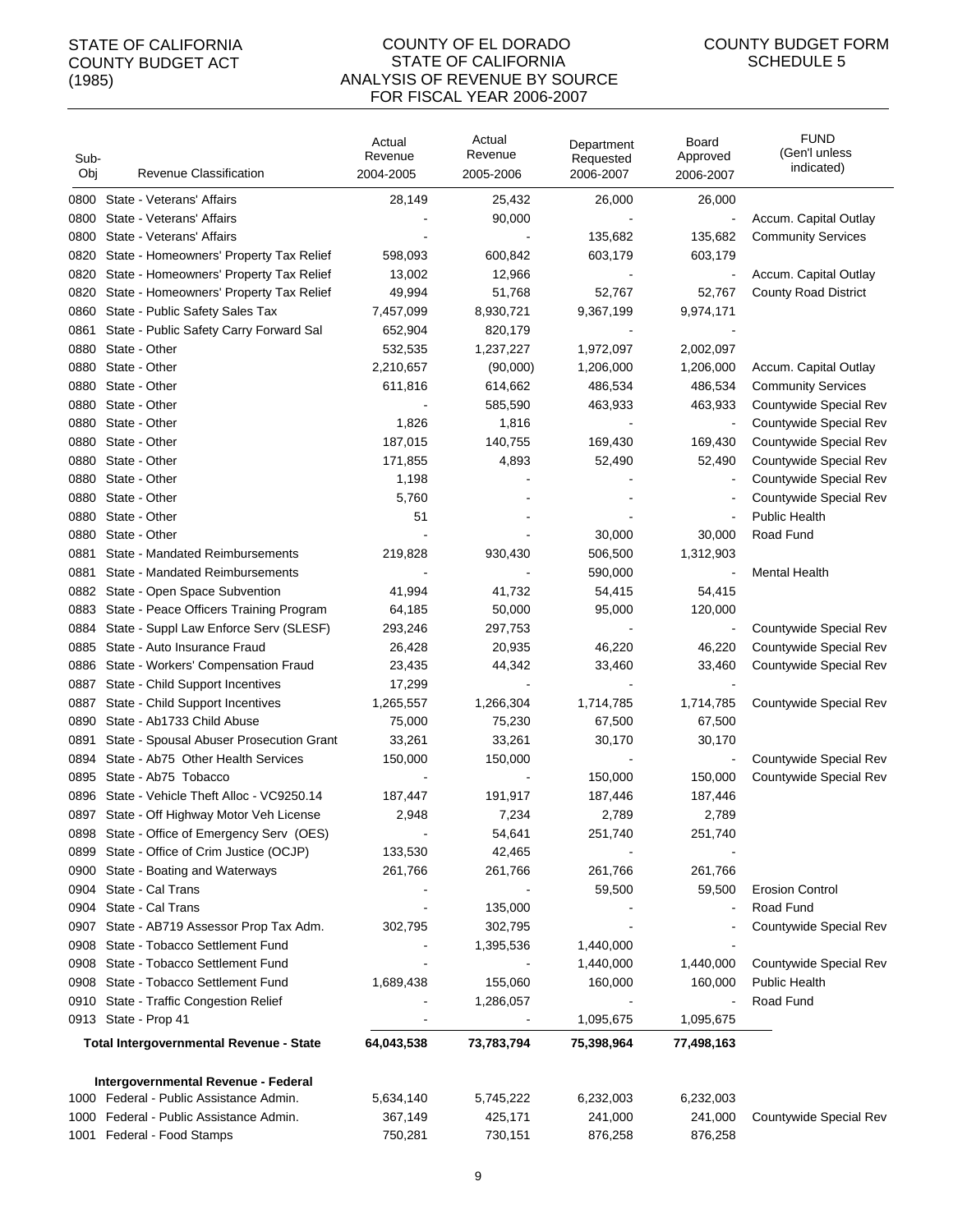STATE OF CALIFORNIA
COUNTY BUDGET ACT
(1985)

# COUNTY OF EL DORADO
## STATE OF CALIFORNIA
## ANALYSIS OF REVENUE BY SOURCE
## FOR FISCAL YEAR 2006-2007

COUNTY BUDGET FORM
SCHEDULE 5

| Sub-Obj | Revenue Classification | Actual Revenue 2004-2005 | Actual Revenue 2005-2006 | Department Requested 2006-2007 | Board Approved 2006-2007 | FUND (Gen'l unless indicated) |
|---|---|---|---|---|---|---|
| 0800 | State - Veterans' Affairs | 28,149 | 25,432 | 26,000 | 26,000 | |
| 0800 | State - Veterans' Affairs | - | 90,000 | - | - | Accum. Capital Outlay |
| 0800 | State - Veterans' Affairs | - | - | 135,682 | 135,682 | Community Services |
| 0820 | State - Homeowners' Property Tax Relief | 598,093 | 600,842 | 603,179 | 603,179 | |
| 0820 | State - Homeowners' Property Tax Relief | 13,002 | 12,966 | - | - | Accum. Capital Outlay |
| 0820 | State - Homeowners' Property Tax Relief | 49,994 | 51,768 | 52,767 | 52,767 | County Road District |
| 0860 | State - Public Safety Sales Tax | 7,457,099 | 8,930,721 | 9,367,199 | 9,974,171 | |
| 0861 | State - Public Safety Carry Forward Sal | 652,904 | 820,179 | - | - | |
| 0880 | State - Other | 532,535 | 1,237,227 | 1,972,097 | 2,002,097 | |
| 0880 | State - Other | 2,210,657 | (90,000) | 1,206,000 | 1,206,000 | Accum. Capital Outlay |
| 0880 | State - Other | 611,816 | 614,662 | 486,534 | 486,534 | Community Services |
| 0880 | State - Other | - | 585,590 | 463,933 | 463,933 | Countywide Special Rev |
| 0880 | State - Other | 1,826 | 1,816 | - | - | Countywide Special Rev |
| 0880 | State - Other | 187,015 | 140,755 | 169,430 | 169,430 | Countywide Special Rev |
| 0880 | State - Other | 171,855 | 4,893 | 52,490 | 52,490 | Countywide Special Rev |
| 0880 | State - Other | 1,198 | - | - | - | Countywide Special Rev |
| 0880 | State - Other | 5,760 | - | - | - | Countywide Special Rev |
| 0880 | State - Other | 51 | - | - | - | Public Health |
| 0880 | State - Other | - | - | 30,000 | 30,000 | Road Fund |
| 0881 | State - Mandated Reimbursements | 219,828 | 930,430 | 506,500 | 1,312,903 | |
| 0881 | State - Mandated Reimbursements | - | - | 590,000 | - | Mental Health |
| 0882 | State - Open Space Subvention | 41,994 | 41,732 | 54,415 | 54,415 | |
| 0883 | State - Peace Officers Training Program | 64,185 | 50,000 | 95,000 | 120,000 | |
| 0884 | State - Suppl Law Enforce Serv (SLESF) | 293,246 | 297,753 | - | - | Countywide Special Rev |
| 0885 | State - Auto Insurance Fraud | 26,428 | 20,935 | 46,220 | 46,220 | Countywide Special Rev |
| 0886 | State - Workers' Compensation Fraud | 23,435 | 44,342 | 33,460 | 33,460 | Countywide Special Rev |
| 0887 | State - Child Support Incentives | 17,299 | - | - | - | |
| 0887 | State - Child Support Incentives | 1,265,557 | 1,266,304 | 1,714,785 | 1,714,785 | Countywide Special Rev |
| 0890 | State - Ab1733 Child Abuse | 75,000 | 75,230 | 67,500 | 67,500 | |
| 0891 | State - Spousal Abuser Prosecution Grant | 33,261 | 33,261 | 30,170 | 30,170 | |
| 0894 | State - Ab75 Other Health Services | 150,000 | 150,000 | - | - | Countywide Special Rev |
| 0895 | State - Ab75 Tobacco | - | - | 150,000 | 150,000 | Countywide Special Rev |
| 0896 | State - Vehicle Theft Alloc - VC9250.14 | 187,447 | 191,917 | 187,446 | 187,446 | |
| 0897 | State - Off Highway Motor Veh License | 2,948 | 7,234 | 2,789 | 2,789 | |
| 0898 | State - Office of Emergency Serv (OES) | - | 54,641 | 251,740 | 251,740 | |
| 0899 | State - Office of Crim Justice (OCJP) | 133,530 | 42,465 | - | - | |
| 0900 | State - Boating and Waterways | 261,766 | 261,766 | 261,766 | 261,766 | |
| 0904 | State - Cal Trans | - | - | 59,500 | 59,500 | Erosion Control |
| 0904 | State - Cal Trans | - | 135,000 | - | - | Road Fund |
| 0907 | State - AB719 Assessor Prop Tax Adm. | 302,795 | 302,795 | - | - | Countywide Special Rev |
| 0908 | State - Tobacco Settlement Fund | - | 1,395,536 | 1,440,000 | - | |
| 0908 | State - Tobacco Settlement Fund | - | - | 1,440,000 | 1,440,000 | Countywide Special Rev |
| 0908 | State - Tobacco Settlement Fund | 1,689,438 | 155,060 | 160,000 | 160,000 | Public Health |
| 0910 | State - Traffic Congestion Relief | - | 1,286,057 | - | - | Road Fund |
| 0913 | State - Prop 41 | - | - | 1,095,675 | 1,095,675 | |
| | **Total Intergovernmental Revenue - State** | **64,043,538** | **73,783,794** | **75,398,964** | **77,498,163** | |
| | **Intergovernmental Revenue - Federal** | | | | | |
| 1000 | Federal - Public Assistance Admin. | 5,634,140 | 5,745,222 | 6,232,003 | 6,232,003 | |
| 1000 | Federal - Public Assistance Admin. | 367,149 | 425,171 | 241,000 | 241,000 | Countywide Special Rev |
| 1001 | Federal - Food Stamps | 750,281 | 730,151 | 876,258 | 876,258 | |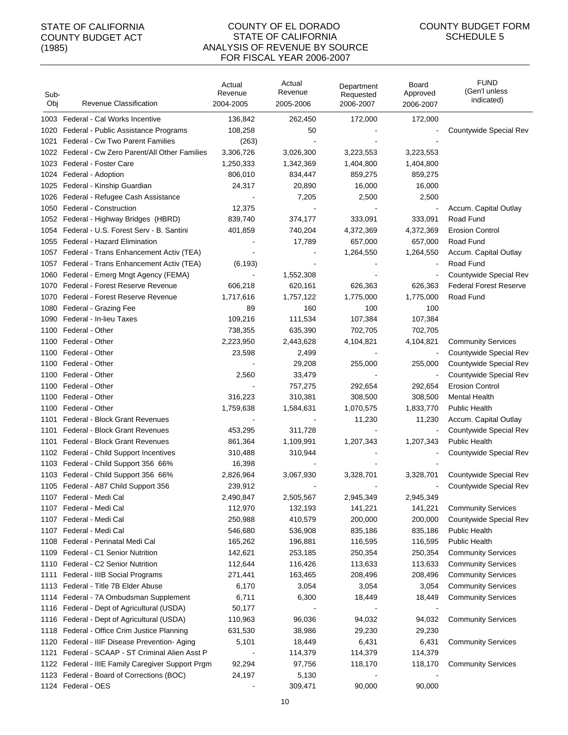STATE OF CALIFORNIA
COUNTY BUDGET ACT
(1985)

# COUNTY OF EL DORADO
## STATE OF CALIFORNIA
## ANALYSIS OF REVENUE BY SOURCE
## FOR FISCAL YEAR 2006-2007

COUNTY BUDGET FORM
SCHEDULE 5

| Sub-Obj | Revenue Classification | Actual Revenue 2004-2005 | Actual Revenue 2005-2006 | Department Requested 2006-2007 | Board Approved 2006-2007 | FUND (Gen'l unless indicated) |
|---|---|---|---|---|---|---|
| 1003 | Federal - Cal Works Incentive | 136,842 | 262,450 | 172,000 | 172,000 | |
| 1020 | Federal - Public Assistance Programs | 108,258 | 50 | - | - | Countywide Special Rev |
| 1021 | Federal - Cw Two Parent Families | (263) | - | - | - | |
| 1022 | Federal - Cw Zero Parent/All Other Families | 3,306,726 | 3,026,300 | 3,223,553 | 3,223,553 | |
| 1023 | Federal - Foster Care | 1,250,333 | 1,342,369 | 1,404,800 | 1,404,800 | |
| 1024 | Federal - Adoption | 806,010 | 834,447 | 859,275 | 859,275 | |
| 1025 | Federal - Kinship Guardian | 24,317 | 20,890 | 16,000 | 16,000 | |
| 1026 | Federal - Refugee Cash Assistance | - | 7,205 | 2,500 | 2,500 | |
| 1050 | Federal - Construction | 12,375 | - | - | - | Accum. Capital Outlay |
| 1052 | Federal - Highway Bridges (HBRD) | 839,740 | 374,177 | 333,091 | 333,091 | Road Fund |
| 1054 | Federal - U.S. Forest Serv - B. Santini | 401,859 | 740,204 | 4,372,369 | 4,372,369 | Erosion Control |
| 1055 | Federal - Hazard Elimination | - | 17,789 | 657,000 | 657,000 | Road Fund |
| 1057 | Federal - Trans Enhancement Activ (TEA) | - | - | 1,264,550 | 1,264,550 | Accum. Capital Outlay |
| 1057 | Federal - Trans Enhancement Activ (TEA) | (6,193) | - | - | - | Road Fund |
| 1060 | Federal - Emerg Mngt Agency (FEMA) | - | 1,552,308 | - | - | Countywide Special Rev |
| 1070 | Federal - Forest Reserve Revenue | 606,218 | 620,161 | 626,363 | 626,363 | Federal Forest Reserve |
| 1070 | Federal - Forest Reserve Revenue | 1,717,616 | 1,757,122 | 1,775,000 | 1,775,000 | Road Fund |
| 1080 | Federal - Grazing Fee | 89 | 160 | 100 | 100 | |
| 1090 | Federal - In-lieu Taxes | 109,216 | 111,534 | 107,384 | 107,384 | |
| 1100 | Federal - Other | 738,355 | 635,390 | 702,705 | 702,705 | |
| 1100 | Federal - Other | 2,223,950 | 2,443,628 | 4,104,821 | 4,104,821 | Community Services |
| 1100 | Federal - Other | 23,598 | 2,499 | - | - | Countywide Special Rev |
| 1100 | Federal - Other | - | 29,208 | 255,000 | 255,000 | Countywide Special Rev |
| 1100 | Federal - Other | 2,560 | 33,479 | - | - | Countywide Special Rev |
| 1100 | Federal - Other | - | 757,275 | 292,654 | 292,654 | Erosion Control |
| 1100 | Federal - Other | 316,223 | 310,381 | 308,500 | 308,500 | Mental Health |
| 1100 | Federal - Other | 1,759,638 | 1,584,631 | 1,070,575 | 1,833,770 | Public Health |
| 1101 | Federal - Block Grant Revenues | - | - | 11,230 | 11,230 | Accum. Capital Outlay |
| 1101 | Federal - Block Grant Revenues | 453,295 | 311,728 | - | - | Countywide Special Rev |
| 1101 | Federal - Block Grant Revenues | 861,364 | 1,109,991 | 1,207,343 | 1,207,343 | Public Health |
| 1102 | Federal - Child Support Incentives | 310,488 | 310,944 | - | - | Countywide Special Rev |
| 1103 | Federal - Child Support 356 66% | 16,398 | - | - | - | |
| 1103 | Federal - Child Support 356 66% | 2,826,964 | 3,067,930 | 3,328,701 | 3,328,701 | Countywide Special Rev |
| 1105 | Federal - A87 Child Support 356 | 239,912 | - | - | - | Countywide Special Rev |
| 1107 | Federal - Medi Cal | 2,490,847 | 2,505,567 | 2,945,349 | 2,945,349 | |
| 1107 | Federal - Medi Cal | 112,970 | 132,193 | 141,221 | 141,221 | Community Services |
| 1107 | Federal - Medi Cal | 250,988 | 410,579 | 200,000 | 200,000 | Countywide Special Rev |
| 1107 | Federal - Medi Cal | 546,680 | 536,908 | 835,186 | 835,186 | Public Health |
| 1108 | Federal - Perinatal Medi Cal | 165,262 | 196,881 | 116,595 | 116,595 | Public Health |
| 1109 | Federal - C1 Senior Nutrition | 142,621 | 253,185 | 250,354 | 250,354 | Community Services |
| 1110 | Federal - C2 Senior Nutrition | 112,644 | 116,426 | 113,633 | 113,633 | Community Services |
| 1111 | Federal - IIIB Social Programs | 271,441 | 163,465 | 208,496 | 208,496 | Community Services |
| 1113 | Federal - Title 7B Elder Abuse | 6,170 | 3,054 | 3,054 | 3,054 | Community Services |
| 1114 | Federal - 7A Ombudsman Supplement | 6,711 | 6,300 | 18,449 | 18,449 | Community Services |
| 1116 | Federal - Dept of Agricultural (USDA) | 50,177 | - | - | - | |
| 1116 | Federal - Dept of Agricultural (USDA) | 110,963 | 96,036 | 94,032 | 94,032 | Community Services |
| 1118 | Federal - Office Crim Justice Planning | 631,530 | 38,986 | 29,230 | 29,230 | |
| 1120 | Federal - IIIF Disease Prevention- Aging | 5,101 | 18,449 | 6,431 | 6,431 | Community Services |
| 1121 | Federal - SCAAP - ST Criminal Alien Asst P | - | 114,379 | 114,379 | 114,379 | |
| 1122 | Federal - IIIE Family Caregiver Support Prgm | 92,294 | 97,756 | 118,170 | 118,170 | Community Services |
| 1123 | Federal - Board of Corrections (BOC) | 24,197 | 5,130 | - | - | |
| 1124 | Federal - OES | - | 309,471 | 90,000 | 90,000 | |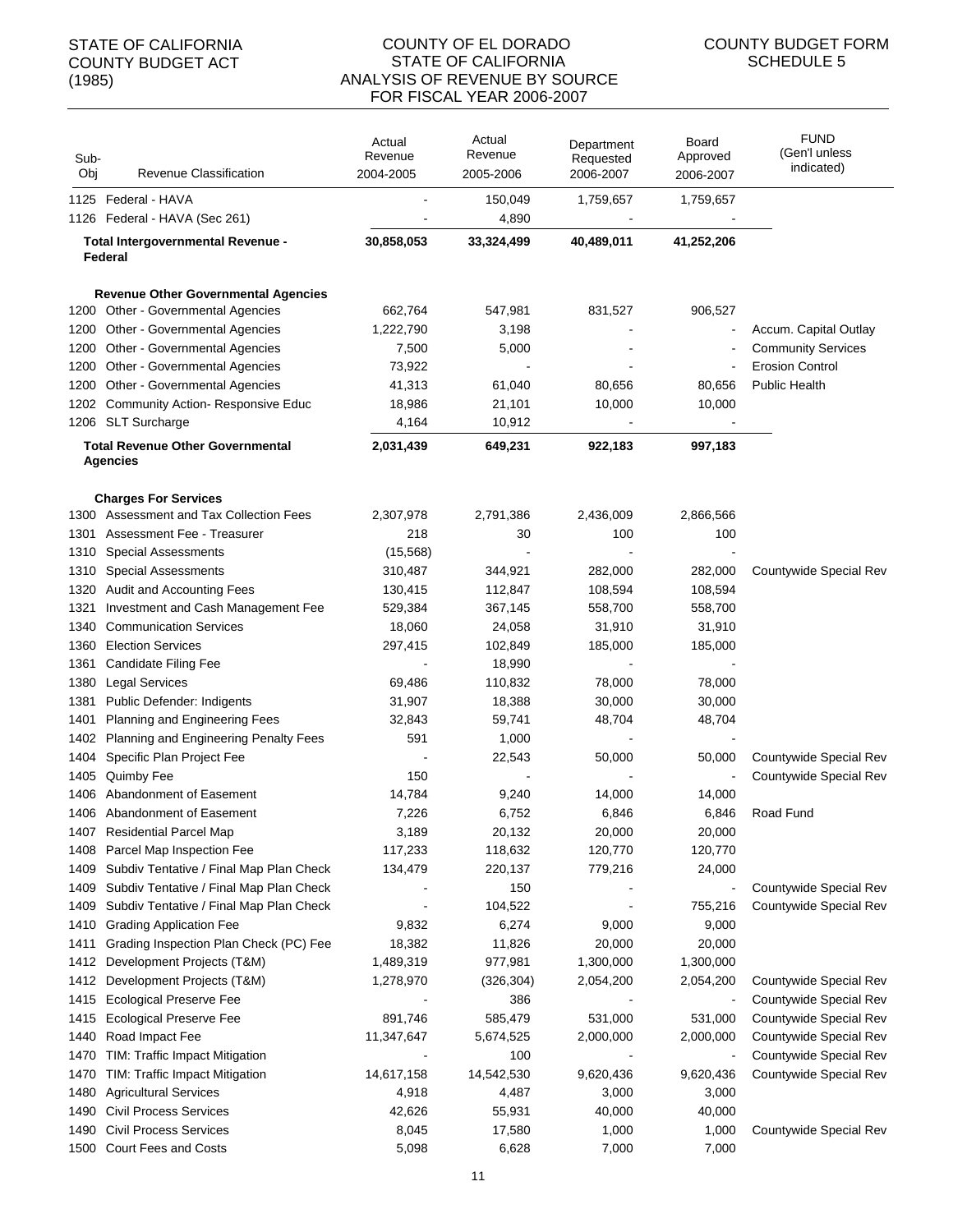STATE OF CALIFORNIA
COUNTY BUDGET ACT
(1985)

COUNTY OF EL DORADO
STATE OF CALIFORNIA
ANALYSIS OF REVENUE BY SOURCE
FOR FISCAL YEAR 2006-2007

COUNTY BUDGET FORM
SCHEDULE 5

| Sub-Obj | Revenue Classification | Actual Revenue 2004-2005 | Actual Revenue 2005-2006 | Department Requested 2006-2007 | Board Approved 2006-2007 | FUND (Gen'l unless indicated) |
|---|---|---|---|---|---|---|
| 1125 | Federal - HAVA | - | 150,049 | 1,759,657 | 1,759,657 | |
| 1126 | Federal - HAVA (Sec 261) | - | 4,890 | - | - | |
| | **Total Intergovernmental Revenue - Federal** | **30,858,053** | **33,324,499** | **40,489,011** | **41,252,206** | |
| | **Revenue Other Governmental Agencies** | | | | | |
| 1200 | Other - Governmental Agencies | 662,764 | 547,981 | 831,527 | 906,527 | |
| 1200 | Other - Governmental Agencies | 1,222,790 | 3,198 | - | - | Accum. Capital Outlay |
| 1200 | Other - Governmental Agencies | 7,500 | 5,000 | - | - | Community Services |
| 1200 | Other - Governmental Agencies | 73,922 | - | - | - | Erosion Control |
| 1200 | Other - Governmental Agencies | 41,313 | 61,040 | 80,656 | 80,656 | Public Health |
| 1202 | Community Action- Responsive Educ | 18,986 | 21,101 | 10,000 | 10,000 | |
| 1206 | SLT Surcharge | 4,164 | 10,912 | - | - | |
| | **Total Revenue Other Governmental Agencies** | **2,031,439** | **649,231** | **922,183** | **997,183** | |
| | **Charges For Services** | | | | | |
| 1300 | Assessment and Tax Collection Fees | 2,307,978 | 2,791,386 | 2,436,009 | 2,866,566 | |
| 1301 | Assessment Fee - Treasurer | 218 | 30 | 100 | 100 | |
| 1310 | Special Assessments | (15,568) | - | - | - | |
| 1310 | Special Assessments | 310,487 | 344,921 | 282,000 | 282,000 | Countywide Special Rev |
| 1320 | Audit and Accounting Fees | 130,415 | 112,847 | 108,594 | 108,594 | |
| 1321 | Investment and Cash Management Fee | 529,384 | 367,145 | 558,700 | 558,700 | |
| 1340 | Communication Services | 18,060 | 24,058 | 31,910 | 31,910 | |
| 1360 | Election Services | 297,415 | 102,849 | 185,000 | 185,000 | |
| 1361 | Candidate Filing Fee | - | 18,990 | - | - | |
| 1380 | Legal Services | 69,486 | 110,832 | 78,000 | 78,000 | |
| 1381 | Public Defender: Indigents | 31,907 | 18,388 | 30,000 | 30,000 | |
| 1401 | Planning and Engineering Fees | 32,843 | 59,741 | 48,704 | 48,704 | |
| 1402 | Planning and Engineering Penalty Fees | 591 | 1,000 | - | - | |
| 1404 | Specific Plan Project Fee | - | 22,543 | 50,000 | 50,000 | Countywide Special Rev |
| 1405 | Quimby Fee | 150 | - | - | - | Countywide Special Rev |
| 1406 | Abandonment of Easement | 14,784 | 9,240 | 14,000 | 14,000 | |
| 1406 | Abandonment of Easement | 7,226 | 6,752 | 6,846 | 6,846 | Road Fund |
| 1407 | Residential Parcel Map | 3,189 | 20,132 | 20,000 | 20,000 | |
| 1408 | Parcel Map Inspection Fee | 117,233 | 118,632 | 120,770 | 120,770 | |
| 1409 | Subdiv Tentative / Final Map Plan Check | 134,479 | 220,137 | 779,216 | 24,000 | |
| 1409 | Subdiv Tentative / Final Map Plan Check | - | 150 | - | - | Countywide Special Rev |
| 1409 | Subdiv Tentative / Final Map Plan Check | - | 104,522 | - | 755,216 | Countywide Special Rev |
| 1410 | Grading Application Fee | 9,832 | 6,274 | 9,000 | 9,000 | |
| 1411 | Grading Inspection Plan Check (PC) Fee | 18,382 | 11,826 | 20,000 | 20,000 | |
| 1412 | Development Projects (T&M) | 1,489,319 | 977,981 | 1,300,000 | 1,300,000 | |
| 1412 | Development Projects (T&M) | 1,278,970 | (326,304) | 2,054,200 | 2,054,200 | Countywide Special Rev |
| 1415 | Ecological Preserve Fee | - | 386 | - | - | Countywide Special Rev |
| 1415 | Ecological Preserve Fee | 891,746 | 585,479 | 531,000 | 531,000 | Countywide Special Rev |
| 1440 | Road Impact Fee | 11,347,647 | 5,674,525 | 2,000,000 | 2,000,000 | Countywide Special Rev |
| 1470 | TIM: Traffic Impact Mitigation | - | 100 | - | - | Countywide Special Rev |
| 1470 | TIM: Traffic Impact Mitigation | 14,617,158 | 14,542,530 | 9,620,436 | 9,620,436 | Countywide Special Rev |
| 1480 | Agricultural Services | 4,918 | 4,487 | 3,000 | 3,000 | |
| 1490 | Civil Process Services | 42,626 | 55,931 | 40,000 | 40,000 | |
| 1490 | Civil Process Services | 8,045 | 17,580 | 1,000 | 1,000 | Countywide Special Rev |
| 1500 | Court Fees and Costs | 5,098 | 6,628 | 7,000 | 7,000 | |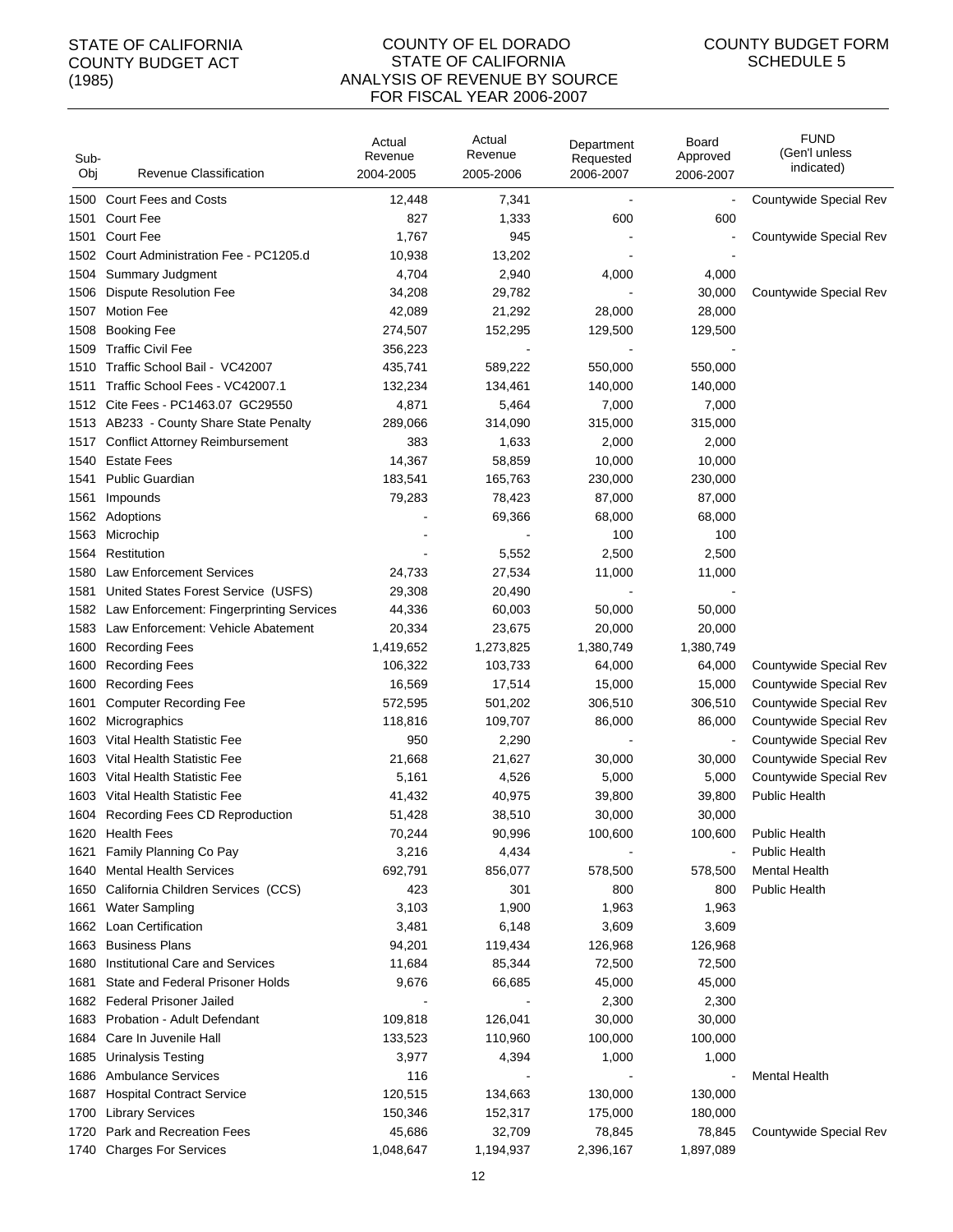STATE OF CALIFORNIA
COUNTY BUDGET ACT
(1985)

# COUNTY OF EL DORADO
## STATE OF CALIFORNIA
## ANALYSIS OF REVENUE BY SOURCE
## FOR FISCAL YEAR 2006-2007

COUNTY BUDGET FORM
SCHEDULE 5

| Sub-Obj | Revenue Classification | Actual Revenue 2004-2005 | Actual Revenue 2005-2006 | Department Requested 2006-2007 | Board Approved 2006-2007 | FUND (Gen'l unless indicated) |
|---|---|---|---|---|---|---|
| 1500 | Court Fees and Costs | 12,448 | 7,341 | - | - | Countywide Special Rev |
| 1501 | Court Fee | 827 | 1,333 | 600 | 600 | |
| 1501 | Court Fee | 1,767 | 945 | - | - | Countywide Special Rev |
| 1502 | Court Administration Fee - PC1205.d | 10,938 | 13,202 | - | - | |
| 1504 | Summary Judgment | 4,704 | 2,940 | 4,000 | 4,000 | |
| 1506 | Dispute Resolution Fee | 34,208 | 29,782 | - | 30,000 | Countywide Special Rev |
| 1507 | Motion Fee | 42,089 | 21,292 | 28,000 | 28,000 | |
| 1508 | Booking Fee | 274,507 | 152,295 | 129,500 | 129,500 | |
| 1509 | Traffic Civil Fee | 356,223 | - | - | - | |
| 1510 | Traffic School Bail - VC42007 | 435,741 | 589,222 | 550,000 | 550,000 | |
| 1511 | Traffic School Fees - VC42007.1 | 132,234 | 134,461 | 140,000 | 140,000 | |
| 1512 | Cite Fees - PC1463.07 GC29550 | 4,871 | 5,464 | 7,000 | 7,000 | |
| 1513 | AB233 - County Share State Penalty | 289,066 | 314,090 | 315,000 | 315,000 | |
| 1517 | Conflict Attorney Reimbursement | 383 | 1,633 | 2,000 | 2,000 | |
| 1540 | Estate Fees | 14,367 | 58,859 | 10,000 | 10,000 | |
| 1541 | Public Guardian | 183,541 | 165,763 | 230,000 | 230,000 | |
| 1561 | Impounds | 79,283 | 78,423 | 87,000 | 87,000 | |
| 1562 | Adoptions | - | 69,366 | 68,000 | 68,000 | |
| 1563 | Microchip | - | - | 100 | 100 | |
| 1564 | Restitution | - | 5,552 | 2,500 | 2,500 | |
| 1580 | Law Enforcement Services | 24,733 | 27,534 | 11,000 | 11,000 | |
| 1581 | United States Forest Service (USFS) | 29,308 | 20,490 | - | - | |
| 1582 | Law Enforcement: Fingerprinting Services | 44,336 | 60,003 | 50,000 | 50,000 | |
| 1583 | Law Enforcement: Vehicle Abatement | 20,334 | 23,675 | 20,000 | 20,000 | |
| 1600 | Recording Fees | 1,419,652 | 1,273,825 | 1,380,749 | 1,380,749 | |
| 1600 | Recording Fees | 106,322 | 103,733 | 64,000 | 64,000 | Countywide Special Rev |
| 1600 | Recording Fees | 16,569 | 17,514 | 15,000 | 15,000 | Countywide Special Rev |
| 1601 | Computer Recording Fee | 572,595 | 501,202 | 306,510 | 306,510 | Countywide Special Rev |
| 1602 | Micrographics | 118,816 | 109,707 | 86,000 | 86,000 | Countywide Special Rev |
| 1603 | Vital Health Statistic Fee | 950 | 2,290 | - | - | Countywide Special Rev |
| 1603 | Vital Health Statistic Fee | 21,668 | 21,627 | 30,000 | 30,000 | Countywide Special Rev |
| 1603 | Vital Health Statistic Fee | 5,161 | 4,526 | 5,000 | 5,000 | Countywide Special Rev |
| 1603 | Vital Health Statistic Fee | 41,432 | 40,975 | 39,800 | 39,800 | Public Health |
| 1604 | Recording Fees CD Reproduction | 51,428 | 38,510 | 30,000 | 30,000 | |
| 1620 | Health Fees | 70,244 | 90,996 | 100,600 | 100,600 | Public Health |
| 1621 | Family Planning Co Pay | 3,216 | 4,434 | - | - | Public Health |
| 1640 | Mental Health Services | 692,791 | 856,077 | 578,500 | 578,500 | Mental Health |
| 1650 | California Children Services (CCS) | 423 | 301 | 800 | 800 | Public Health |
| 1661 | Water Sampling | 3,103 | 1,900 | 1,963 | 1,963 | |
| 1662 | Loan Certification | 3,481 | 6,148 | 3,609 | 3,609 | |
| 1663 | Business Plans | 94,201 | 119,434 | 126,968 | 126,968 | |
| 1680 | Institutional Care and Services | 11,684 | 85,344 | 72,500 | 72,500 | |
| 1681 | State and Federal Prisoner Holds | 9,676 | 66,685 | 45,000 | 45,000 | |
| 1682 | Federal Prisoner Jailed | - | - | 2,300 | 2,300 | |
| 1683 | Probation - Adult Defendant | 109,818 | 126,041 | 30,000 | 30,000 | |
| 1684 | Care In Juvenile Hall | 133,523 | 110,960 | 100,000 | 100,000 | |
| 1685 | Urinalysis Testing | 3,977 | 4,394 | 1,000 | 1,000 | |
| 1686 | Ambulance Services | 116 | - | - | - | Mental Health |
| 1687 | Hospital Contract Service | 120,515 | 134,663 | 130,000 | 130,000 | |
| 1700 | Library Services | 150,346 | 152,317 | 175,000 | 180,000 | |
| 1720 | Park and Recreation Fees | 45,686 | 32,709 | 78,845 | 78,845 | Countywide Special Rev |
| 1740 | Charges For Services | 1,048,647 | 1,194,937 | 2,396,167 | 1,897,089 | |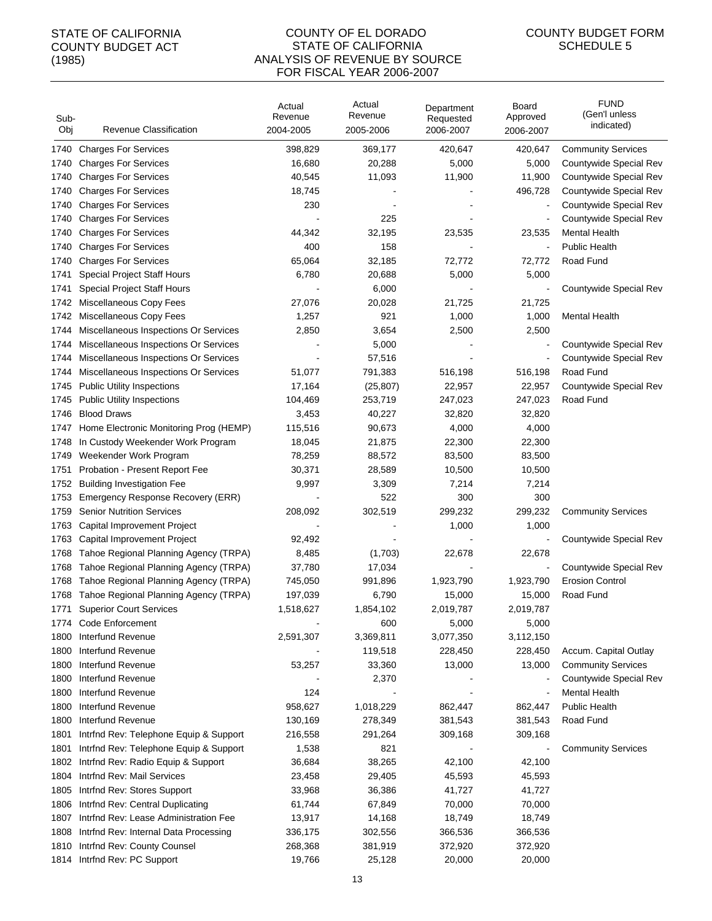STATE OF CALIFORNIA
COUNTY BUDGET ACT
(1985)

COUNTY OF EL DORADO
STATE OF CALIFORNIA
ANALYSIS OF REVENUE BY SOURCE
FOR FISCAL YEAR 2006-2007

COUNTY BUDGET FORM
SCHEDULE 5

| Sub-Obj | Revenue Classification | Actual Revenue 2004-2005 | Actual Revenue 2005-2006 | Department Requested 2006-2007 | Board Approved 2006-2007 | FUND (Gen'l unless indicated) |
|---|---|---|---|---|---|---|
| 1740 | Charges For Services | 398,829 | 369,177 | 420,647 | 420,647 | Community Services |
| 1740 | Charges For Services | 16,680 | 20,288 | 5,000 | 5,000 | Countywide Special Rev |
| 1740 | Charges For Services | 40,545 | 11,093 | 11,900 | 11,900 | Countywide Special Rev |
| 1740 | Charges For Services | 18,745 | - | - | 496,728 | Countywide Special Rev |
| 1740 | Charges For Services | 230 | - | - | - | Countywide Special Rev |
| 1740 | Charges For Services | - | 225 | - | - | Countywide Special Rev |
| 1740 | Charges For Services | 44,342 | 32,195 | 23,535 | 23,535 | Mental Health |
| 1740 | Charges For Services | 400 | 158 | - | - | Public Health |
| 1740 | Charges For Services | 65,064 | 32,185 | 72,772 | 72,772 | Road Fund |
| 1741 | Special Project Staff Hours | 6,780 | 20,688 | 5,000 | 5,000 | |
| 1741 | Special Project Staff Hours | - | 6,000 | - | - | Countywide Special Rev |
| 1742 | Miscellaneous Copy Fees | 27,076 | 20,028 | 21,725 | 21,725 | |
| 1742 | Miscellaneous Copy Fees | 1,257 | 921 | 1,000 | 1,000 | Mental Health |
| 1744 | Miscellaneous Inspections Or Services | 2,850 | 3,654 | 2,500 | 2,500 | |
| 1744 | Miscellaneous Inspections Or Services | - | 5,000 | - | - | Countywide Special Rev |
| 1744 | Miscellaneous Inspections Or Services | - | 57,516 | - | - | Countywide Special Rev |
| 1744 | Miscellaneous Inspections Or Services | 51,077 | 791,383 | 516,198 | 516,198 | Road Fund |
| 1745 | Public Utility Inspections | 17,164 | (25,807) | 22,957 | 22,957 | Countywide Special Rev |
| 1745 | Public Utility Inspections | 104,469 | 253,719 | 247,023 | 247,023 | Road Fund |
| 1746 | Blood Draws | 3,453 | 40,227 | 32,820 | 32,820 | |
| 1747 | Home Electronic Monitoring Prog (HEMP) | 115,516 | 90,673 | 4,000 | 4,000 | |
| 1748 | In Custody Weekender Work Program | 18,045 | 21,875 | 22,300 | 22,300 | |
| 1749 | Weekender Work Program | 78,259 | 88,572 | 83,500 | 83,500 | |
| 1751 | Probation - Present Report Fee | 30,371 | 28,589 | 10,500 | 10,500 | |
| 1752 | Building Investigation Fee | 9,997 | 3,309 | 7,214 | 7,214 | |
| 1753 | Emergency Response Recovery (ERR) | - | 522 | 300 | 300 | |
| 1759 | Senior Nutrition Services | 208,092 | 302,519 | 299,232 | 299,232 | Community Services |
| 1763 | Capital Improvement Project | - | - | 1,000 | 1,000 | |
| 1763 | Capital Improvement Project | 92,492 | - | - | - | Countywide Special Rev |
| 1768 | Tahoe Regional Planning Agency (TRPA) | 8,485 | (1,703) | 22,678 | 22,678 | |
| 1768 | Tahoe Regional Planning Agency (TRPA) | 37,780 | 17,034 | - | - | Countywide Special Rev |
| 1768 | Tahoe Regional Planning Agency (TRPA) | 745,050 | 991,896 | 1,923,790 | 1,923,790 | Erosion Control |
| 1768 | Tahoe Regional Planning Agency (TRPA) | 197,039 | 6,790 | 15,000 | 15,000 | Road Fund |
| 1771 | Superior Court Services | 1,518,627 | 1,854,102 | 2,019,787 | 2,019,787 | |
| 1774 | Code Enforcement | - | 600 | 5,000 | 5,000 | |
| 1800 | Interfund Revenue | 2,591,307 | 3,369,811 | 3,077,350 | 3,112,150 | |
| 1800 | Interfund Revenue | - | 119,518 | 228,450 | 228,450 | Accum. Capital Outlay |
| 1800 | Interfund Revenue | 53,257 | 33,360 | 13,000 | 13,000 | Community Services |
| 1800 | Interfund Revenue | - | 2,370 | - | - | Countywide Special Rev |
| 1800 | Interfund Revenue | 124 | - | - | - | Mental Health |
| 1800 | Interfund Revenue | 958,627 | 1,018,229 | 862,447 | 862,447 | Public Health |
| 1800 | Interfund Revenue | 130,169 | 278,349 | 381,543 | 381,543 | Road Fund |
| 1801 | Intrfnd Rev: Telephone Equip & Support | 216,558 | 291,264 | 309,168 | 309,168 | |
| 1801 | Intrfnd Rev: Telephone Equip & Support | 1,538 | 821 | - | - | Community Services |
| 1802 | Intrfnd Rev: Radio Equip & Support | 36,684 | 38,265 | 42,100 | 42,100 | |
| 1804 | Intrfnd Rev: Mail Services | 23,458 | 29,405 | 45,593 | 45,593 | |
| 1805 | Intrfnd Rev: Stores Support | 33,968 | 36,386 | 41,727 | 41,727 | |
| 1806 | Intrfnd Rev: Central Duplicating | 61,744 | 67,849 | 70,000 | 70,000 | |
| 1807 | Intrfnd Rev: Lease Administration Fee | 13,917 | 14,168 | 18,749 | 18,749 | |
| 1808 | Intrfnd Rev: Internal Data Processing | 336,175 | 302,556 | 366,536 | 366,536 | |
| 1810 | Intrfnd Rev: County Counsel | 268,368 | 381,919 | 372,920 | 372,920 | |
| 1814 | Intrfnd Rev: PC Support | 19,766 | 25,128 | 20,000 | 20,000 | |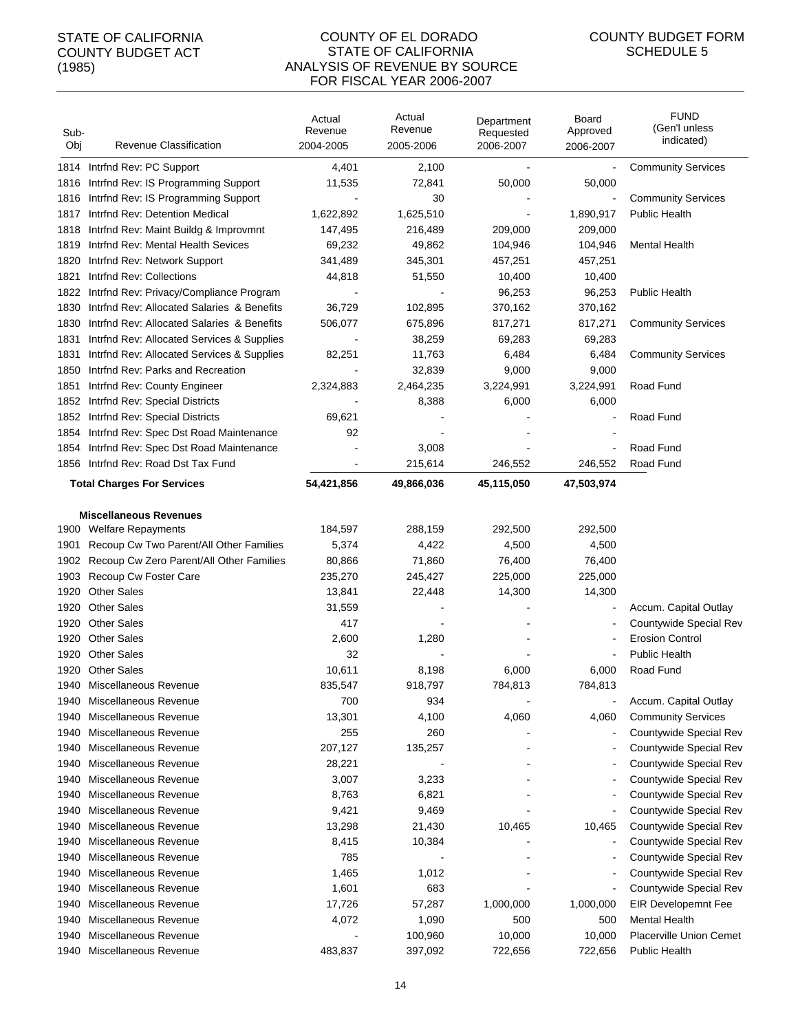STATE OF CALIFORNIA
COUNTY BUDGET ACT
(1985)

COUNTY OF EL DORADO
STATE OF CALIFORNIA
ANALYSIS OF REVENUE BY SOURCE
FOR FISCAL YEAR 2006-2007

COUNTY BUDGET FORM
SCHEDULE 5

| Sub-Obj | Revenue Classification | Actual Revenue 2004-2005 | Actual Revenue 2005-2006 | Department Requested 2006-2007 | Board Approved 2006-2007 | FUND (Gen'l unless indicated) |
|---|---|---|---|---|---|---|
| 1814 | Intrfnd Rev: PC Support | 4,401 | 2,100 | - | - | Community Services |
| 1816 | Intrfnd Rev: IS Programming Support | 11,535 | 72,841 | 50,000 | 50,000 | |
| 1816 | Intrfnd Rev: IS Programming Support | - | 30 | - | - | Community Services |
| 1817 | Intrfnd Rev: Detention Medical | 1,622,892 | 1,625,510 | - | 1,890,917 | Public Health |
| 1818 | Intrfnd Rev: Maint Buildg & Improvmnt | 147,495 | 216,489 | 209,000 | 209,000 | |
| 1819 | Intrfnd Rev: Mental Health Sevices | 69,232 | 49,862 | 104,946 | 104,946 | Mental Health |
| 1820 | Intrfnd Rev: Network Support | 341,489 | 345,301 | 457,251 | 457,251 | |
| 1821 | Intrfnd Rev: Collections | 44,818 | 51,550 | 10,400 | 10,400 | |
| 1822 | Intrfnd Rev: Privacy/Compliance Program | - | - | 96,253 | 96,253 | Public Health |
| 1830 | Intrfnd Rev: Allocated Salaries & Benefits | 36,729 | 102,895 | 370,162 | 370,162 | |
| 1830 | Intrfnd Rev: Allocated Salaries & Benefits | 506,077 | 675,896 | 817,271 | 817,271 | Community Services |
| 1831 | Intrfnd Rev: Allocated Services & Supplies | - | 38,259 | 69,283 | 69,283 | |
| 1831 | Intrfnd Rev: Allocated Services & Supplies | 82,251 | 11,763 | 6,484 | 6,484 | Community Services |
| 1850 | Intrfnd Rev: Parks and Recreation | - | 32,839 | 9,000 | 9,000 | |
| 1851 | Intrfnd Rev: County Engineer | 2,324,883 | 2,464,235 | 3,224,991 | 3,224,991 | Road Fund |
| 1852 | Intrfnd Rev: Special Districts | - | 8,388 | 6,000 | 6,000 | |
| 1852 | Intrfnd Rev: Special Districts | 69,621 | - | - | - | Road Fund |
| 1854 | Intrfnd Rev: Spec Dst Road Maintenance | 92 | - | - | - | |
| 1854 | Intrfnd Rev: Spec Dst Road Maintenance | - | 3,008 | - | - | Road Fund |
| 1856 | Intrfnd Rev: Road Dst Tax Fund | - | 215,614 | 246,552 | 246,552 | Road Fund |
| | **Total Charges For Services** | **54,421,856** | **49,866,036** | **45,115,050** | **47,503,974** | |
| | **Miscellaneous Revenues** | | | | | |
| 1900 | Welfare Repayments | 184,597 | 288,159 | 292,500 | 292,500 | |
| 1901 | Recoup Cw Two Parent/All Other Families | 5,374 | 4,422 | 4,500 | 4,500 | |
| 1902 | Recoup Cw Zero Parent/All Other Families | 80,866 | 71,860 | 76,400 | 76,400 | |
| 1903 | Recoup Cw Foster Care | 235,270 | 245,427 | 225,000 | 225,000 | |
| 1920 | Other Sales | 13,841 | 22,448 | 14,300 | 14,300 | |
| 1920 | Other Sales | 31,559 | - | - | - | Accum. Capital Outlay |
| 1920 | Other Sales | 417 | - | - | - | Countywide Special Rev |
| 1920 | Other Sales | 2,600 | 1,280 | - | - | Erosion Control |
| 1920 | Other Sales | 32 | - | - | - | Public Health |
| 1920 | Other Sales | 10,611 | 8,198 | 6,000 | 6,000 | Road Fund |
| 1940 | Miscellaneous Revenue | 835,547 | 918,797 | 784,813 | 784,813 | |
| 1940 | Miscellaneous Revenue | 700 | 934 | - | - | Accum. Capital Outlay |
| 1940 | Miscellaneous Revenue | 13,301 | 4,100 | 4,060 | 4,060 | Community Services |
| 1940 | Miscellaneous Revenue | 255 | 260 | - | - | Countywide Special Rev |
| 1940 | Miscellaneous Revenue | 207,127 | 135,257 | - | - | Countywide Special Rev |
| 1940 | Miscellaneous Revenue | 28,221 | - | - | - | Countywide Special Rev |
| 1940 | Miscellaneous Revenue | 3,007 | 3,233 | - | - | Countywide Special Rev |
| 1940 | Miscellaneous Revenue | 8,763 | 6,821 | - | - | Countywide Special Rev |
| 1940 | Miscellaneous Revenue | 9,421 | 9,469 | - | - | Countywide Special Rev |
| 1940 | Miscellaneous Revenue | 13,298 | 21,430 | 10,465 | 10,465 | Countywide Special Rev |
| 1940 | Miscellaneous Revenue | 8,415 | 10,384 | - | - | Countywide Special Rev |
| 1940 | Miscellaneous Revenue | 785 | - | - | - | Countywide Special Rev |
| 1940 | Miscellaneous Revenue | 1,465 | 1,012 | - | - | Countywide Special Rev |
| 1940 | Miscellaneous Revenue | 1,601 | 683 | - | - | Countywide Special Rev |
| 1940 | Miscellaneous Revenue | 17,726 | 57,287 | 1,000,000 | 1,000,000 | EIR Developemnt Fee |
| 1940 | Miscellaneous Revenue | 4,072 | 1,090 | 500 | 500 | Mental Health |
| 1940 | Miscellaneous Revenue | - | 100,960 | 10,000 | 10,000 | Placerville Union Cemet |
| 1940 | Miscellaneous Revenue | 483,837 | 397,092 | 722,656 | 722,656 | Public Health |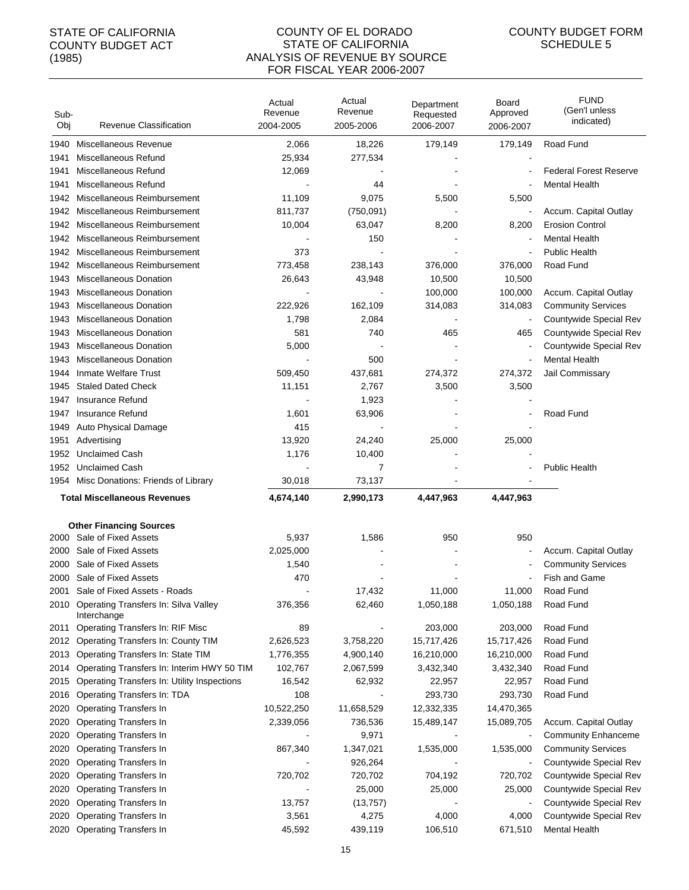STATE OF CALIFORNIA
COUNTY BUDGET ACT
(1985)

COUNTY OF EL DORADO
STATE OF CALIFORNIA
ANALYSIS OF REVENUE BY SOURCE
FOR FISCAL YEAR 2006-2007

COUNTY BUDGET FORM
SCHEDULE 5

| Sub-Obj | Revenue Classification | Actual Revenue 2004-2005 | Actual Revenue 2005-2006 | Department Requested 2006-2007 | Board Approved 2006-2007 | FUND (Gen'l unless indicated) |
|---|---|---|---|---|---|---|
| 1940 | Miscellaneous Revenue | 2,066 | 18,226 | 179,149 | 179,149 | Road Fund |
| 1941 | Miscellaneous Refund | 25,934 | 277,534 | - | - | |
| 1941 | Miscellaneous Refund | 12,069 | - | - | - | Federal Forest Reserve |
| 1941 | Miscellaneous Refund | - | 44 | - | - | Mental Health |
| 1942 | Miscellaneous Reimbursement | 11,109 | 9,075 | 5,500 | 5,500 | |
| 1942 | Miscellaneous Reimbursement | 811,737 | (750,091) | - | - | Accum. Capital Outlay |
| 1942 | Miscellaneous Reimbursement | 10,004 | 63,047 | 8,200 | 8,200 | Erosion Control |
| 1942 | Miscellaneous Reimbursement | - | 150 | - | - | Mental Health |
| 1942 | Miscellaneous Reimbursement | 373 | - | - | - | Public Health |
| 1942 | Miscellaneous Reimbursement | 773,458 | 238,143 | 376,000 | 376,000 | Road Fund |
| 1943 | Miscellaneous Donation | 26,643 | 43,948 | 10,500 | 10,500 | |
| 1943 | Miscellaneous Donation | - | - | 100,000 | 100,000 | Accum. Capital Outlay |
| 1943 | Miscellaneous Donation | 222,926 | 162,109 | 314,083 | 314,083 | Community Services |
| 1943 | Miscellaneous Donation | 1,798 | 2,084 | - | - | Countywide Special Rev |
| 1943 | Miscellaneous Donation | 581 | 740 | 465 | 465 | Countywide Special Rev |
| 1943 | Miscellaneous Donation | 5,000 | - | - | - | Countywide Special Rev |
| 1943 | Miscellaneous Donation | - | 500 | - | - | Mental Health |
| 1944 | Inmate Welfare Trust | 509,450 | 437,681 | 274,372 | 274,372 | Jail Commissary |
| 1945 | Staled Dated Check | 11,151 | 2,767 | 3,500 | 3,500 | |
| 1947 | Insurance Refund | - | 1,923 | - | - | |
| 1947 | Insurance Refund | 1,601 | 63,906 | - | - | Road Fund |
| 1949 | Auto Physical Damage | 415 | - | - | - | |
| 1951 | Advertising | 13,920 | 24,240 | 25,000 | 25,000 | |
| 1952 | Unclaimed Cash | 1,176 | 10,400 | - | - | |
| 1952 | Unclaimed Cash | - | 7 | - | - | Public Health |
| 1954 | Misc Donations: Friends of Library | 30,018 | 73,137 | - | - | |
| | **Total Miscellaneous Revenues** | **4,674,140** | **2,990,173** | **4,447,963** | **4,447,963** | |
| | **Other Financing Sources** | | | | | |
| 2000 | Sale of Fixed Assets | 5,937 | 1,586 | 950 | 950 | |
| 2000 | Sale of Fixed Assets | 2,025,000 | - | - | - | Accum. Capital Outlay |
| 2000 | Sale of Fixed Assets | 1,540 | - | - | - | Community Services |
| 2000 | Sale of Fixed Assets | 470 | - | - | - | Fish and Game |
| 2001 | Sale of Fixed Assets - Roads | - | 17,432 | 11,000 | 11,000 | Road Fund |
| 2010 | Operating Transfers In: Silva Valley Interchange | 376,356 | 62,460 | 1,050,188 | 1,050,188 | Road Fund |
| 2011 | Operating Transfers In: RIF Misc | 89 | - | 203,000 | 203,000 | Road Fund |
| 2012 | Operating Transfers In: County TIM | 2,626,523 | 3,758,220 | 15,717,426 | 15,717,426 | Road Fund |
| 2013 | Operating Transfers In: State TIM | 1,776,355 | 4,900,140 | 16,210,000 | 16,210,000 | Road Fund |
| 2014 | Operating Transfers In: Interim HWY 50 TIM | 102,767 | 2,067,599 | 3,432,340 | 3,432,340 | Road Fund |
| 2015 | Operating Transfers In: Utility Inspections | 16,542 | 62,932 | 22,957 | 22,957 | Road Fund |
| 2016 | Operating Transfers In: TDA | 108 | - | 293,730 | 293,730 | Road Fund |
| 2020 | Operating Transfers In | 10,522,250 | 11,658,529 | 12,332,335 | 14,470,365 | |
| 2020 | Operating Transfers In | 2,339,056 | 736,536 | 15,489,147 | 15,089,705 | Accum. Capital Outlay |
| 2020 | Operating Transfers In | - | 9,971 | - | - | Community Enhanceme |
| 2020 | Operating Transfers In | 867,340 | 1,347,021 | 1,535,000 | 1,535,000 | Community Services |
| 2020 | Operating Transfers In | - | 926,264 | - | - | Countywide Special Rev |
| 2020 | Operating Transfers In | 720,702 | 720,702 | 704,192 | 720,702 | Countywide Special Rev |
| 2020 | Operating Transfers In | - | 25,000 | 25,000 | 25,000 | Countywide Special Rev |
| 2020 | Operating Transfers In | 13,757 | (13,757) | - | - | Countywide Special Rev |
| 2020 | Operating Transfers In | 3,561 | 4,275 | 4,000 | 4,000 | Countywide Special Rev |
| 2020 | Operating Transfers In | 45,592 | 439,119 | 106,510 | 671,510 | Mental Health |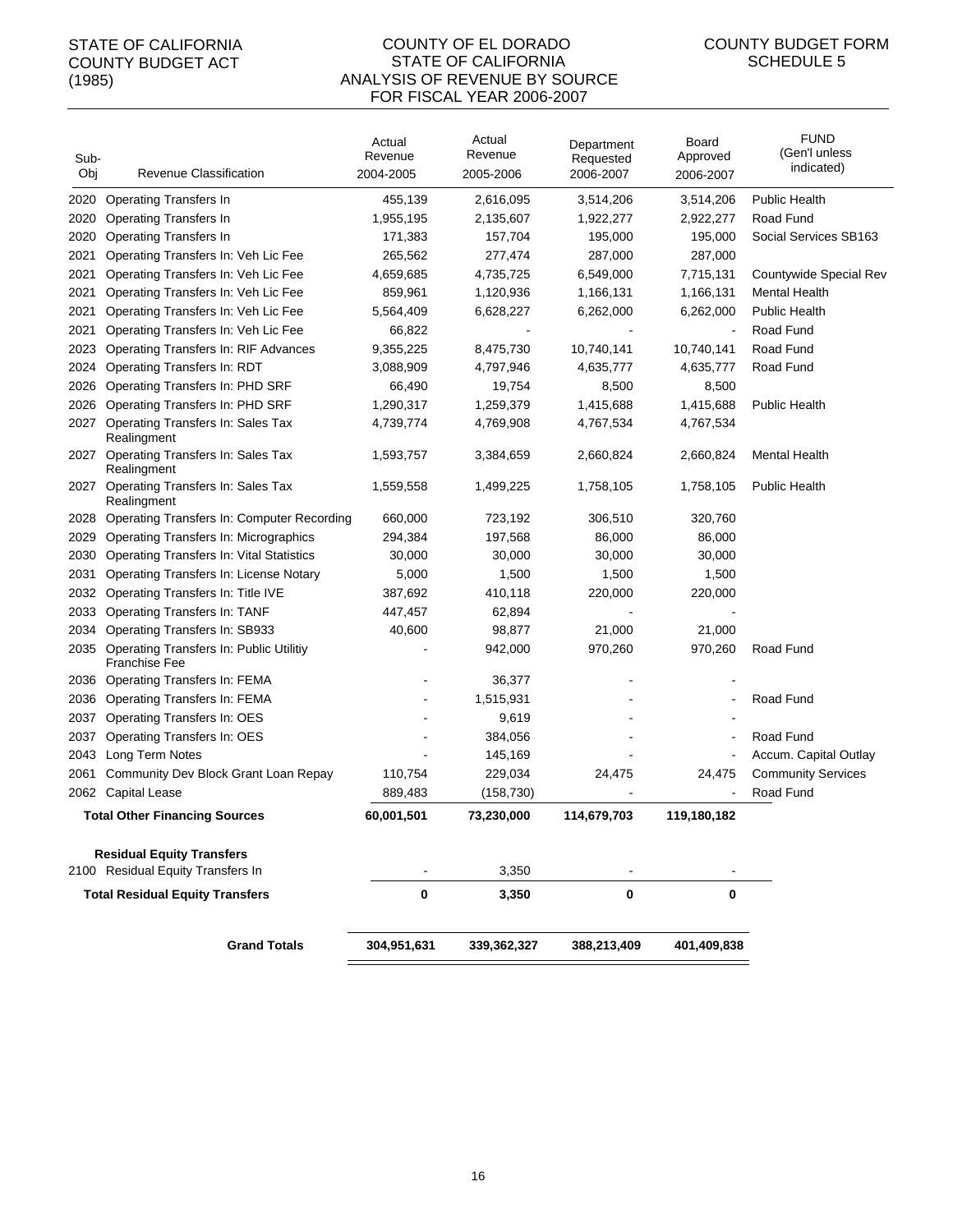STATE OF CALIFORNIA
COUNTY BUDGET ACT
(1985)

# COUNTY OF EL DORADO
## STATE OF CALIFORNIA
## ANALYSIS OF REVENUE BY SOURCE
## FOR FISCAL YEAR 2006-2007

COUNTY BUDGET FORM
SCHEDULE 5

| Sub-Obj | Revenue Classification | Actual Revenue 2004-2005 | Actual Revenue 2005-2006 | Department Requested 2006-2007 | Board Approved 2006-2007 | FUND (Gen'l unless indicated) |
|---|---|---|---|---|---|---|
| 2020 | Operating Transfers In | 455,139 | 2,616,095 | 3,514,206 | 3,514,206 | Public Health |
| 2020 | Operating Transfers In | 1,955,195 | 2,135,607 | 1,922,277 | 2,922,277 | Road Fund |
| 2020 | Operating Transfers In | 171,383 | 157,704 | 195,000 | 195,000 | Social Services SB163 |
| 2021 | Operating Transfers In: Veh Lic Fee | 265,562 | 277,474 | 287,000 | 287,000 | |
| 2021 | Operating Transfers In: Veh Lic Fee | 4,659,685 | 4,735,725 | 6,549,000 | 7,715,131 | Countywide Special Rev |
| 2021 | Operating Transfers In: Veh Lic Fee | 859,961 | 1,120,936 | 1,166,131 | 1,166,131 | Mental Health |
| 2021 | Operating Transfers In: Veh Lic Fee | 5,564,409 | 6,628,227 | 6,262,000 | 6,262,000 | Public Health |
| 2021 | Operating Transfers In: Veh Lic Fee | 66,822 | - | - | - | Road Fund |
| 2023 | Operating Transfers In: RIF Advances | 9,355,225 | 8,475,730 | 10,740,141 | 10,740,141 | Road Fund |
| 2024 | Operating Transfers In: RDT | 3,088,909 | 4,797,946 | 4,635,777 | 4,635,777 | Road Fund |
| 2026 | Operating Transfers In: PHD SRF | 66,490 | 19,754 | 8,500 | 8,500 | |
| 2026 | Operating Transfers In: PHD SRF | 1,290,317 | 1,259,379 | 1,415,688 | 1,415,688 | Public Health |
| 2027 | Operating Transfers In: Sales Tax Realignment | 4,739,774 | 4,769,908 | 4,767,534 | 4,767,534 | |
| 2027 | Operating Transfers In: Sales Tax Realignment | 1,593,757 | 3,384,659 | 2,660,824 | 2,660,824 | Mental Health |
| 2027 | Operating Transfers In: Sales Tax Realignment | 1,559,558 | 1,499,225 | 1,758,105 | 1,758,105 | Public Health |
| 2028 | Operating Transfers In: Computer Recording | 660,000 | 723,192 | 306,510 | 320,760 | |
| 2029 | Operating Transfers In: Micrographics | 294,384 | 197,568 | 86,000 | 86,000 | |
| 2030 | Operating Transfers In: Vital Statistics | 30,000 | 30,000 | 30,000 | 30,000 | |
| 2031 | Operating Transfers In: License Notary | 5,000 | 1,500 | 1,500 | 1,500 | |
| 2032 | Operating Transfers In: Title IVE | 387,692 | 410,118 | 220,000 | 220,000 | |
| 2033 | Operating Transfers In: TANF | 447,457 | 62,894 | - | - | |
| 2034 | Operating Transfers In: SB933 | 40,600 | 98,877 | 21,000 | 21,000 | |
| 2035 | Operating Transfers In: Public Utilitiy Franchise Fee | - | 942,000 | 970,260 | 970,260 | Road Fund |
| 2036 | Operating Transfers In: FEMA | - | 36,377 | - | - | |
| 2036 | Operating Transfers In: FEMA | - | 1,515,931 | - | - | Road Fund |
| 2037 | Operating Transfers In: OES | - | 9,619 | - | - | |
| 2037 | Operating Transfers In: OES | - | 384,056 | - | - | Road Fund |
| 2043 | Long Term Notes | - | 145,169 | - | - | Accum. Capital Outlay |
| 2061 | Community Dev Block Grant Loan Repay | 110,754 | 229,034 | 24,475 | 24,475 | Community Services |
| 2062 | Capital Lease | 889,483 | (158,730) | - | - | Road Fund |
| | **Total Other Financing Sources** | **60,001,501** | **73,230,000** | **114,679,703** | **119,180,182** | |
| | **Residual Equity Transfers** | | | | | |
| 2100 | Residual Equity Transfers In | - | 3,350 | - | - | |
| | **Total Residual Equity Transfers** | **0** | **3,350** | **0** | **0** | |
| | **Grand Totals** | **304,951,631** | **339,362,327** | **388,213,409** | **401,409,838** | |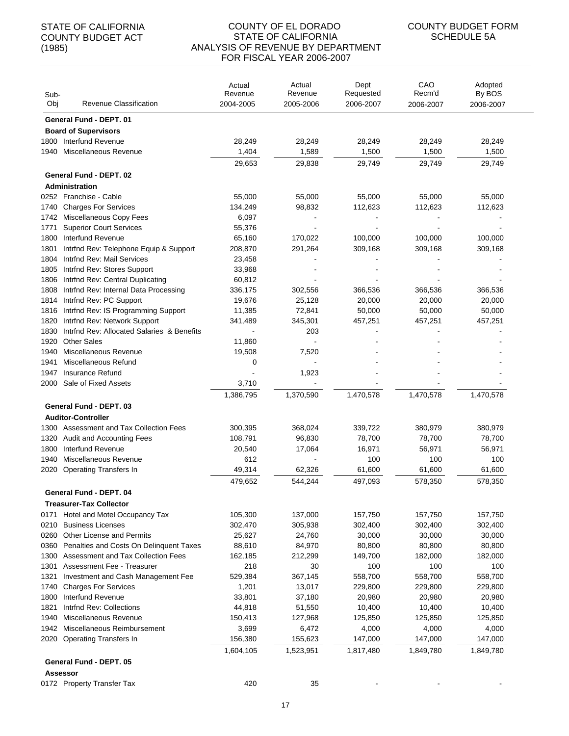STATE OF CALIFORNIA
COUNTY BUDGET ACT
(1985)

COUNTY OF EL DORADO
STATE OF CALIFORNIA
ANALYSIS OF REVENUE BY DEPARTMENT
FOR FISCAL YEAR 2006-2007

COUNTY BUDGET FORM
SCHEDULE 5A

| Sub-Obj | Revenue Classification | Actual Revenue 2004-2005 | Actual Revenue 2005-2006 | Dept Requested 2006-2007 | CAO Recm'd 2006-2007 | Adopted By BOS 2006-2007 |
|---|---|---|---|---|---|---|
| | **General Fund - DEPT. 01** | | | | | |
| | **Board of Supervisors** | | | | | |
| 1800 | Interfund Revenue | 28,249 | 28,249 | 28,249 | 28,249 | 28,249 |
| 1940 | Miscellaneous Revenue | 1,404 | 1,589 | 1,500 | 1,500 | 1,500 |
| | | 29,653 | 29,838 | 29,749 | 29,749 | 29,749 |
| | **General Fund - DEPT. 02** | | | | | |
| | **Administration** | | | | | |
| 0252 | Franchise - Cable | 55,000 | 55,000 | 55,000 | 55,000 | 55,000 |
| 1740 | Charges For Services | 134,249 | 98,832 | 112,623 | 112,623 | 112,623 |
| 1742 | Miscellaneous Copy Fees | 6,097 | - | - | - | - |
| 1771 | Superior Court Services | 55,376 | - | - | - | - |
| 1800 | Interfund Revenue | 65,160 | 170,022 | 100,000 | 100,000 | 100,000 |
| 1801 | Intrfnd Rev: Telephone Equip & Support | 208,870 | 291,264 | 309,168 | 309,168 | 309,168 |
| 1804 | Intrfnd Rev: Mail Services | 23,458 | - | - | - | - |
| 1805 | Intrfnd Rev: Stores Support | 33,968 | - | - | - | - |
| 1806 | Intrfnd Rev: Central Duplicating | 60,812 | - | - | - | - |
| 1808 | Intrfnd Rev: Internal Data Processing | 336,175 | 302,556 | 366,536 | 366,536 | 366,536 |
| 1814 | Intrfnd Rev: PC Support | 19,676 | 25,128 | 20,000 | 20,000 | 20,000 |
| 1816 | Intrfnd Rev: IS Programming Support | 11,385 | 72,841 | 50,000 | 50,000 | 50,000 |
| 1820 | Intrfnd Rev: Network Support | 341,489 | 345,301 | 457,251 | 457,251 | 457,251 |
| 1830 | Intrfnd Rev: Allocated Salaries & Benefits | - | 203 | - | - | - |
| 1920 | Other Sales | 11,860 | - | - | - | - |
| 1940 | Miscellaneous Revenue | 19,508 | 7,520 | - | - | - |
| 1941 | Miscellaneous Refund | 0 | - | - | - | - |
| 1947 | Insurance Refund | - | 1,923 | - | - | - |
| 2000 | Sale of Fixed Assets | 3,710 | - | - | - | - |
| | | 1,386,795 | 1,370,590 | 1,470,578 | 1,470,578 | 1,470,578 |
| | **General Fund - DEPT. 03** | | | | | |
| | **Auditor-Controller** | | | | | |
| 1300 | Assessment and Tax Collection Fees | 300,395 | 368,024 | 339,722 | 380,979 | 380,979 |
| 1320 | Audit and Accounting Fees | 108,791 | 96,830 | 78,700 | 78,700 | 78,700 |
| 1800 | Interfund Revenue | 20,540 | 17,064 | 16,971 | 56,971 | 56,971 |
| 1940 | Miscellaneous Revenue | 612 | - | 100 | 100 | 100 |
| 2020 | Operating Transfers In | 49,314 | 62,326 | 61,600 | 61,600 | 61,600 |
| | | 479,652 | 544,244 | 497,093 | 578,350 | 578,350 |
| | **General Fund - DEPT. 04** | | | | | |
| | **Treasurer-Tax Collector** | | | | | |
| 0171 | Hotel and Motel Occupancy Tax | 105,300 | 137,000 | 157,750 | 157,750 | 157,750 |
| 0210 | Business Licenses | 302,470 | 305,938 | 302,400 | 302,400 | 302,400 |
| 0260 | Other License and Permits | 25,627 | 24,760 | 30,000 | 30,000 | 30,000 |
| 0360 | Penalties and Costs On Delinquent Taxes | 88,610 | 84,970 | 80,800 | 80,800 | 80,800 |
| 1300 | Assessment and Tax Collection Fees | 162,185 | 212,299 | 149,700 | 182,000 | 182,000 |
| 1301 | Assessment Fee - Treasurer | 218 | 30 | 100 | 100 | 100 |
| 1321 | Investment and Cash Management Fee | 529,384 | 367,145 | 558,700 | 558,700 | 558,700 |
| 1740 | Charges For Services | 1,201 | 13,017 | 229,800 | 229,800 | 229,800 |
| 1800 | Interfund Revenue | 33,801 | 37,180 | 20,980 | 20,980 | 20,980 |
| 1821 | Intrfnd Rev: Collections | 44,818 | 51,550 | 10,400 | 10,400 | 10,400 |
| 1940 | Miscellaneous Revenue | 150,413 | 127,968 | 125,850 | 125,850 | 125,850 |
| 1942 | Miscellaneous Reimbursement | 3,699 | 6,472 | 4,000 | 4,000 | 4,000 |
| 2020 | Operating Transfers In | 156,380 | 155,623 | 147,000 | 147,000 | 147,000 |
| | | 1,604,105 | 1,523,951 | 1,817,480 | 1,849,780 | 1,849,780 |
| | **General Fund - DEPT. 05** | | | | | |
| | **Assessor** | | | | | |
| 0172 | Property Transfer Tax | 420 | 35 | - | - | - |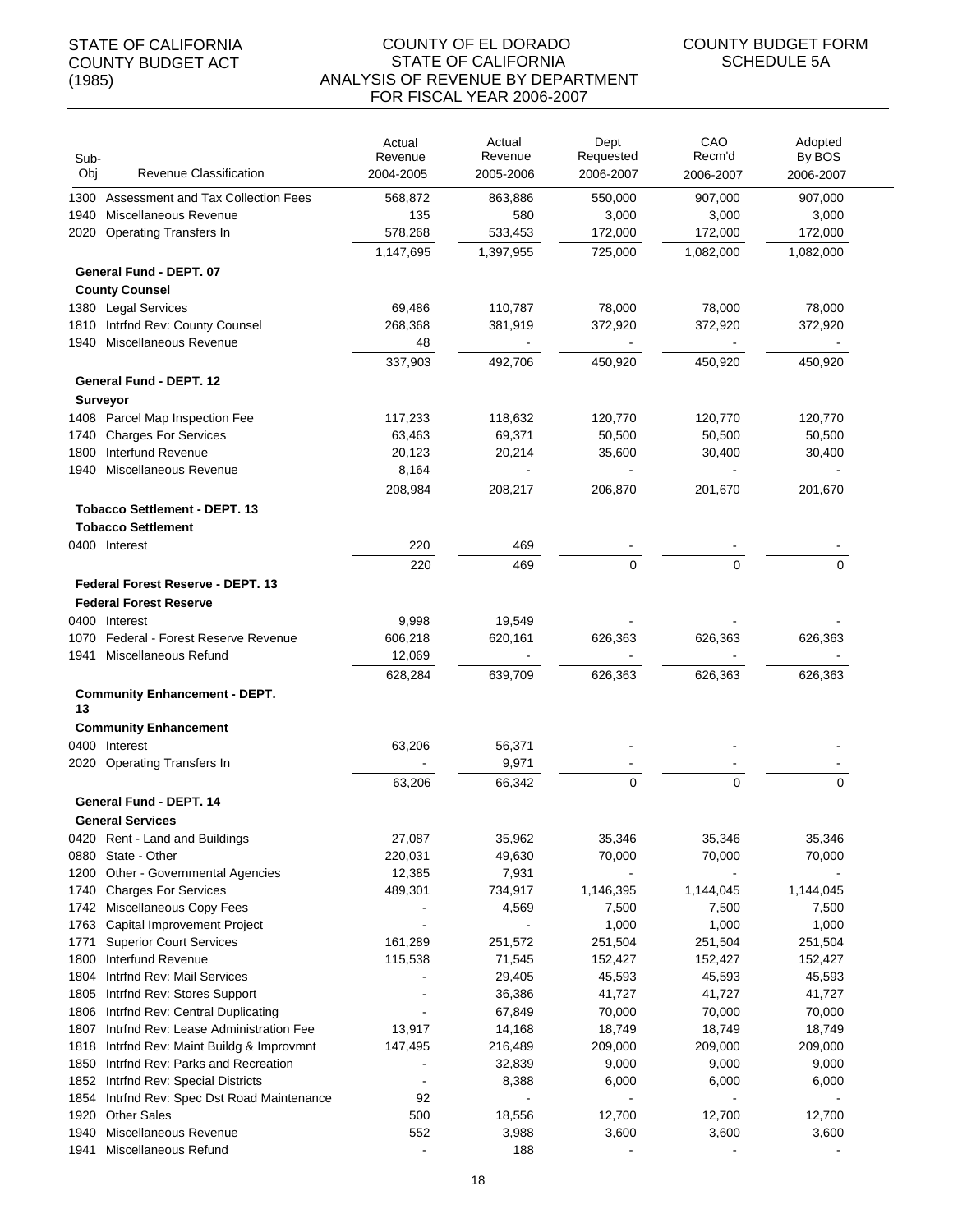STATE OF CALIFORNIA
COUNTY BUDGET ACT
(1985)

# COUNTY OF EL DORADO
## STATE OF CALIFORNIA
## ANALYSIS OF REVENUE BY DEPARTMENT
## FOR FISCAL YEAR 2006-2007

COUNTY BUDGET FORM
SCHEDULE 5A

| Sub-Obj | Revenue Classification | Actual Revenue 2004-2005 | Actual Revenue 2005-2006 | Dept Requested 2006-2007 | CAO Recm'd 2006-2007 | Adopted By BOS 2006-2007 |
|---|---|---|---|---|---|---|
| 1300 | Assessment and Tax Collection Fees | 568,872 | 863,886 | 550,000 | 907,000 | 907,000 |
| 1940 | Miscellaneous Revenue | 135 | 580 | 3,000 | 3,000 | 3,000 |
| 2020 | Operating Transfers In | 578,268 | 533,453 | 172,000 | 172,000 | 172,000 |
| | | 1,147,695 | 1,397,955 | 725,000 | 1,082,000 | 1,082,000 |
| | **General Fund - DEPT. 07** | | | | | |
| | **County Counsel** | | | | | |
| 1380 | Legal Services | 69,486 | 110,787 | 78,000 | 78,000 | 78,000 |
| 1810 | Intrfnd Rev: County Counsel | 268,368 | 381,919 | 372,920 | 372,920 | 372,920 |
| 1940 | Miscellaneous Revenue | 48 | - | - | - | - |
| | | 337,903 | 492,706 | 450,920 | 450,920 | 450,920 |
| | **General Fund - DEPT. 12** | | | | | |
| | **Surveyor** | | | | | |
| 1408 | Parcel Map Inspection Fee | 117,233 | 118,632 | 120,770 | 120,770 | 120,770 |
| 1740 | Charges For Services | 63,463 | 69,371 | 50,500 | 50,500 | 50,500 |
| 1800 | Interfund Revenue | 20,123 | 20,214 | 35,600 | 30,400 | 30,400 |
| 1940 | Miscellaneous Revenue | 8,164 | - | - | - | - |
| | | 208,984 | 208,217 | 206,870 | 201,670 | 201,670 |
| | **Tobacco Settlement - DEPT. 13** | | | | | |
| | **Tobacco Settlement** | | | | | |
| 0400 | Interest | 220 | 469 | - | - | - |
| | | 220 | 469 | 0 | 0 | 0 |
| | **Federal Forest Reserve - DEPT. 13** | | | | | |
| | **Federal Forest Reserve** | | | | | |
| 0400 | Interest | 9,998 | 19,549 | - | - | - |
| 1070 | Federal - Forest Reserve Revenue | 606,218 | 620,161 | 626,363 | 626,363 | 626,363 |
| 1941 | Miscellaneous Refund | 12,069 | - | - | - | - |
| | | 628,284 | 639,709 | 626,363 | 626,363 | 626,363 |
| | **Community Enhancement - DEPT. 13** | | | | | |
| | **Community Enhancement** | | | | | |
| 0400 | Interest | 63,206 | 56,371 | - | - | - |
| 2020 | Operating Transfers In | - | 9,971 | - | - | - |
| | | 63,206 | 66,342 | 0 | 0 | 0 |
| | **General Fund - DEPT. 14** | | | | | |
| | **General Services** | | | | | |
| 0420 | Rent - Land and Buildings | 27,087 | 35,962 | 35,346 | 35,346 | 35,346 |
| 0880 | State - Other | 220,031 | 49,630 | 70,000 | 70,000 | 70,000 |
| 1200 | Other - Governmental Agencies | 12,385 | 7,931 | - | - | - |
| 1740 | Charges For Services | 489,301 | 734,917 | 1,146,395 | 1,144,045 | 1,144,045 |
| 1742 | Miscellaneous Copy Fees | - | 4,569 | 7,500 | 7,500 | 7,500 |
| 1763 | Capital Improvement Project | - | - | 1,000 | 1,000 | 1,000 |
| 1771 | Superior Court Services | 161,289 | 251,572 | 251,504 | 251,504 | 251,504 |
| 1800 | Interfund Revenue | 115,538 | 71,545 | 152,427 | 152,427 | 152,427 |
| 1804 | Intrfnd Rev: Mail Services | - | 29,405 | 45,593 | 45,593 | 45,593 |
| 1805 | Intrfnd Rev: Stores Support | - | 36,386 | 41,727 | 41,727 | 41,727 |
| 1806 | Intrfnd Rev: Central Duplicating | - | 67,849 | 70,000 | 70,000 | 70,000 |
| 1807 | Intrfnd Rev: Lease Administration Fee | 13,917 | 14,168 | 18,749 | 18,749 | 18,749 |
| 1818 | Intrfnd Rev: Maint Buildg & Improvmnt | 147,495 | 216,489 | 209,000 | 209,000 | 209,000 |
| 1850 | Intrfnd Rev: Parks and Recreation | - | 32,839 | 9,000 | 9,000 | 9,000 |
| 1852 | Intrfnd Rev: Special Districts | - | 8,388 | 6,000 | 6,000 | 6,000 |
| 1854 | Intrfnd Rev: Spec Dst Road Maintenance | 92 | - | - | - | - |
| 1920 | Other Sales | 500 | 18,556 | 12,700 | 12,700 | 12,700 |
| 1940 | Miscellaneous Revenue | 552 | 3,988 | 3,600 | 3,600 | 3,600 |
| 1941 | Miscellaneous Refund | - | 188 | - | - | - |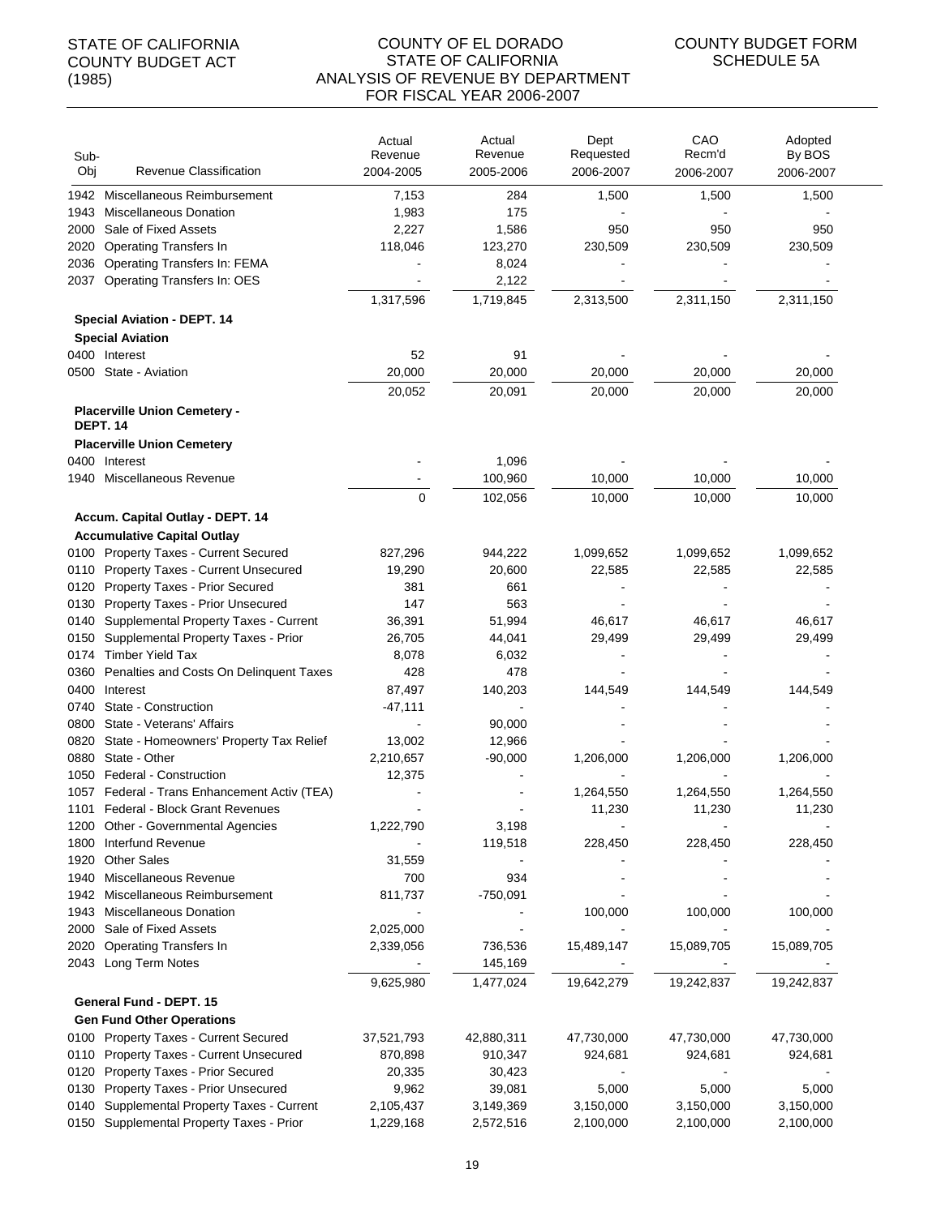STATE OF CALIFORNIA
COUNTY BUDGET ACT
(1985)

COUNTY OF EL DORADO
STATE OF CALIFORNIA
ANALYSIS OF REVENUE BY DEPARTMENT
FOR FISCAL YEAR 2006-2007

COUNTY BUDGET FORM
SCHEDULE 5A

| Sub-Obj | Revenue Classification | Actual Revenue 2004-2005 | Actual Revenue 2005-2006 | Dept Requested 2006-2007 | CAO Recm'd 2006-2007 | Adopted By BOS 2006-2007 |
|---|---|---|---|---|---|---|
| 1942 | Miscellaneous Reimbursement | 7,153 | 284 | 1,500 | 1,500 | 1,500 |
| 1943 | Miscellaneous Donation | 1,983 | 175 | - | - | - |
| 2000 | Sale of Fixed Assets | 2,227 | 1,586 | 950 | 950 | 950 |
| 2020 | Operating Transfers In | 118,046 | 123,270 | 230,509 | 230,509 | 230,509 |
| 2036 | Operating Transfers In: FEMA | - | 8,024 | - | - | - |
| 2037 | Operating Transfers In: OES | - | 2,122 | - | - | - |
| | | 1,317,596 | 1,719,845 | 2,313,500 | 2,311,150 | 2,311,150 |
| | **Special Aviation - DEPT. 14** | | | | | |
| | **Special Aviation** | | | | | |
| 0400 | Interest | 52 | 91 | - | - | - |
| 0500 | State - Aviation | 20,000 | 20,000 | 20,000 | 20,000 | 20,000 |
| | | 20,052 | 20,091 | 20,000 | 20,000 | 20,000 |
| | **Placerville Union Cemetery - DEPT. 14** | | | | | |
| | **Placerville Union Cemetery** | | | | | |
| 0400 | Interest | - | 1,096 | - | - | - |
| 1940 | Miscellaneous Revenue | - | 100,960 | 10,000 | 10,000 | 10,000 |
| | | 0 | 102,056 | 10,000 | 10,000 | 10,000 |
| | **Accum. Capital Outlay - DEPT. 14** | | | | | |
| | **Accumulative Capital Outlay** | | | | | |
| 0100 | Property Taxes - Current Secured | 827,296 | 944,222 | 1,099,652 | 1,099,652 | 1,099,652 |
| 0110 | Property Taxes - Current Unsecured | 19,290 | 20,600 | 22,585 | 22,585 | 22,585 |
| 0120 | Property Taxes - Prior Secured | 381 | 661 | - | - | - |
| 0130 | Property Taxes - Prior Unsecured | 147 | 563 | - | - | - |
| 0140 | Supplemental Property Taxes - Current | 36,391 | 51,994 | 46,617 | 46,617 | 46,617 |
| 0150 | Supplemental Property Taxes - Prior | 26,705 | 44,041 | 29,499 | 29,499 | 29,499 |
| 0174 | Timber Yield Tax | 8,078 | 6,032 | - | - | - |
| 0360 | Penalties and Costs On Delinquent Taxes | 428 | 478 | - | - | - |
| 0400 | Interest | 87,497 | 140,203 | 144,549 | 144,549 | 144,549 |
| 0740 | State - Construction | -47,111 | - | - | - | - |
| 0800 | State - Veterans' Affairs | - | 90,000 | - | - | - |
| 0820 | State - Homeowners' Property Tax Relief | 13,002 | 12,966 | - | - | - |
| 0880 | State - Other | 2,210,657 | -90,000 | 1,206,000 | 1,206,000 | 1,206,000 |
| 1050 | Federal - Construction | 12,375 | - | - | - | - |
| 1057 | Federal - Trans Enhancement Activ (TEA) | - | - | 1,264,550 | 1,264,550 | 1,264,550 |
| 1101 | Federal - Block Grant Revenues | - | - | 11,230 | 11,230 | 11,230 |
| 1200 | Other - Governmental Agencies | 1,222,790 | 3,198 | - | - | - |
| 1800 | Interfund Revenue | - | 119,518 | 228,450 | 228,450 | 228,450 |
| 1920 | Other Sales | 31,559 | - | - | - | - |
| 1940 | Miscellaneous Revenue | 700 | 934 | - | - | - |
| 1942 | Miscellaneous Reimbursement | 811,737 | -750,091 | - | - | - |
| 1943 | Miscellaneous Donation | - | - | 100,000 | 100,000 | 100,000 |
| 2000 | Sale of Fixed Assets | 2,025,000 | - | - | - | - |
| 2020 | Operating Transfers In | 2,339,056 | 736,536 | 15,489,147 | 15,089,705 | 15,089,705 |
| 2043 | Long Term Notes | - | 145,169 | - | - | - |
| | | 9,625,980 | 1,477,024 | 19,642,279 | 19,242,837 | 19,242,837 |
| | **General Fund - DEPT. 15** | | | | | |
| | **Gen Fund Other Operations** | | | | | |
| 0100 | Property Taxes - Current Secured | 37,521,793 | 42,880,311 | 47,730,000 | 47,730,000 | 47,730,000 |
| 0110 | Property Taxes - Current Unsecured | 870,898 | 910,347 | 924,681 | 924,681 | 924,681 |
| 0120 | Property Taxes - Prior Secured | 20,335 | 30,423 | - | - | - |
| 0130 | Property Taxes - Prior Unsecured | 9,962 | 39,081 | 5,000 | 5,000 | 5,000 |
| 0140 | Supplemental Property Taxes - Current | 2,105,437 | 3,149,369 | 3,150,000 | 3,150,000 | 3,150,000 |
| 0150 | Supplemental Property Taxes - Prior | 1,229,168 | 2,572,516 | 2,100,000 | 2,100,000 | 2,100,000 |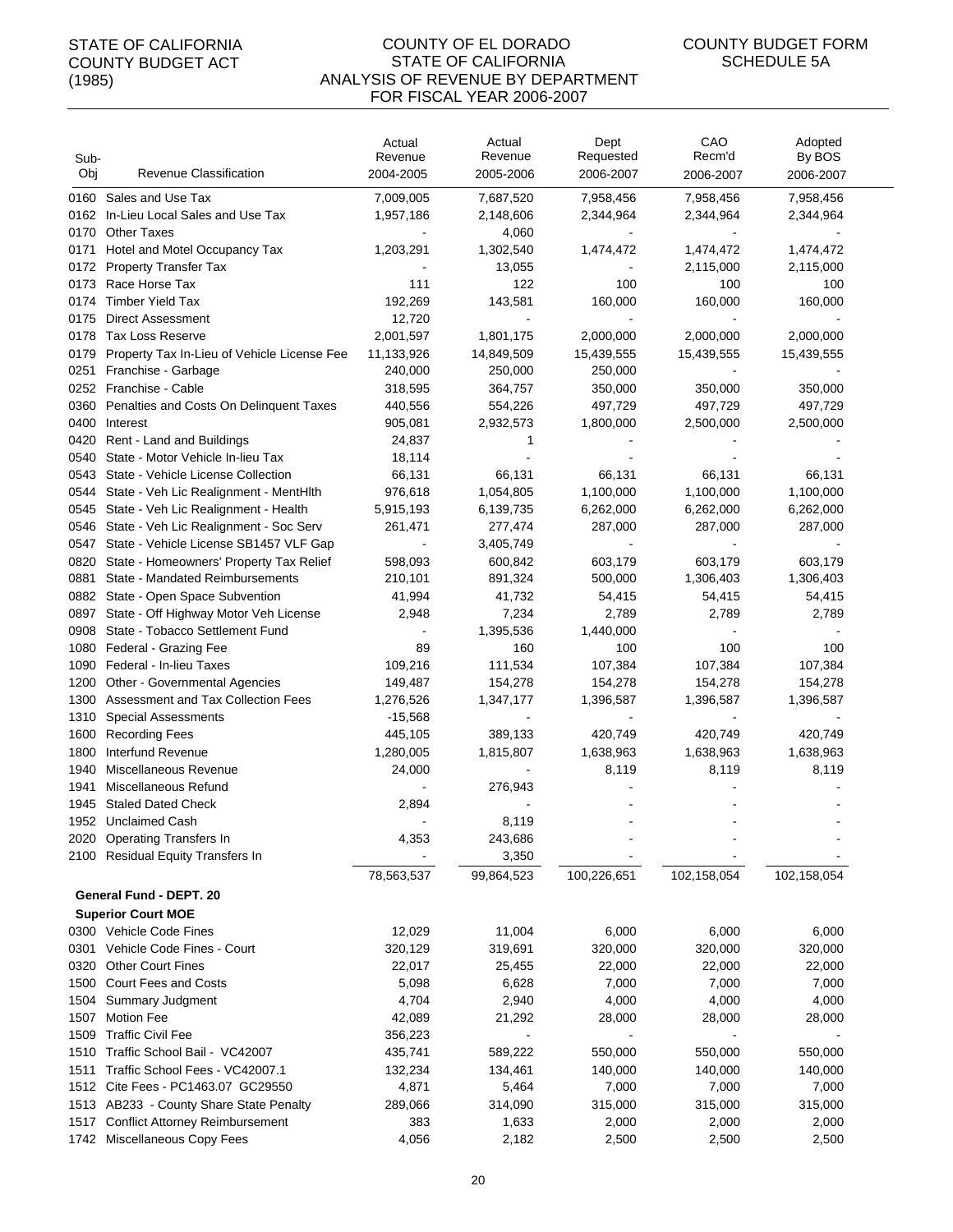STATE OF CALIFORNIA
COUNTY BUDGET ACT
(1985)

# COUNTY OF EL DORADO
## STATE OF CALIFORNIA
## ANALYSIS OF REVENUE BY DEPARTMENT
## FOR FISCAL YEAR 2006-2007

COUNTY BUDGET FORM
SCHEDULE 5A

| Sub-Obj | Revenue Classification | Actual Revenue 2004-2005 | Actual Revenue 2005-2006 | Dept Requested 2006-2007 | CAO Recm'd 2006-2007 | Adopted By BOS 2006-2007 |
|---|---|---|---|---|---|---|
| 0160 | Sales and Use Tax | 7,009,005 | 7,687,520 | 7,958,456 | 7,958,456 | 7,958,456 |
| 0162 | In-Lieu Local Sales and Use Tax | 1,957,186 | 2,148,606 | 2,344,964 | 2,344,964 | 2,344,964 |
| 0170 | Other Taxes | - | 4,060 | - | - | - |
| 0171 | Hotel and Motel Occupancy Tax | 1,203,291 | 1,302,540 | 1,474,472 | 1,474,472 | 1,474,472 |
| 0172 | Property Transfer Tax | - | 13,055 | - | 2,115,000 | 2,115,000 |
| 0173 | Race Horse Tax | 111 | 122 | 100 | 100 | 100 |
| 0174 | Timber Yield Tax | 192,269 | 143,581 | 160,000 | 160,000 | 160,000 |
| 0175 | Direct Assessment | 12,720 | - | - | - | - |
| 0178 | Tax Loss Reserve | 2,001,597 | 1,801,175 | 2,000,000 | 2,000,000 | 2,000,000 |
| 0179 | Property Tax In-Lieu of Vehicle License Fee | 11,133,926 | 14,849,509 | 15,439,555 | 15,439,555 | 15,439,555 |
| 0251 | Franchise - Garbage | 240,000 | 250,000 | 250,000 | - | - |
| 0252 | Franchise - Cable | 318,595 | 364,757 | 350,000 | 350,000 | 350,000 |
| 0360 | Penalties and Costs On Delinquent Taxes | 440,556 | 554,226 | 497,729 | 497,729 | 497,729 |
| 0400 | Interest | 905,081 | 2,932,573 | 1,800,000 | 2,500,000 | 2,500,000 |
| 0420 | Rent - Land and Buildings | 24,837 | 1 | - | - | - |
| 0540 | State - Motor Vehicle In-lieu Tax | 18,114 | - | - | - | - |
| 0543 | State - Vehicle License Collection | 66,131 | 66,131 | 66,131 | 66,131 | 66,131 |
| 0544 | State - Veh Lic Realignment - MentHlth | 976,618 | 1,054,805 | 1,100,000 | 1,100,000 | 1,100,000 |
| 0545 | State - Veh Lic Realignment - Health | 5,915,193 | 6,139,735 | 6,262,000 | 6,262,000 | 6,262,000 |
| 0546 | State - Veh Lic Realignment - Soc Serv | 261,471 | 277,474 | 287,000 | 287,000 | 287,000 |
| 0547 | State - Vehicle License SB1457 VLF Gap | - | 3,405,749 | - | - | - |
| 0820 | State - Homeowners' Property Tax Relief | 598,093 | 600,842 | 603,179 | 603,179 | 603,179 |
| 0881 | State - Mandated Reimbursements | 210,101 | 891,324 | 500,000 | 1,306,403 | 1,306,403 |
| 0882 | State - Open Space Subvention | 41,994 | 41,732 | 54,415 | 54,415 | 54,415 |
| 0897 | State - Off Highway Motor Veh License | 2,948 | 7,234 | 2,789 | 2,789 | 2,789 |
| 0908 | State - Tobacco Settlement Fund | - | 1,395,536 | 1,440,000 | - | - |
| 1080 | Federal - Grazing Fee | 89 | 160 | 100 | 100 | 100 |
| 1090 | Federal - In-lieu Taxes | 109,216 | 111,534 | 107,384 | 107,384 | 107,384 |
| 1200 | Other - Governmental Agencies | 149,487 | 154,278 | 154,278 | 154,278 | 154,278 |
| 1300 | Assessment and Tax Collection Fees | 1,276,526 | 1,347,177 | 1,396,587 | 1,396,587 | 1,396,587 |
| 1310 | Special Assessments | -15,568 | - | - | - | - |
| 1600 | Recording Fees | 445,105 | 389,133 | 420,749 | 420,749 | 420,749 |
| 1800 | Interfund Revenue | 1,280,005 | 1,815,807 | 1,638,963 | 1,638,963 | 1,638,963 |
| 1940 | Miscellaneous Revenue | 24,000 | - | 8,119 | 8,119 | 8,119 |
| 1941 | Miscellaneous Refund | - | 276,943 | - | - | - |
| 1945 | Staled Dated Check | 2,894 | - | - | - | - |
| 1952 | Unclaimed Cash | - | 8,119 | - | - | - |
| 2020 | Operating Transfers In | 4,353 | 243,686 | - | - | - |
| 2100 | Residual Equity Transfers In | - | 3,350 | - | - | - |
| | | 78,563,537 | 99,864,523 | 100,226,651 | 102,158,054 | 102,158,054 |
| | **General Fund - DEPT. 20** | | | | | |
| | **Superior Court MOE** | | | | | |
| 0300 | Vehicle Code Fines | 12,029 | 11,004 | 6,000 | 6,000 | 6,000 |
| 0301 | Vehicle Code Fines - Court | 320,129 | 319,691 | 320,000 | 320,000 | 320,000 |
| 0320 | Other Court Fines | 22,017 | 25,455 | 22,000 | 22,000 | 22,000 |
| 1500 | Court Fees and Costs | 5,098 | 6,628 | 7,000 | 7,000 | 7,000 |
| 1504 | Summary Judgment | 4,704 | 2,940 | 4,000 | 4,000 | 4,000 |
| 1507 | Motion Fee | 42,089 | 21,292 | 28,000 | 28,000 | 28,000 |
| 1509 | Traffic Civil Fee | 356,223 | - | - | - | - |
| 1510 | Traffic School Bail - VC42007 | 435,741 | 589,222 | 550,000 | 550,000 | 550,000 |
| 1511 | Traffic School Fees - VC42007.1 | 132,234 | 134,461 | 140,000 | 140,000 | 140,000 |
| 1512 | Cite Fees - PC1463.07 GC29550 | 4,871 | 5,464 | 7,000 | 7,000 | 7,000 |
| 1513 | AB233 - County Share State Penalty | 289,066 | 314,090 | 315,000 | 315,000 | 315,000 |
| 1517 | Conflict Attorney Reimbursement | 383 | 1,633 | 2,000 | 2,000 | 2,000 |
| 1742 | Miscellaneous Copy Fees | 4,056 | 2,182 | 2,500 | 2,500 | 2,500 |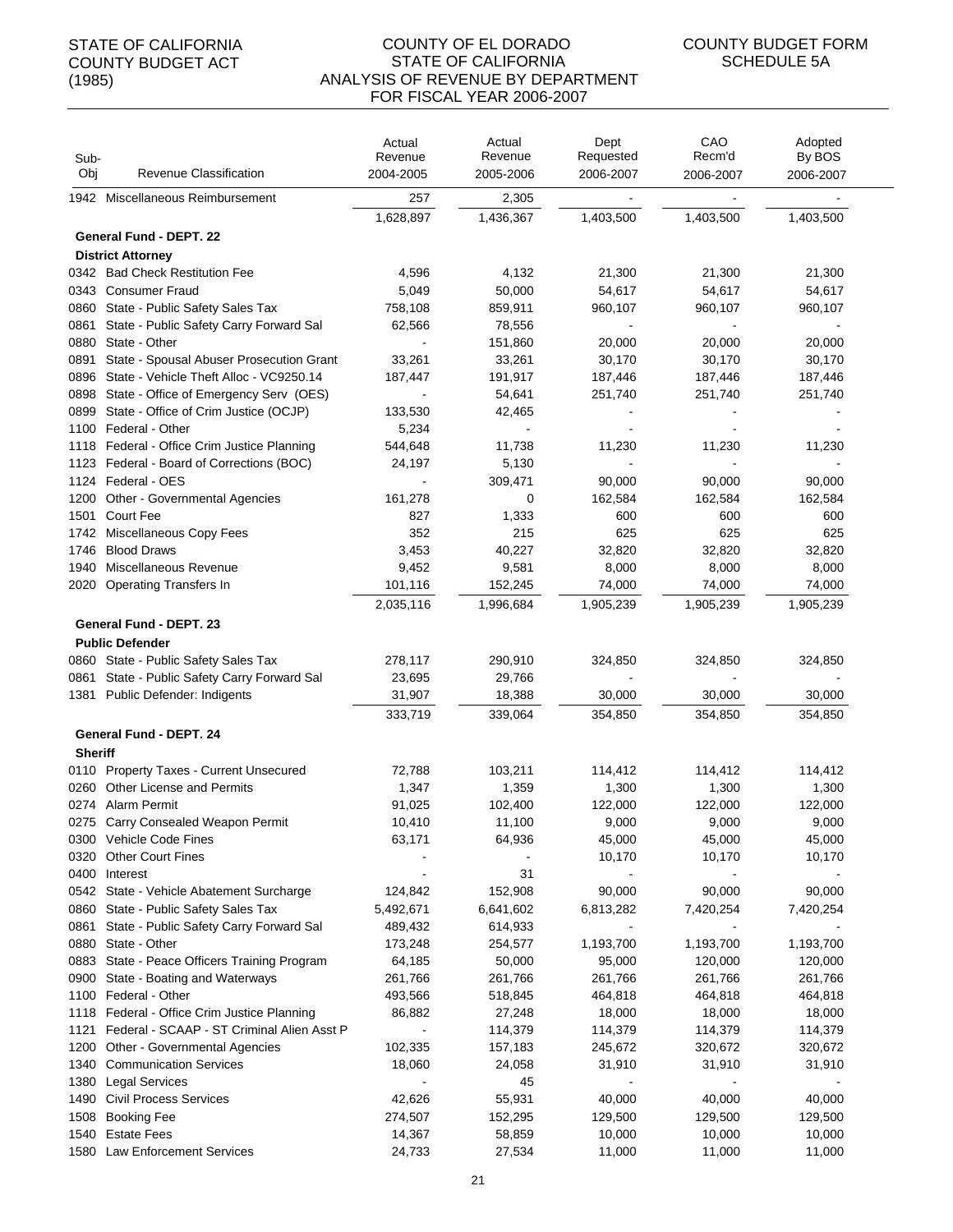STATE OF CALIFORNIA
COUNTY BUDGET ACT
(1985)

COUNTY OF EL DORADO
STATE OF CALIFORNIA
ANALYSIS OF REVENUE BY DEPARTMENT
FOR FISCAL YEAR 2006-2007

COUNTY BUDGET FORM
SCHEDULE 5A

| Sub-Obj | Revenue Classification | Actual Revenue 2004-2005 | Actual Revenue 2005-2006 | Dept Requested 2006-2007 | CAO Recm'd 2006-2007 | Adopted By BOS 2006-2007 |
|---|---|---|---|---|---|---|
| 1942 | Miscellaneous Reimbursement | 257 | 2,305 | - | - | - |
| | | 1,628,897 | 1,436,367 | 1,403,500 | 1,403,500 | 1,403,500 |
| | **General Fund - DEPT. 22** | | | | | |
| | **District Attorney** | | | | | |
| 0342 | Bad Check Restitution Fee | 4,596 | 4,132 | 21,300 | 21,300 | 21,300 |
| 0343 | Consumer Fraud | 5,049 | 50,000 | 54,617 | 54,617 | 54,617 |
| 0860 | State - Public Safety Sales Tax | 758,108 | 859,911 | 960,107 | 960,107 | 960,107 |
| 0861 | State - Public Safety Carry Forward Sal | 62,566 | 78,556 | - | - | - |
| 0880 | State - Other | - | 151,860 | 20,000 | 20,000 | 20,000 |
| 0891 | State - Spousal Abuser Prosecution Grant | 33,261 | 33,261 | 30,170 | 30,170 | 30,170 |
| 0896 | State - Vehicle Theft Alloc - VC9250.14 | 187,447 | 191,917 | 187,446 | 187,446 | 187,446 |
| 0898 | State - Office of Emergency Serv (OES) | - | 54,641 | 251,740 | 251,740 | 251,740 |
| 0899 | State - Office of Crim Justice (OCJP) | 133,530 | 42,465 | - | - | - |
| 1100 | Federal - Other | 5,234 | - | - | - | - |
| 1118 | Federal - Office Crim Justice Planning | 544,648 | 11,738 | 11,230 | 11,230 | 11,230 |
| 1123 | Federal - Board of Corrections (BOC) | 24,197 | 5,130 | - | - | - |
| 1124 | Federal - OES | - | 309,471 | 90,000 | 90,000 | 90,000 |
| 1200 | Other - Governmental Agencies | 161,278 | 0 | 162,584 | 162,584 | 162,584 |
| 1501 | Court Fee | 827 | 1,333 | 600 | 600 | 600 |
| 1742 | Miscellaneous Copy Fees | 352 | 215 | 625 | 625 | 625 |
| 1746 | Blood Draws | 3,453 | 40,227 | 32,820 | 32,820 | 32,820 |
| 1940 | Miscellaneous Revenue | 9,452 | 9,581 | 8,000 | 8,000 | 8,000 |
| 2020 | Operating Transfers In | 101,116 | 152,245 | 74,000 | 74,000 | 74,000 |
| | | 2,035,116 | 1,996,684 | 1,905,239 | 1,905,239 | 1,905,239 |
| | **General Fund - DEPT. 23** | | | | | |
| | **Public Defender** | | | | | |
| 0860 | State - Public Safety Sales Tax | 278,117 | 290,910 | 324,850 | 324,850 | 324,850 |
| 0861 | State - Public Safety Carry Forward Sal | 23,695 | 29,766 | - | - | - |
| 1381 | Public Defender: Indigents | 31,907 | 18,388 | 30,000 | 30,000 | 30,000 |
| | | 333,719 | 339,064 | 354,850 | 354,850 | 354,850 |
| | **General Fund - DEPT. 24** | | | | | |
| | **Sheriff** | | | | | |
| 0110 | Property Taxes - Current Unsecured | 72,788 | 103,211 | 114,412 | 114,412 | 114,412 |
| 0260 | Other License and Permits | 1,347 | 1,359 | 1,300 | 1,300 | 1,300 |
| 0274 | Alarm Permit | 91,025 | 102,400 | 122,000 | 122,000 | 122,000 |
| 0275 | Carry Consealed Weapon Permit | 10,410 | 11,100 | 9,000 | 9,000 | 9,000 |
| 0300 | Vehicle Code Fines | 63,171 | 64,936 | 45,000 | 45,000 | 45,000 |
| 0320 | Other Court Fines | - | - | 10,170 | 10,170 | 10,170 |
| 0400 | Interest | - | 31 | - | - | - |
| 0542 | State - Vehicle Abatement Surcharge | 124,842 | 152,908 | 90,000 | 90,000 | 90,000 |
| 0860 | State - Public Safety Sales Tax | 5,492,671 | 6,641,602 | 6,813,282 | 7,420,254 | 7,420,254 |
| 0861 | State - Public Safety Carry Forward Sal | 489,432 | 614,933 | - | - | - |
| 0880 | State - Other | 173,248 | 254,577 | 1,193,700 | 1,193,700 | 1,193,700 |
| 0883 | State - Peace Officers Training Program | 64,185 | 50,000 | 95,000 | 120,000 | 120,000 |
| 0900 | State - Boating and Waterways | 261,766 | 261,766 | 261,766 | 261,766 | 261,766 |
| 1100 | Federal - Other | 493,566 | 518,845 | 464,818 | 464,818 | 464,818 |
| 1118 | Federal - Office Crim Justice Planning | 86,882 | 27,248 | 18,000 | 18,000 | 18,000 |
| 1121 | Federal - SCAAP - ST Criminal Alien Asst P | - | 114,379 | 114,379 | 114,379 | 114,379 |
| 1200 | Other - Governmental Agencies | 102,335 | 157,183 | 245,672 | 320,672 | 320,672 |
| 1340 | Communication Services | 18,060 | 24,058 | 31,910 | 31,910 | 31,910 |
| 1380 | Legal Services | - | 45 | - | - | - |
| 1490 | Civil Process Services | 42,626 | 55,931 | 40,000 | 40,000 | 40,000 |
| 1508 | Booking Fee | 274,507 | 152,295 | 129,500 | 129,500 | 129,500 |
| 1540 | Estate Fees | 14,367 | 58,859 | 10,000 | 10,000 | 10,000 |
| 1580 | Law Enforcement Services | 24,733 | 27,534 | 11,000 | 11,000 | 11,000 |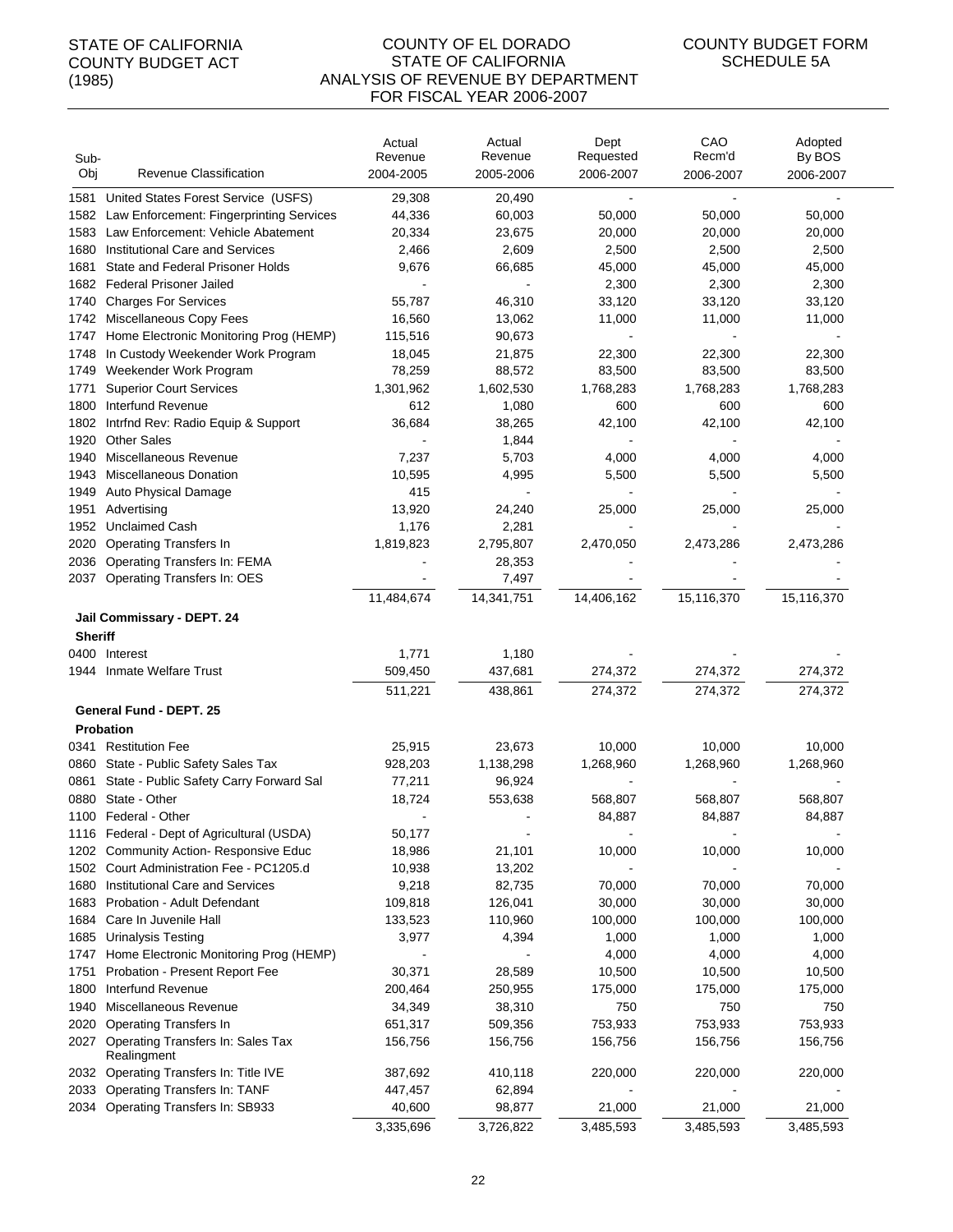STATE OF CALIFORNIA
COUNTY BUDGET ACT
(1985)

COUNTY OF EL DORADO
STATE OF CALIFORNIA
ANALYSIS OF REVENUE BY DEPARTMENT
FOR FISCAL YEAR 2006-2007

COUNTY BUDGET FORM
SCHEDULE 5A

| Sub-Obj | Revenue Classification | Actual Revenue 2004-2005 | Actual Revenue 2005-2006 | Dept Requested 2006-2007 | CAO Recm'd 2006-2007 | Adopted By BOS 2006-2007 |
|---|---|---|---|---|---|---|
| 1581 | United States Forest Service (USFS) | 29,308 | 20,490 | - | - | - |
| 1582 | Law Enforcement: Fingerprinting Services | 44,336 | 60,003 | 50,000 | 50,000 | 50,000 |
| 1583 | Law Enforcement: Vehicle Abatement | 20,334 | 23,675 | 20,000 | 20,000 | 20,000 |
| 1680 | Institutional Care and Services | 2,466 | 2,609 | 2,500 | 2,500 | 2,500 |
| 1681 | State and Federal Prisoner Holds | 9,676 | 66,685 | 45,000 | 45,000 | 45,000 |
| 1682 | Federal Prisoner Jailed | - | - | 2,300 | 2,300 | 2,300 |
| 1740 | Charges For Services | 55,787 | 46,310 | 33,120 | 33,120 | 33,120 |
| 1742 | Miscellaneous Copy Fees | 16,560 | 13,062 | 11,000 | 11,000 | 11,000 |
| 1747 | Home Electronic Monitoring Prog (HEMP) | 115,516 | 90,673 | - | - | - |
| 1748 | In Custody Weekender Work Program | 18,045 | 21,875 | 22,300 | 22,300 | 22,300 |
| 1749 | Weekender Work Program | 78,259 | 88,572 | 83,500 | 83,500 | 83,500 |
| 1771 | Superior Court Services | 1,301,962 | 1,602,530 | 1,768,283 | 1,768,283 | 1,768,283 |
| 1800 | Interfund Revenue | 612 | 1,080 | 600 | 600 | 600 |
| 1802 | Intrfnd Rev: Radio Equip & Support | 36,684 | 38,265 | 42,100 | 42,100 | 42,100 |
| 1920 | Other Sales | - | 1,844 | - | - | - |
| 1940 | Miscellaneous Revenue | 7,237 | 5,703 | 4,000 | 4,000 | 4,000 |
| 1943 | Miscellaneous Donation | 10,595 | 4,995 | 5,500 | 5,500 | 5,500 |
| 1949 | Auto Physical Damage | 415 | - | - | - | - |
| 1951 | Advertising | 13,920 | 24,240 | 25,000 | 25,000 | 25,000 |
| 1952 | Unclaimed Cash | 1,176 | 2,281 | - | - | - |
| 2020 | Operating Transfers In | 1,819,823 | 2,795,807 | 2,470,050 | 2,473,286 | 2,473,286 |
| 2036 | Operating Transfers In: FEMA | - | 28,353 | - | - | - |
| 2037 | Operating Transfers In: OES | - | 7,497 | - | - | - |
| | | 11,484,674 | 14,341,751 | 14,406,162 | 15,116,370 | 15,116,370 |
| | **Jail Commissary - DEPT. 24** | | | | | |
| **Sheriff** | | | | | | |
| 0400 | Interest | 1,771 | 1,180 | - | - | - |
| 1944 | Inmate Welfare Trust | 509,450 | 437,681 | 274,372 | 274,372 | 274,372 |
| | | 511,221 | 438,861 | 274,372 | 274,372 | 274,372 |
| | **General Fund - DEPT. 25** | | | | | |
| **Probation** | | | | | | |
| 0341 | Restitution Fee | 25,915 | 23,673 | 10,000 | 10,000 | 10,000 |
| 0860 | State - Public Safety Sales Tax | 928,203 | 1,138,298 | 1,268,960 | 1,268,960 | 1,268,960 |
| 0861 | State - Public Safety Carry Forward Sal | 77,211 | 96,924 | - | - | - |
| 0880 | State - Other | 18,724 | 553,638 | 568,807 | 568,807 | 568,807 |
| 1100 | Federal - Other | - | - | 84,887 | 84,887 | 84,887 |
| 1116 | Federal - Dept of Agricultural (USDA) | 50,177 | - | - | - | - |
| 1202 | Community Action- Responsive Educ | 18,986 | 21,101 | 10,000 | 10,000 | 10,000 |
| 1502 | Court Administration Fee - PC1205.d | 10,938 | 13,202 | - | - | - |
| 1680 | Institutional Care and Services | 9,218 | 82,735 | 70,000 | 70,000 | 70,000 |
| 1683 | Probation - Adult Defendant | 109,818 | 126,041 | 30,000 | 30,000 | 30,000 |
| 1684 | Care In Juvenile Hall | 133,523 | 110,960 | 100,000 | 100,000 | 100,000 |
| 1685 | Urinalysis Testing | 3,977 | 4,394 | 1,000 | 1,000 | 1,000 |
| 1747 | Home Electronic Monitoring Prog (HEMP) | - | - | 4,000 | 4,000 | 4,000 |
| 1751 | Probation - Present Report Fee | 30,371 | 28,589 | 10,500 | 10,500 | 10,500 |
| 1800 | Interfund Revenue | 200,464 | 250,955 | 175,000 | 175,000 | 175,000 |
| 1940 | Miscellaneous Revenue | 34,349 | 38,310 | 750 | 750 | 750 |
| 2020 | Operating Transfers In | 651,317 | 509,356 | 753,933 | 753,933 | 753,933 |
| 2027 | Operating Transfers In: Sales Tax Realingment | 156,756 | 156,756 | 156,756 | 156,756 | 156,756 |
| 2032 | Operating Transfers In: Title IVE | 387,692 | 410,118 | 220,000 | 220,000 | 220,000 |
| 2033 | Operating Transfers In: TANF | 447,457 | 62,894 | - | - | - |
| 2034 | Operating Transfers In: SB933 | 40,600 | 98,877 | 21,000 | 21,000 | 21,000 |
| | | 3,335,696 | 3,726,822 | 3,485,593 | 3,485,593 | 3,485,593 |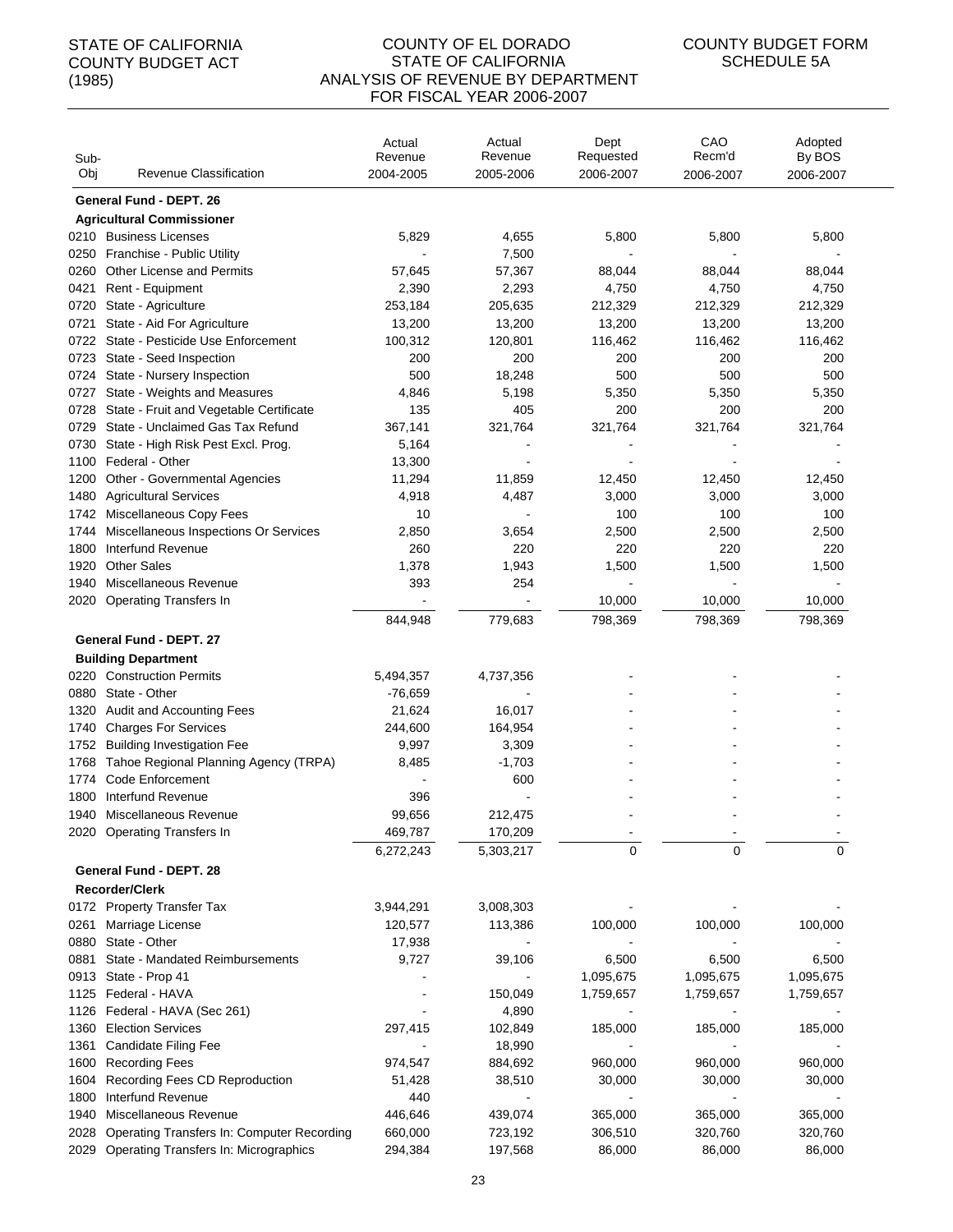STATE OF CALIFORNIA
COUNTY BUDGET ACT
(1985)

COUNTY OF EL DORADO
STATE OF CALIFORNIA
ANALYSIS OF REVENUE BY DEPARTMENT
FOR FISCAL YEAR 2006-2007

COUNTY BUDGET FORM
SCHEDULE 5A

| Sub-Obj | Revenue Classification | Actual Revenue 2004-2005 | Actual Revenue 2005-2006 | Dept Requested 2006-2007 | CAO Recm'd 2006-2007 | Adopted By BOS 2006-2007 |
|---|---|---|---|---|---|---|
| | **General Fund - DEPT. 26** | | | | | |
| | **Agricultural Commissioner** | | | | | |
| 0210 | Business Licenses | 5,829 | 4,655 | 5,800 | 5,800 | 5,800 |
| 0250 | Franchise - Public Utility | - | 7,500 | - | - | - |
| 0260 | Other License and Permits | 57,645 | 57,367 | 88,044 | 88,044 | 88,044 |
| 0421 | Rent - Equipment | 2,390 | 2,293 | 4,750 | 4,750 | 4,750 |
| 0720 | State - Agriculture | 253,184 | 205,635 | 212,329 | 212,329 | 212,329 |
| 0721 | State - Aid For Agriculture | 13,200 | 13,200 | 13,200 | 13,200 | 13,200 |
| 0722 | State - Pesticide Use Enforcement | 100,312 | 120,801 | 116,462 | 116,462 | 116,462 |
| 0723 | State - Seed Inspection | 200 | 200 | 200 | 200 | 200 |
| 0724 | State - Nursery Inspection | 500 | 18,248 | 500 | 500 | 500 |
| 0727 | State - Weights and Measures | 4,846 | 5,198 | 5,350 | 5,350 | 5,350 |
| 0728 | State - Fruit and Vegetable Certificate | 135 | 405 | 200 | 200 | 200 |
| 0729 | State - Unclaimed Gas Tax Refund | 367,141 | 321,764 | 321,764 | 321,764 | 321,764 |
| 0730 | State - High Risk Pest Excl. Prog. | 5,164 | - | - | - | - |
| 1100 | Federal - Other | 13,300 | - | - | - | - |
| 1200 | Other - Governmental Agencies | 11,294 | 11,859 | 12,450 | 12,450 | 12,450 |
| 1480 | Agricultural Services | 4,918 | 4,487 | 3,000 | 3,000 | 3,000 |
| 1742 | Miscellaneous Copy Fees | 10 | - | 100 | 100 | 100 |
| 1744 | Miscellaneous Inspections Or Services | 2,850 | 3,654 | 2,500 | 2,500 | 2,500 |
| 1800 | Interfund Revenue | 260 | 220 | 220 | 220 | 220 |
| 1920 | Other Sales | 1,378 | 1,943 | 1,500 | 1,500 | 1,500 |
| 1940 | Miscellaneous Revenue | 393 | 254 | - | - | - |
| 2020 | Operating Transfers In | - | - | 10,000 | 10,000 | 10,000 |
| | | 844,948 | 779,683 | 798,369 | 798,369 | 798,369 |
| | **General Fund - DEPT. 27** | | | | | |
| | **Building Department** | | | | | |
| 0220 | Construction Permits | 5,494,357 | 4,737,356 | - | - | - |
| 0880 | State - Other | -76,659 | - | - | - | - |
| 1320 | Audit and Accounting Fees | 21,624 | 16,017 | - | - | - |
| 1740 | Charges For Services | 244,600 | 164,954 | - | - | - |
| 1752 | Building Investigation Fee | 9,997 | 3,309 | - | - | - |
| 1768 | Tahoe Regional Planning Agency (TRPA) | 8,485 | -1,703 | - | - | - |
| 1774 | Code Enforcement | - | 600 | - | - | - |
| 1800 | Interfund Revenue | 396 | - | - | - | - |
| 1940 | Miscellaneous Revenue | 99,656 | 212,475 | - | - | - |
| 2020 | Operating Transfers In | 469,787 | 170,209 | - | - | - |
| | | 6,272,243 | 5,303,217 | 0 | 0 | 0 |
| | **General Fund - DEPT. 28** | | | | | |
| | **Recorder/Clerk** | | | | | |
| 0172 | Property Transfer Tax | 3,944,291 | 3,008,303 | - | - | - |
| 0261 | Marriage License | 120,577 | 113,386 | 100,000 | 100,000 | 100,000 |
| 0880 | State - Other | 17,938 | - | - | - | - |
| 0881 | State - Mandated Reimbursements | 9,727 | 39,106 | 6,500 | 6,500 | 6,500 |
| 0913 | State - Prop 41 | - | - | 1,095,675 | 1,095,675 | 1,095,675 |
| 1125 | Federal - HAVA | - | 150,049 | 1,759,657 | 1,759,657 | 1,759,657 |
| 1126 | Federal - HAVA (Sec 261) | - | 4,890 | - | - | - |
| 1360 | Election Services | 297,415 | 102,849 | 185,000 | 185,000 | 185,000 |
| 1361 | Candidate Filing Fee | - | 18,990 | - | - | - |
| 1600 | Recording Fees | 974,547 | 884,692 | 960,000 | 960,000 | 960,000 |
| 1604 | Recording Fees CD Reproduction | 51,428 | 38,510 | 30,000 | 30,000 | 30,000 |
| 1800 | Interfund Revenue | 440 | - | - | - | - |
| 1940 | Miscellaneous Revenue | 446,646 | 439,074 | 365,000 | 365,000 | 365,000 |
| 2028 | Operating Transfers In: Computer Recording | 660,000 | 723,192 | 306,510 | 320,760 | 320,760 |
| 2029 | Operating Transfers In: Micrographics | 294,384 | 197,568 | 86,000 | 86,000 | 86,000 |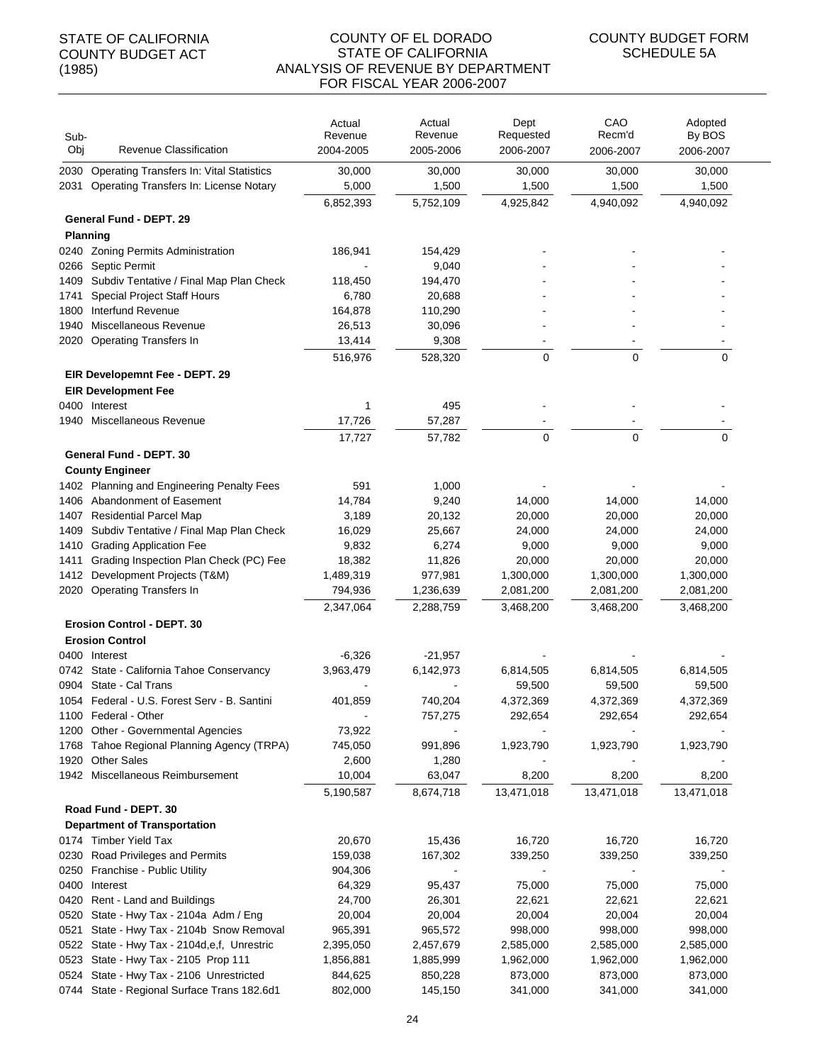STATE OF CALIFORNIA
COUNTY BUDGET ACT
(1985)

COUNTY OF EL DORADO
STATE OF CALIFORNIA
ANALYSIS OF REVENUE BY DEPARTMENT
FOR FISCAL YEAR 2006-2007

COUNTY BUDGET FORM
SCHEDULE 5A

| Sub-Obj | Revenue Classification | Actual Revenue 2004-2005 | Actual Revenue 2005-2006 | Dept Requested 2006-2007 | CAO Recm'd 2006-2007 | Adopted By BOS 2006-2007 |
|---|---|---|---|---|---|---|
| 2030 | Operating Transfers In: Vital Statistics | 30,000 | 30,000 | 30,000 | 30,000 | 30,000 |
| 2031 | Operating Transfers In: License Notary | 5,000 | 1,500 | 1,500 | 1,500 | 1,500 |
| | | 6,852,393 | 5,752,109 | 4,925,842 | 4,940,092 | 4,940,092 |
| | **General Fund - DEPT. 29** | | | | | |
| | **Planning** | | | | | |
| 0240 | Zoning Permits Administration | 186,941 | 154,429 | - | - | - |
| 0266 | Septic Permit | - | 9,040 | - | - | - |
| 1409 | Subdiv Tentative / Final Map Plan Check | 118,450 | 194,470 | - | - | - |
| 1741 | Special Project Staff Hours | 6,780 | 20,688 | - | - | - |
| 1800 | Interfund Revenue | 164,878 | 110,290 | - | - | - |
| 1940 | Miscellaneous Revenue | 26,513 | 30,096 | - | - | - |
| 2020 | Operating Transfers In | 13,414 | 9,308 | - | - | - |
| | | 516,976 | 528,320 | 0 | 0 | 0 |
| | **EIR Developemnt Fee - DEPT. 29** | | | | | |
| | **EIR Development Fee** | | | | | |
| 0400 | Interest | 1 | 495 | - | - | - |
| 1940 | Miscellaneous Revenue | 17,726 | 57,287 | - | - | - |
| | | 17,727 | 57,782 | 0 | 0 | 0 |
| | **General Fund - DEPT. 30** | | | | | |
| | **County Engineer** | | | | | |
| 1402 | Planning and Engineering Penalty Fees | 591 | 1,000 | - | - | - |
| 1406 | Abandonment of Easement | 14,784 | 9,240 | 14,000 | 14,000 | 14,000 |
| 1407 | Residential Parcel Map | 3,189 | 20,132 | 20,000 | 20,000 | 20,000 |
| 1409 | Subdiv Tentative / Final Map Plan Check | 16,029 | 25,667 | 24,000 | 24,000 | 24,000 |
| 1410 | Grading Application Fee | 9,832 | 6,274 | 9,000 | 9,000 | 9,000 |
| 1411 | Grading Inspection Plan Check (PC) Fee | 18,382 | 11,826 | 20,000 | 20,000 | 20,000 |
| 1412 | Development Projects (T&M) | 1,489,319 | 977,981 | 1,300,000 | 1,300,000 | 1,300,000 |
| 2020 | Operating Transfers In | 794,936 | 1,236,639 | 2,081,200 | 2,081,200 | 2,081,200 |
| | | 2,347,064 | 2,288,759 | 3,468,200 | 3,468,200 | 3,468,200 |
| | **Erosion Control - DEPT. 30** | | | | | |
| | **Erosion Control** | | | | | |
| 0400 | Interest | -6,326 | -21,957 | - | - | - |
| 0742 | State - California Tahoe Conservancy | 3,963,479 | 6,142,973 | 6,814,505 | 6,814,505 | 6,814,505 |
| 0904 | State - Cal Trans | - | - | 59,500 | 59,500 | 59,500 |
| 1054 | Federal - U.S. Forest Serv - B. Santini | 401,859 | 740,204 | 4,372,369 | 4,372,369 | 4,372,369 |
| 1100 | Federal - Other | - | 757,275 | 292,654 | 292,654 | 292,654 |
| 1200 | Other - Governmental Agencies | 73,922 | - | - | - | - |
| 1768 | Tahoe Regional Planning Agency (TRPA) | 745,050 | 991,896 | 1,923,790 | 1,923,790 | 1,923,790 |
| 1920 | Other Sales | 2,600 | 1,280 | - | - | - |
| 1942 | Miscellaneous Reimbursement | 10,004 | 63,047 | 8,200 | 8,200 | 8,200 |
| | | 5,190,587 | 8,674,718 | 13,471,018 | 13,471,018 | 13,471,018 |
| | **Road Fund - DEPT. 30** | | | | | |
| | **Department of Transportation** | | | | | |
| 0174 | Timber Yield Tax | 20,670 | 15,436 | 16,720 | 16,720 | 16,720 |
| 0230 | Road Privileges and Permits | 159,038 | 167,302 | 339,250 | 339,250 | 339,250 |
| 0250 | Franchise - Public Utility | 904,306 | - | - | - | - |
| 0400 | Interest | 64,329 | 95,437 | 75,000 | 75,000 | 75,000 |
| 0420 | Rent - Land and Buildings | 24,700 | 26,301 | 22,621 | 22,621 | 22,621 |
| 0520 | State - Hwy Tax - 2104a Adm / Eng | 20,004 | 20,004 | 20,004 | 20,004 | 20,004 |
| 0521 | State - Hwy Tax - 2104b Snow Removal | 965,391 | 965,572 | 998,000 | 998,000 | 998,000 |
| 0522 | State - Hwy Tax - 2104d,e,f, Unrestric | 2,395,050 | 2,457,679 | 2,585,000 | 2,585,000 | 2,585,000 |
| 0523 | State - Hwy Tax - 2105 Prop 111 | 1,856,881 | 1,885,999 | 1,962,000 | 1,962,000 | 1,962,000 |
| 0524 | State - Hwy Tax - 2106 Unrestricted | 844,625 | 850,228 | 873,000 | 873,000 | 873,000 |
| 0744 | State - Regional Surface Trans 182.6d1 | 802,000 | 145,150 | 341,000 | 341,000 | 341,000 |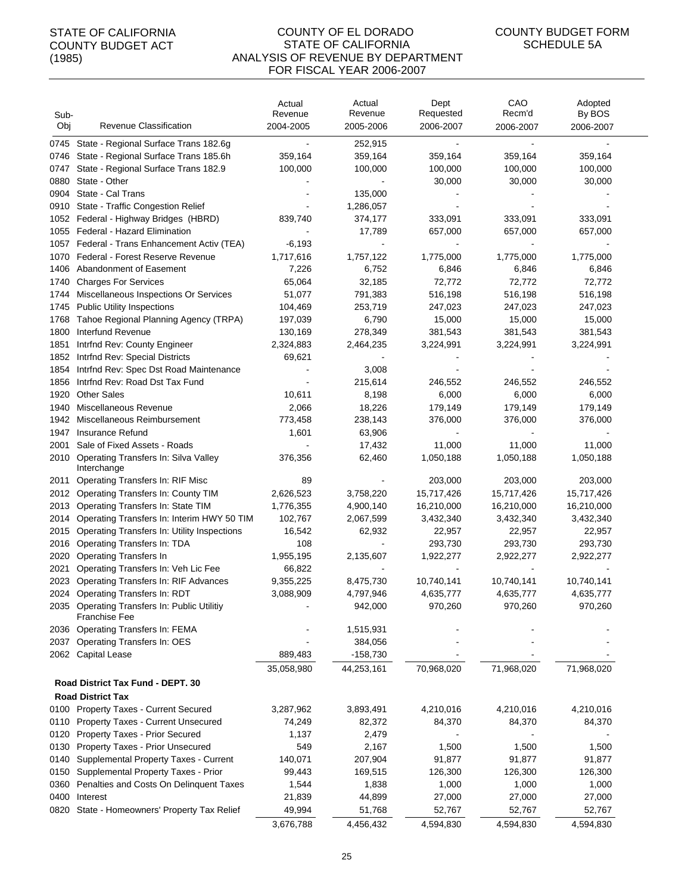STATE OF CALIFORNIA
COUNTY BUDGET ACT
(1985)

COUNTY OF EL DORADO
STATE OF CALIFORNIA
ANALYSIS OF REVENUE BY DEPARTMENT
FOR FISCAL YEAR 2006-2007

COUNTY BUDGET FORM
SCHEDULE 5A

| Sub-Obj | Revenue Classification | Actual Revenue 2004-2005 | Actual Revenue 2005-2006 | Dept Requested 2006-2007 | CAO Recm'd 2006-2007 | Adopted By BOS 2006-2007 |
|---|---|---|---|---|---|---|
| 0745 | State - Regional Surface Trans 182.6g | - | 252,915 | - | - | - |
| 0746 | State - Regional Surface Trans 185.6h | 359,164 | 359,164 | 359,164 | 359,164 | 359,164 |
| 0747 | State - Regional Surface Trans 182.9 | 100,000 | 100,000 | 100,000 | 100,000 | 100,000 |
| 0880 | State - Other | - | - | 30,000 | 30,000 | 30,000 |
| 0904 | State - Cal Trans | - | 135,000 | - | - | - |
| 0910 | State - Traffic Congestion Relief | - | 1,286,057 | - | - | - |
| 1052 | Federal - Highway Bridges (HBRD) | 839,740 | 374,177 | 333,091 | 333,091 | 333,091 |
| 1055 | Federal - Hazard Elimination | - | 17,789 | 657,000 | 657,000 | 657,000 |
| 1057 | Federal - Trans Enhancement Activ (TEA) | -6,193 | - | - | - | - |
| 1070 | Federal - Forest Reserve Revenue | 1,717,616 | 1,757,122 | 1,775,000 | 1,775,000 | 1,775,000 |
| 1406 | Abandonment of Easement | 7,226 | 6,752 | 6,846 | 6,846 | 6,846 |
| 1740 | Charges For Services | 65,064 | 32,185 | 72,772 | 72,772 | 72,772 |
| 1744 | Miscellaneous Inspections Or Services | 51,077 | 791,383 | 516,198 | 516,198 | 516,198 |
| 1745 | Public Utility Inspections | 104,469 | 253,719 | 247,023 | 247,023 | 247,023 |
| 1768 | Tahoe Regional Planning Agency (TRPA) | 197,039 | 6,790 | 15,000 | 15,000 | 15,000 |
| 1800 | Interfund Revenue | 130,169 | 278,349 | 381,543 | 381,543 | 381,543 |
| 1851 | Intrfnd Rev: County Engineer | 2,324,883 | 2,464,235 | 3,224,991 | 3,224,991 | 3,224,991 |
| 1852 | Intrfnd Rev: Special Districts | 69,621 | - | - | - | - |
| 1854 | Intrfnd Rev: Spec Dst Road Maintenance | - | 3,008 | - | - | - |
| 1856 | Intrfnd Rev: Road Dst Tax Fund | - | 215,614 | 246,552 | 246,552 | 246,552 |
| 1920 | Other Sales | 10,611 | 8,198 | 6,000 | 6,000 | 6,000 |
| 1940 | Miscellaneous Revenue | 2,066 | 18,226 | 179,149 | 179,149 | 179,149 |
| 1942 | Miscellaneous Reimbursement | 773,458 | 238,143 | 376,000 | 376,000 | 376,000 |
| 1947 | Insurance Refund | 1,601 | 63,906 | - | - | - |
| 2001 | Sale of Fixed Assets - Roads | - | 17,432 | 11,000 | 11,000 | 11,000 |
| 2010 | Operating Transfers In: Silva Valley Interchange | 376,356 | 62,460 | 1,050,188 | 1,050,188 | 1,050,188 |
| 2011 | Operating Transfers In: RIF Misc | 89 | - | 203,000 | 203,000 | 203,000 |
| 2012 | Operating Transfers In: County TIM | 2,626,523 | 3,758,220 | 15,717,426 | 15,717,426 | 15,717,426 |
| 2013 | Operating Transfers In: State TIM | 1,776,355 | 4,900,140 | 16,210,000 | 16,210,000 | 16,210,000 |
| 2014 | Operating Transfers In: Interim HWY 50 TIM | 102,767 | 2,067,599 | 3,432,340 | 3,432,340 | 3,432,340 |
| 2015 | Operating Transfers In: Utility Inspections | 16,542 | 62,932 | 22,957 | 22,957 | 22,957 |
| 2016 | Operating Transfers In: TDA | 108 | - | 293,730 | 293,730 | 293,730 |
| 2020 | Operating Transfers In | 1,955,195 | 2,135,607 | 1,922,277 | 2,922,277 | 2,922,277 |
| 2021 | Operating Transfers In: Veh Lic Fee | 66,822 | - | - | - | - |
| 2023 | Operating Transfers In: RIF Advances | 9,355,225 | 8,475,730 | 10,740,141 | 10,740,141 | 10,740,141 |
| 2024 | Operating Transfers In: RDT | 3,088,909 | 4,797,946 | 4,635,777 | 4,635,777 | 4,635,777 |
| 2035 | Operating Transfers In: Public Utilitiy Franchise Fee | - | 942,000 | 970,260 | 970,260 | 970,260 |
| 2036 | Operating Transfers In: FEMA | - | 1,515,931 | - | - | - |
| 2037 | Operating Transfers In: OES | - | 384,056 | - | - | - |
| 2062 | Capital Lease | 889,483 | -158,730 | - | - | - |
| | | 35,058,980 | 44,253,161 | 70,968,020 | 71,968,020 | 71,968,020 |
| | **Road District Tax Fund - DEPT. 30** | | | | | |
| | **Road District Tax** | | | | | |
| 0100 | Property Taxes - Current Secured | 3,287,962 | 3,893,491 | 4,210,016 | 4,210,016 | 4,210,016 |
| 0110 | Property Taxes - Current Unsecured | 74,249 | 82,372 | 84,370 | 84,370 | 84,370 |
| 0120 | Property Taxes - Prior Secured | 1,137 | 2,479 | - | - | - |
| 0130 | Property Taxes - Prior Unsecured | 549 | 2,167 | 1,500 | 1,500 | 1,500 |
| 0140 | Supplemental Property Taxes - Current | 140,071 | 207,904 | 91,877 | 91,877 | 91,877 |
| 0150 | Supplemental Property Taxes - Prior | 99,443 | 169,515 | 126,300 | 126,300 | 126,300 |
| 0360 | Penalties and Costs On Delinquent Taxes | 1,544 | 1,838 | 1,000 | 1,000 | 1,000 |
| 0400 | Interest | 21,839 | 44,899 | 27,000 | 27,000 | 27,000 |
| 0820 | State - Homeowners' Property Tax Relief | 49,994 | 51,768 | 52,767 | 52,767 | 52,767 |
| | | 3,676,788 | 4,456,432 | 4,594,830 | 4,594,830 | 4,594,830 |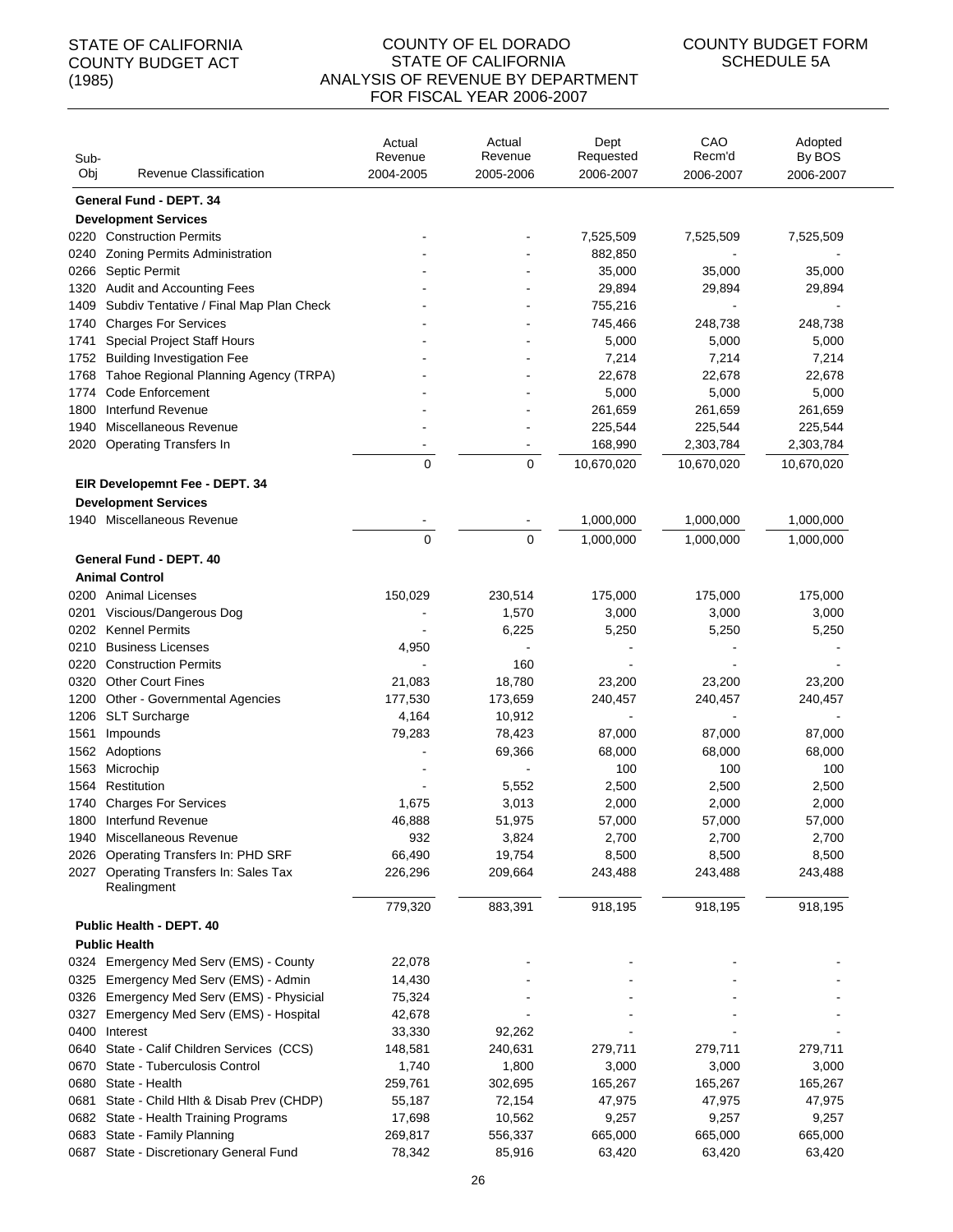STATE OF CALIFORNIA
COUNTY BUDGET ACT
(1985)

COUNTY OF EL DORADO
STATE OF CALIFORNIA
ANALYSIS OF REVENUE BY DEPARTMENT
FOR FISCAL YEAR 2006-2007

COUNTY BUDGET FORM
SCHEDULE 5A

| Sub-Obj | Revenue Classification | Actual Revenue 2004-2005 | Actual Revenue 2005-2006 | Dept Requested 2006-2007 | CAO Recm'd 2006-2007 | Adopted By BOS 2006-2007 |
|---|---|---|---|---|---|---|
| | **General Fund - DEPT. 34** | | | | | |
| | **Development Services** | | | | | |
| 0220 | Construction Permits | - | - | 7,525,509 | 7,525,509 | 7,525,509 |
| 0240 | Zoning Permits Administration | - | - | 882,850 | - | - |
| 0266 | Septic Permit | - | - | 35,000 | 35,000 | 35,000 |
| 1320 | Audit and Accounting Fees | - | - | 29,894 | 29,894 | 29,894 |
| 1409 | Subdiv Tentative / Final Map Plan Check | - | - | 755,216 | - | - |
| 1740 | Charges For Services | - | - | 745,466 | 248,738 | 248,738 |
| 1741 | Special Project Staff Hours | - | - | 5,000 | 5,000 | 5,000 |
| 1752 | Building Investigation Fee | - | - | 7,214 | 7,214 | 7,214 |
| 1768 | Tahoe Regional Planning Agency (TRPA) | - | - | 22,678 | 22,678 | 22,678 |
| 1774 | Code Enforcement | - | - | 5,000 | 5,000 | 5,000 |
| 1800 | Interfund Revenue | - | - | 261,659 | 261,659 | 261,659 |
| 1940 | Miscellaneous Revenue | - | - | 225,544 | 225,544 | 225,544 |
| 2020 | Operating Transfers In | - | - | 168,990 | 2,303,784 | 2,303,784 |
| | | 0 | 0 | 10,670,020 | 10,670,020 | 10,670,020 |
| | **EIR Developemnt Fee - DEPT. 34** | | | | | |
| | **Development Services** | | | | | |
| 1940 | Miscellaneous Revenue | - | - | 1,000,000 | 1,000,000 | 1,000,000 |
| | | 0 | 0 | 1,000,000 | 1,000,000 | 1,000,000 |
| | **General Fund - DEPT. 40** | | | | | |
| | **Animal Control** | | | | | |
| 0200 | Animal Licenses | 150,029 | 230,514 | 175,000 | 175,000 | 175,000 |
| 0201 | Viscious/Dangerous Dog | - | 1,570 | 3,000 | 3,000 | 3,000 |
| 0202 | Kennel Permits | - | 6,225 | 5,250 | 5,250 | 5,250 |
| 0210 | Business Licenses | 4,950 | - | - | - | - |
| 0220 | Construction Permits | - | 160 | - | - | - |
| 0320 | Other Court Fines | 21,083 | 18,780 | 23,200 | 23,200 | 23,200 |
| 1200 | Other - Governmental Agencies | 177,530 | 173,659 | 240,457 | 240,457 | 240,457 |
| 1206 | SLT Surcharge | 4,164 | 10,912 | - | - | - |
| 1561 | Impounds | 79,283 | 78,423 | 87,000 | 87,000 | 87,000 |
| 1562 | Adoptions | - | 69,366 | 68,000 | 68,000 | 68,000 |
| 1563 | Microchip | - | - | 100 | 100 | 100 |
| 1564 | Restitution | - | 5,552 | 2,500 | 2,500 | 2,500 |
| 1740 | Charges For Services | 1,675 | 3,013 | 2,000 | 2,000 | 2,000 |
| 1800 | Interfund Revenue | 46,888 | 51,975 | 57,000 | 57,000 | 57,000 |
| 1940 | Miscellaneous Revenue | 932 | 3,824 | 2,700 | 2,700 | 2,700 |
| 2026 | Operating Transfers In: PHD SRF | 66,490 | 19,754 | 8,500 | 8,500 | 8,500 |
| 2027 | Operating Transfers In: Sales Tax Realingment | 226,296 | 209,664 | 243,488 | 243,488 | 243,488 |
| | | 779,320 | 883,391 | 918,195 | 918,195 | 918,195 |
| | **Public Health - DEPT. 40** | | | | | |
| | **Public Health** | | | | | |
| 0324 | Emergency Med Serv (EMS) - County | 22,078 | - | - | - | - |
| 0325 | Emergency Med Serv (EMS) - Admin | 14,430 | - | - | - | - |
| 0326 | Emergency Med Serv (EMS) - Physicial | 75,324 | - | - | - | - |
| 0327 | Emergency Med Serv (EMS) - Hospital | 42,678 | - | - | - | - |
| 0400 | Interest | 33,330 | 92,262 | - | - | - |
| 0640 | State - Calif Children Services (CCS) | 148,581 | 240,631 | 279,711 | 279,711 | 279,711 |
| 0670 | State - Tuberculosis Control | 1,740 | 1,800 | 3,000 | 3,000 | 3,000 |
| 0680 | State - Health | 259,761 | 302,695 | 165,267 | 165,267 | 165,267 |
| 0681 | State - Child Hlth & Disab Prev (CHDP) | 55,187 | 72,154 | 47,975 | 47,975 | 47,975 |
| 0682 | State - Health Training Programs | 17,698 | 10,562 | 9,257 | 9,257 | 9,257 |
| 0683 | State - Family Planning | 269,817 | 556,337 | 665,000 | 665,000 | 665,000 |
| 0687 | State - Discretionary General Fund | 78,342 | 85,916 | 63,420 | 63,420 | 63,420 |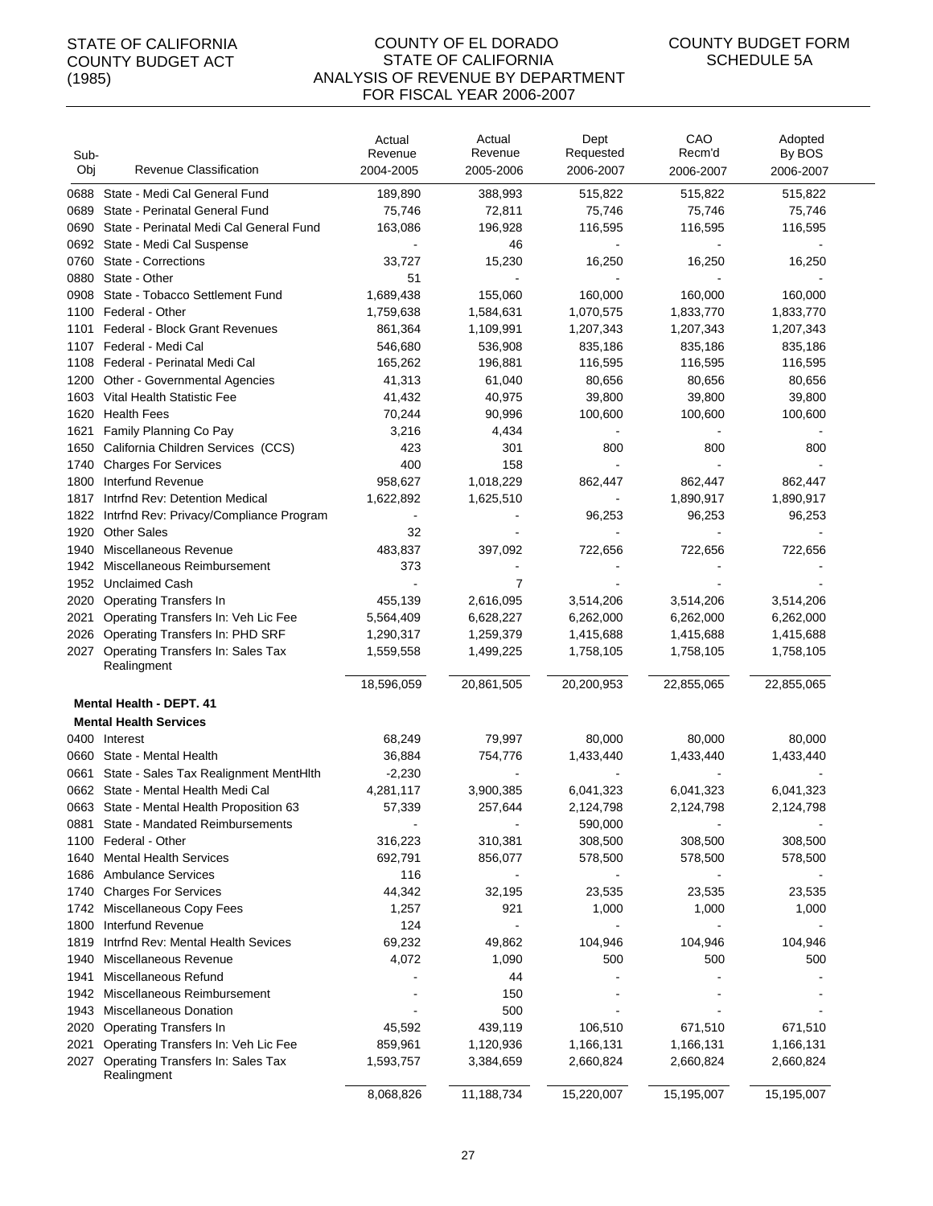STATE OF CALIFORNIA
COUNTY BUDGET ACT
(1985)

COUNTY OF EL DORADO
STATE OF CALIFORNIA
ANALYSIS OF REVENUE BY DEPARTMENT
FOR FISCAL YEAR 2006-2007

COUNTY BUDGET FORM
SCHEDULE 5A

| Sub-Obj | Revenue Classification | Actual Revenue 2004-2005 | Actual Revenue 2005-2006 | Dept Requested 2006-2007 | CAO Recm'd 2006-2007 | Adopted By BOS 2006-2007 |
|---|---|---|---|---|---|---|
| 0688 | State - Medi Cal General Fund | 189,890 | 388,993 | 515,822 | 515,822 | 515,822 |
| 0689 | State - Perinatal General Fund | 75,746 | 72,811 | 75,746 | 75,746 | 75,746 |
| 0690 | State - Perinatal Medi Cal General Fund | 163,086 | 196,928 | 116,595 | 116,595 | 116,595 |
| 0692 | State - Medi Cal Suspense | - | 46 | - | - | - |
| 0760 | State - Corrections | 33,727 | 15,230 | 16,250 | 16,250 | 16,250 |
| 0880 | State - Other | 51 | - | - | - | - |
| 0908 | State - Tobacco Settlement Fund | 1,689,438 | 155,060 | 160,000 | 160,000 | 160,000 |
| 1100 | Federal - Other | 1,759,638 | 1,584,631 | 1,070,575 | 1,833,770 | 1,833,770 |
| 1101 | Federal - Block Grant Revenues | 861,364 | 1,109,991 | 1,207,343 | 1,207,343 | 1,207,343 |
| 1107 | Federal - Medi Cal | 546,680 | 536,908 | 835,186 | 835,186 | 835,186 |
| 1108 | Federal - Perinatal Medi Cal | 165,262 | 196,881 | 116,595 | 116,595 | 116,595 |
| 1200 | Other - Governmental Agencies | 41,313 | 61,040 | 80,656 | 80,656 | 80,656 |
| 1603 | Vital Health Statistic Fee | 41,432 | 40,975 | 39,800 | 39,800 | 39,800 |
| 1620 | Health Fees | 70,244 | 90,996 | 100,600 | 100,600 | 100,600 |
| 1621 | Family Planning Co Pay | 3,216 | 4,434 | - | - | - |
| 1650 | California Children Services (CCS) | 423 | 301 | 800 | 800 | 800 |
| 1740 | Charges For Services | 400 | 158 | - | - | - |
| 1800 | Interfund Revenue | 958,627 | 1,018,229 | 862,447 | 862,447 | 862,447 |
| 1817 | Intrfnd Rev: Detention Medical | 1,622,892 | 1,625,510 | - | 1,890,917 | 1,890,917 |
| 1822 | Intrfnd Rev: Privacy/Compliance Program | - | - | 96,253 | 96,253 | 96,253 |
| 1920 | Other Sales | 32 | - | - | - | - |
| 1940 | Miscellaneous Revenue | 483,837 | 397,092 | 722,656 | 722,656 | 722,656 |
| 1942 | Miscellaneous Reimbursement | 373 | - | - | - | - |
| 1952 | Unclaimed Cash | - | 7 | - | - | - |
| 2020 | Operating Transfers In | 455,139 | 2,616,095 | 3,514,206 | 3,514,206 | 3,514,206 |
| 2021 | Operating Transfers In: Veh Lic Fee | 5,564,409 | 6,628,227 | 6,262,000 | 6,262,000 | 6,262,000 |
| 2026 | Operating Transfers In: PHD SRF | 1,290,317 | 1,259,379 | 1,415,688 | 1,415,688 | 1,415,688 |
| 2027 | Operating Transfers In: Sales Tax Realingment | 1,559,558 | 1,499,225 | 1,758,105 | 1,758,105 | 1,758,105 |
| | | 18,596,059 | 20,861,505 | 20,200,953 | 22,855,065 | 22,855,065 |
| | **Mental Health - DEPT. 41** | | | | | |
| | **Mental Health Services** | | | | | |
| 0400 | Interest | 68,249 | 79,997 | 80,000 | 80,000 | 80,000 |
| 0660 | State - Mental Health | 36,884 | 754,776 | 1,433,440 | 1,433,440 | 1,433,440 |
| 0661 | State - Sales Tax Realignment MentHlth | -2,230 | - | - | - | - |
| 0662 | State - Mental Health Medi Cal | 4,281,117 | 3,900,385 | 6,041,323 | 6,041,323 | 6,041,323 |
| 0663 | State - Mental Health Proposition 63 | 57,339 | 257,644 | 2,124,798 | 2,124,798 | 2,124,798 |
| 0881 | State - Mandated Reimbursements | - | - | 590,000 | - | - |
| 1100 | Federal - Other | 316,223 | 310,381 | 308,500 | 308,500 | 308,500 |
| 1640 | Mental Health Services | 692,791 | 856,077 | 578,500 | 578,500 | 578,500 |
| 1686 | Ambulance Services | 116 | - | - | - | - |
| 1740 | Charges For Services | 44,342 | 32,195 | 23,535 | 23,535 | 23,535 |
| 1742 | Miscellaneous Copy Fees | 1,257 | 921 | 1,000 | 1,000 | 1,000 |
| 1800 | Interfund Revenue | 124 | - | - | - | - |
| 1819 | Intrfnd Rev: Mental Health Sevices | 69,232 | 49,862 | 104,946 | 104,946 | 104,946 |
| 1940 | Miscellaneous Revenue | 4,072 | 1,090 | 500 | 500 | 500 |
| 1941 | Miscellaneous Refund | - | 44 | - | - | - |
| 1942 | Miscellaneous Reimbursement | - | 150 | - | - | - |
| 1943 | Miscellaneous Donation | - | 500 | - | - | - |
| 2020 | Operating Transfers In | 45,592 | 439,119 | 106,510 | 671,510 | 671,510 |
| 2021 | Operating Transfers In: Veh Lic Fee | 859,961 | 1,120,936 | 1,166,131 | 1,166,131 | 1,166,131 |
| 2027 | Operating Transfers In: Sales Tax Realingment | 1,593,757 | 3,384,659 | 2,660,824 | 2,660,824 | 2,660,824 |
| | | 8,068,826 | 11,188,734 | 15,220,007 | 15,195,007 | 15,195,007 |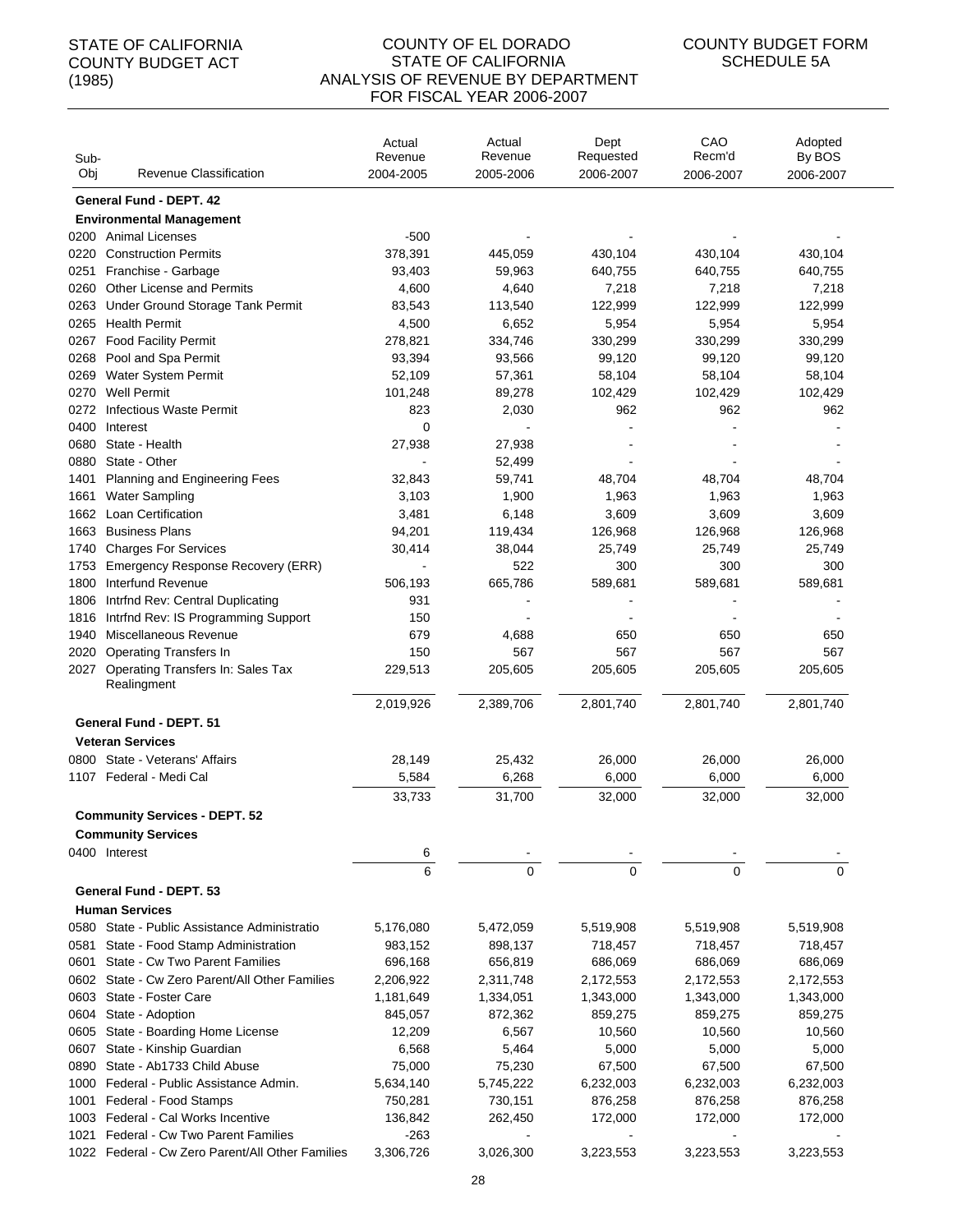STATE OF CALIFORNIA
COUNTY BUDGET ACT
(1985)

COUNTY OF EL DORADO
STATE OF CALIFORNIA
ANALYSIS OF REVENUE BY DEPARTMENT
FOR FISCAL YEAR 2006-2007

COUNTY BUDGET FORM
SCHEDULE 5A

| Sub-Obj | Revenue Classification | Actual Revenue 2004-2005 | Actual Revenue 2005-2006 | Dept Requested 2006-2007 | CAO Recm'd 2006-2007 | Adopted By BOS 2006-2007 |
|---|---|---|---|---|---|---|
| | **General Fund - DEPT. 42** | | | | | |
| | **Environmental Management** | | | | | |
| 0200 | Animal Licenses | -500 | - | - | - | - |
| 0220 | Construction Permits | 378,391 | 445,059 | 430,104 | 430,104 | 430,104 |
| 0251 | Franchise - Garbage | 93,403 | 59,963 | 640,755 | 640,755 | 640,755 |
| 0260 | Other License and Permits | 4,600 | 4,640 | 7,218 | 7,218 | 7,218 |
| 0263 | Under Ground Storage Tank Permit | 83,543 | 113,540 | 122,999 | 122,999 | 122,999 |
| 0265 | Health Permit | 4,500 | 6,652 | 5,954 | 5,954 | 5,954 |
| 0267 | Food Facility Permit | 278,821 | 334,746 | 330,299 | 330,299 | 330,299 |
| 0268 | Pool and Spa Permit | 93,394 | 93,566 | 99,120 | 99,120 | 99,120 |
| 0269 | Water System Permit | 52,109 | 57,361 | 58,104 | 58,104 | 58,104 |
| 0270 | Well Permit | 101,248 | 89,278 | 102,429 | 102,429 | 102,429 |
| 0272 | Infectious Waste Permit | 823 | 2,030 | 962 | 962 | 962 |
| 0400 | Interest | 0 | - | - | - | - |
| 0680 | State - Health | 27,938 | 27,938 | - | - | - |
| 0880 | State - Other | - | 52,499 | - | - | - |
| 1401 | Planning and Engineering Fees | 32,843 | 59,741 | 48,704 | 48,704 | 48,704 |
| 1661 | Water Sampling | 3,103 | 1,900 | 1,963 | 1,963 | 1,963 |
| 1662 | Loan Certification | 3,481 | 6,148 | 3,609 | 3,609 | 3,609 |
| 1663 | Business Plans | 94,201 | 119,434 | 126,968 | 126,968 | 126,968 |
| 1740 | Charges For Services | 30,414 | 38,044 | 25,749 | 25,749 | 25,749 |
| 1753 | Emergency Response Recovery (ERR) | - | 522 | 300 | 300 | 300 |
| 1800 | Interfund Revenue | 506,193 | 665,786 | 589,681 | 589,681 | 589,681 |
| 1806 | Intrfnd Rev: Central Duplicating | 931 | - | - | - | - |
| 1816 | Intrfnd Rev: IS Programming Support | 150 | - | - | - | - |
| 1940 | Miscellaneous Revenue | 679 | 4,688 | 650 | 650 | 650 |
| 2020 | Operating Transfers In | 150 | 567 | 567 | 567 | 567 |
| 2027 | Operating Transfers In: Sales Tax Realingment | 229,513 | 205,605 | 205,605 | 205,605 | 205,605 |
| | | 2,019,926 | 2,389,706 | 2,801,740 | 2,801,740 | 2,801,740 |
| | **General Fund - DEPT. 51** | | | | | |
| | **Veteran Services** | | | | | |
| 0800 | State - Veterans' Affairs | 28,149 | 25,432 | 26,000 | 26,000 | 26,000 |
| 1107 | Federal - Medi Cal | 5,584 | 6,268 | 6,000 | 6,000 | 6,000 |
| | | 33,733 | 31,700 | 32,000 | 32,000 | 32,000 |
| | **Community Services - DEPT. 52** | | | | | |
| | **Community Services** | | | | | |
| 0400 | Interest | 6 | - | - | - | - |
| | | 6 | 0 | 0 | 0 | 0 |
| | **General Fund - DEPT. 53** | | | | | |
| | **Human Services** | | | | | |
| 0580 | State - Public Assistance Administratio | 5,176,080 | 5,472,059 | 5,519,908 | 5,519,908 | 5,519,908 |
| 0581 | State - Food Stamp Administration | 983,152 | 898,137 | 718,457 | 718,457 | 718,457 |
| 0601 | State - Cw Two Parent Families | 696,168 | 656,819 | 686,069 | 686,069 | 686,069 |
| 0602 | State - Cw Zero Parent/All Other Families | 2,206,922 | 2,311,748 | 2,172,553 | 2,172,553 | 2,172,553 |
| 0603 | State - Foster Care | 1,181,649 | 1,334,051 | 1,343,000 | 1,343,000 | 1,343,000 |
| 0604 | State - Adoption | 845,057 | 872,362 | 859,275 | 859,275 | 859,275 |
| 0605 | State - Boarding Home License | 12,209 | 6,567 | 10,560 | 10,560 | 10,560 |
| 0607 | State - Kinship Guardian | 6,568 | 5,464 | 5,000 | 5,000 | 5,000 |
| 0890 | State - Ab1733 Child Abuse | 75,000 | 75,230 | 67,500 | 67,500 | 67,500 |
| 1000 | Federal - Public Assistance Admin. | 5,634,140 | 5,745,222 | 6,232,003 | 6,232,003 | 6,232,003 |
| 1001 | Federal - Food Stamps | 750,281 | 730,151 | 876,258 | 876,258 | 876,258 |
| 1003 | Federal - Cal Works Incentive | 136,842 | 262,450 | 172,000 | 172,000 | 172,000 |
| 1021 | Federal - Cw Two Parent Families | -263 | - | - | - | - |
| 1022 | Federal - Cw Zero Parent/All Other Families | 3,306,726 | 3,026,300 | 3,223,553 | 3,223,553 | 3,223,553 |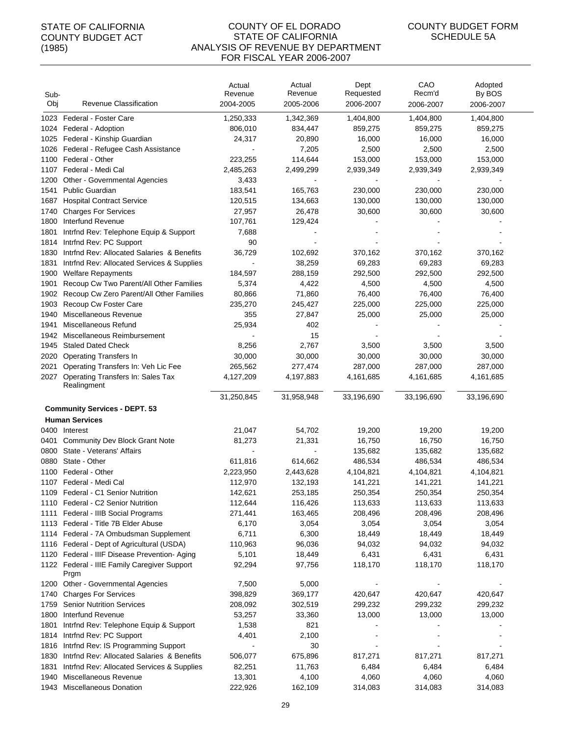STATE OF CALIFORNIA
COUNTY BUDGET ACT
(1985)

COUNTY OF EL DORADO
STATE OF CALIFORNIA
ANALYSIS OF REVENUE BY DEPARTMENT
FOR FISCAL YEAR 2006-2007

COUNTY BUDGET FORM
SCHEDULE 5A

| Sub-Obj | Revenue Classification | Actual Revenue 2004-2005 | Actual Revenue 2005-2006 | Dept Requested 2006-2007 | CAO Recm'd 2006-2007 | Adopted By BOS 2006-2007 |
|---|---|---|---|---|---|---|
| 1023 | Federal - Foster Care | 1,250,333 | 1,342,369 | 1,404,800 | 1,404,800 | 1,404,800 |
| 1024 | Federal - Adoption | 806,010 | 834,447 | 859,275 | 859,275 | 859,275 |
| 1025 | Federal - Kinship Guardian | 24,317 | 20,890 | 16,000 | 16,000 | 16,000 |
| 1026 | Federal - Refugee Cash Assistance | - | 7,205 | 2,500 | 2,500 | 2,500 |
| 1100 | Federal - Other | 223,255 | 114,644 | 153,000 | 153,000 | 153,000 |
| 1107 | Federal - Medi Cal | 2,485,263 | 2,499,299 | 2,939,349 | 2,939,349 | 2,939,349 |
| 1200 | Other - Governmental Agencies | 3,433 | - | - | - | - |
| 1541 | Public Guardian | 183,541 | 165,763 | 230,000 | 230,000 | 230,000 |
| 1687 | Hospital Contract Service | 120,515 | 134,663 | 130,000 | 130,000 | 130,000 |
| 1740 | Charges For Services | 27,957 | 26,478 | 30,600 | 30,600 | 30,600 |
| 1800 | Interfund Revenue | 107,761 | 129,424 | - | - | - |
| 1801 | Intrfnd Rev: Telephone Equip & Support | 7,688 | - | - | - | - |
| 1814 | Intrfnd Rev: PC Support | 90 | - | - | - | - |
| 1830 | Intrfnd Rev: Allocated Salaries & Benefits | 36,729 | 102,692 | 370,162 | 370,162 | 370,162 |
| 1831 | Intrfnd Rev: Allocated Services & Supplies | - | 38,259 | 69,283 | 69,283 | 69,283 |
| 1900 | Welfare Repayments | 184,597 | 288,159 | 292,500 | 292,500 | 292,500 |
| 1901 | Recoup Cw Two Parent/All Other Families | 5,374 | 4,422 | 4,500 | 4,500 | 4,500 |
| 1902 | Recoup Cw Zero Parent/All Other Families | 80,866 | 71,860 | 76,400 | 76,400 | 76,400 |
| 1903 | Recoup Cw Foster Care | 235,270 | 245,427 | 225,000 | 225,000 | 225,000 |
| 1940 | Miscellaneous Revenue | 355 | 27,847 | 25,000 | 25,000 | 25,000 |
| 1941 | Miscellaneous Refund | 25,934 | 402 | - | - | - |
| 1942 | Miscellaneous Reimbursement | - | 15 | - | - | - |
| 1945 | Staled Dated Check | 8,256 | 2,767 | 3,500 | 3,500 | 3,500 |
| 2020 | Operating Transfers In | 30,000 | 30,000 | 30,000 | 30,000 | 30,000 |
| 2021 | Operating Transfers In: Veh Lic Fee | 265,562 | 277,474 | 287,000 | 287,000 | 287,000 |
| 2027 | Operating Transfers In: Sales Tax Realingment | 4,127,209 | 4,197,883 | 4,161,685 | 4,161,685 | 4,161,685 |
| | | 31,250,845 | 31,958,948 | 33,196,690 | 33,196,690 | 33,196,690 |
| | **Community Services - DEPT. 53** | | | | | |
| | **Human Services** | | | | | |
| 0400 | Interest | 21,047 | 54,702 | 19,200 | 19,200 | 19,200 |
| 0401 | Community Dev Block Grant Note | 81,273 | 21,331 | 16,750 | 16,750 | 16,750 |
| 0800 | State - Veterans' Affairs | - | - | 135,682 | 135,682 | 135,682 |
| 0880 | State - Other | 611,816 | 614,662 | 486,534 | 486,534 | 486,534 |
| 1100 | Federal - Other | 2,223,950 | 2,443,628 | 4,104,821 | 4,104,821 | 4,104,821 |
| 1107 | Federal - Medi Cal | 112,970 | 132,193 | 141,221 | 141,221 | 141,221 |
| 1109 | Federal - C1 Senior Nutrition | 142,621 | 253,185 | 250,354 | 250,354 | 250,354 |
| 1110 | Federal - C2 Senior Nutrition | 112,644 | 116,426 | 113,633 | 113,633 | 113,633 |
| 1111 | Federal - IIIB Social Programs | 271,441 | 163,465 | 208,496 | 208,496 | 208,496 |
| 1113 | Federal - Title 7B Elder Abuse | 6,170 | 3,054 | 3,054 | 3,054 | 3,054 |
| 1114 | Federal - 7A Ombudsman Supplement | 6,711 | 6,300 | 18,449 | 18,449 | 18,449 |
| 1116 | Federal - Dept of Agricultural (USDA) | 110,963 | 96,036 | 94,032 | 94,032 | 94,032 |
| 1120 | Federal - IIIF Disease Prevention- Aging | 5,101 | 18,449 | 6,431 | 6,431 | 6,431 |
| 1122 | Federal - IIIE Family Caregiver Support Prgm | 92,294 | 97,756 | 118,170 | 118,170 | 118,170 |
| 1200 | Other - Governmental Agencies | 7,500 | 5,000 | - | - | - |
| 1740 | Charges For Services | 398,829 | 369,177 | 420,647 | 420,647 | 420,647 |
| 1759 | Senior Nutrition Services | 208,092 | 302,519 | 299,232 | 299,232 | 299,232 |
| 1800 | Interfund Revenue | 53,257 | 33,360 | 13,000 | 13,000 | 13,000 |
| 1801 | Intrfnd Rev: Telephone Equip & Support | 1,538 | 821 | - | - | - |
| 1814 | Intrfnd Rev: PC Support | 4,401 | 2,100 | - | - | - |
| 1816 | Intrfnd Rev: IS Programming Support | - | 30 | - | - | - |
| 1830 | Intrfnd Rev: Allocated Salaries & Benefits | 506,077 | 675,896 | 817,271 | 817,271 | 817,271 |
| 1831 | Intrfnd Rev: Allocated Services & Supplies | 82,251 | 11,763 | 6,484 | 6,484 | 6,484 |
| 1940 | Miscellaneous Revenue | 13,301 | 4,100 | 4,060 | 4,060 | 4,060 |
| 1943 | Miscellaneous Donation | 222,926 | 162,109 | 314,083 | 314,083 | 314,083 |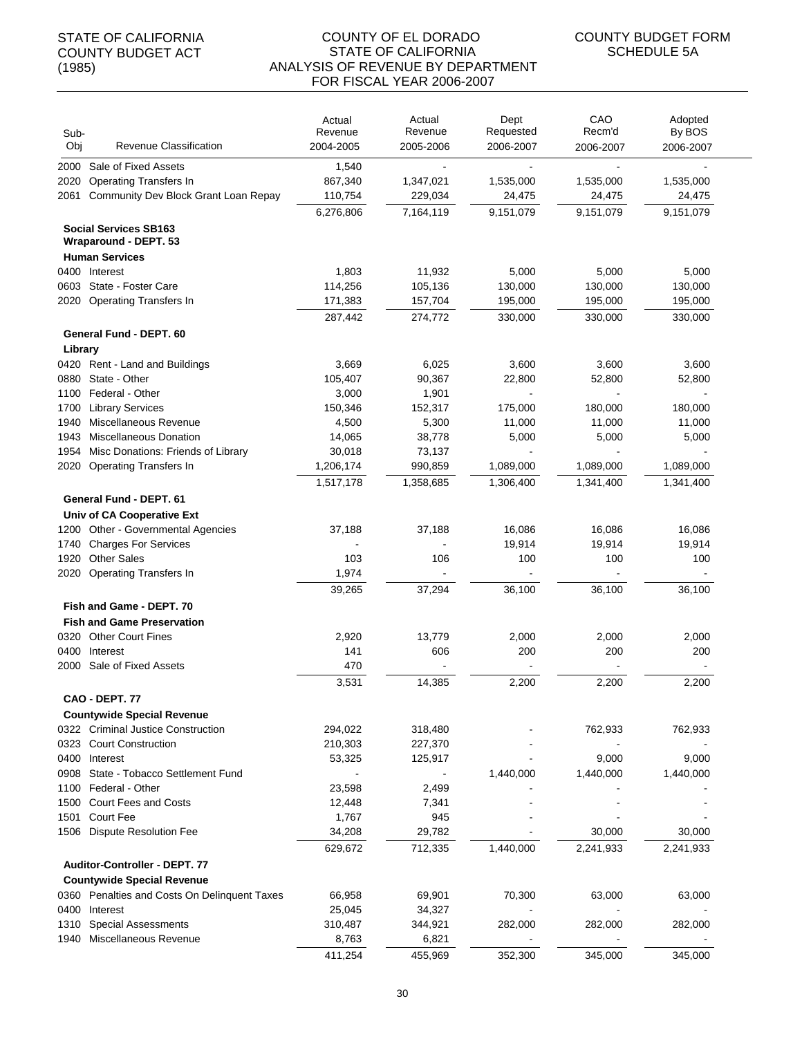STATE OF CALIFORNIA
COUNTY BUDGET ACT
(1985)

COUNTY OF EL DORADO
STATE OF CALIFORNIA
ANALYSIS OF REVENUE BY DEPARTMENT
FOR FISCAL YEAR 2006-2007

COUNTY BUDGET FORM
SCHEDULE 5A

| Sub-Obj | Revenue Classification | Actual Revenue 2004-2005 | Actual Revenue 2005-2006 | Dept Requested 2006-2007 | CAO Recm'd 2006-2007 | Adopted By BOS 2006-2007 |
|---|---|---|---|---|---|---|
| 2000 | Sale of Fixed Assets | 1,540 | - | - | - | - |
| 2020 | Operating Transfers In | 867,340 | 1,347,021 | 1,535,000 | 1,535,000 | 1,535,000 |
| 2061 | Community Dev Block Grant Loan Repay | 110,754 | 229,034 | 24,475 | 24,475 | 24,475 |
| | | 6,276,806 | 7,164,119 | 9,151,079 | 9,151,079 | 9,151,079 |
| | **Social Services SB163 Wraparound - DEPT. 53** | | | | | |
| | **Human Services** | | | | | |
| 0400 | Interest | 1,803 | 11,932 | 5,000 | 5,000 | 5,000 |
| 0603 | State - Foster Care | 114,256 | 105,136 | 130,000 | 130,000 | 130,000 |
| 2020 | Operating Transfers In | 171,383 | 157,704 | 195,000 | 195,000 | 195,000 |
| | | 287,442 | 274,772 | 330,000 | 330,000 | 330,000 |
| | **General Fund - DEPT. 60** | | | | | |
| | **Library** | | | | | |
| 0420 | Rent - Land and Buildings | 3,669 | 6,025 | 3,600 | 3,600 | 3,600 |
| 0880 | State - Other | 105,407 | 90,367 | 22,800 | 52,800 | 52,800 |
| 1100 | Federal - Other | 3,000 | 1,901 | - | - | - |
| 1700 | Library Services | 150,346 | 152,317 | 175,000 | 180,000 | 180,000 |
| 1940 | Miscellaneous Revenue | 4,500 | 5,300 | 11,000 | 11,000 | 11,000 |
| 1943 | Miscellaneous Donation | 14,065 | 38,778 | 5,000 | 5,000 | 5,000 |
| 1954 | Misc Donations: Friends of Library | 30,018 | 73,137 | - | - | - |
| 2020 | Operating Transfers In | 1,206,174 | 990,859 | 1,089,000 | 1,089,000 | 1,089,000 |
| | | 1,517,178 | 1,358,685 | 1,306,400 | 1,341,400 | 1,341,400 |
| | **General Fund - DEPT. 61** | | | | | |
| | **Univ of CA Cooperative Ext** | | | | | |
| 1200 | Other - Governmental Agencies | 37,188 | 37,188 | 16,086 | 16,086 | 16,086 |
| 1740 | Charges For Services | - | - | 19,914 | 19,914 | 19,914 |
| 1920 | Other Sales | 103 | 106 | 100 | 100 | 100 |
| 2020 | Operating Transfers In | 1,974 | - | - | - | - |
| | | 39,265 | 37,294 | 36,100 | 36,100 | 36,100 |
| | **Fish and Game - DEPT. 70** | | | | | |
| | **Fish and Game Preservation** | | | | | |
| 0320 | Other Court Fines | 2,920 | 13,779 | 2,000 | 2,000 | 2,000 |
| 0400 | Interest | 141 | 606 | 200 | 200 | 200 |
| 2000 | Sale of Fixed Assets | 470 | - | - | - | - |
| | | 3,531 | 14,385 | 2,200 | 2,200 | 2,200 |
| | **CAO - DEPT. 77** | | | | | |
| | **Countywide Special Revenue** | | | | | |
| 0322 | Criminal Justice Construction | 294,022 | 318,480 | - | 762,933 | 762,933 |
| 0323 | Court Construction | 210,303 | 227,370 | - | - | - |
| 0400 | Interest | 53,325 | 125,917 | - | 9,000 | 9,000 |
| 0908 | State - Tobacco Settlement Fund | - | - | 1,440,000 | 1,440,000 | 1,440,000 |
| 1100 | Federal - Other | 23,598 | 2,499 | - | - | - |
| 1500 | Court Fees and Costs | 12,448 | 7,341 | - | - | - |
| 1501 | Court Fee | 1,767 | 945 | - | - | - |
| 1506 | Dispute Resolution Fee | 34,208 | 29,782 | - | 30,000 | 30,000 |
| | | 629,672 | 712,335 | 1,440,000 | 2,241,933 | 2,241,933 |
| | **Auditor-Controller - DEPT. 77** | | | | | |
| | **Countywide Special Revenue** | | | | | |
| 0360 | Penalties and Costs On Delinquent Taxes | 66,958 | 69,901 | 70,300 | 63,000 | 63,000 |
| 0400 | Interest | 25,045 | 34,327 | - | - | - |
| 1310 | Special Assessments | 310,487 | 344,921 | 282,000 | 282,000 | 282,000 |
| 1940 | Miscellaneous Revenue | 8,763 | 6,821 | - | - | - |
| | | 411,254 | 455,969 | 352,300 | 345,000 | 345,000 |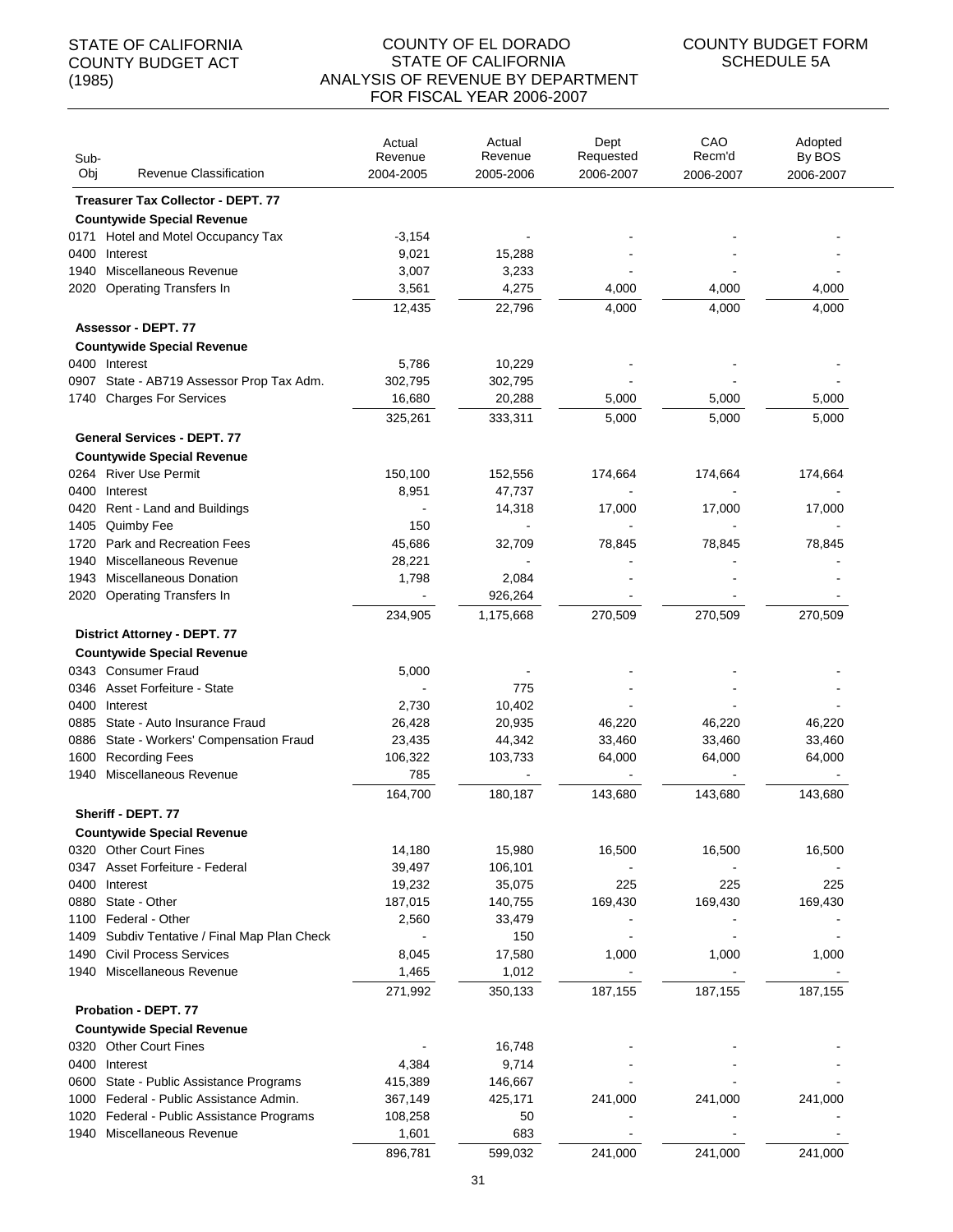STATE OF CALIFORNIA
COUNTY BUDGET ACT
(1985)

# COUNTY OF EL DORADO
## STATE OF CALIFORNIA
## ANALYSIS OF REVENUE BY DEPARTMENT
## FOR FISCAL YEAR 2006-2007

COUNTY BUDGET FORM
SCHEDULE 5A

| Sub-Obj | Revenue Classification | Actual Revenue 2004-2005 | Actual Revenue 2005-2006 | Dept Requested 2006-2007 | CAO Recm'd 2006-2007 | Adopted By BOS 2006-2007 |
|---|---|---|---|---|---|---|
| | **Treasurer Tax Collector - DEPT. 77** | | | | | |
| | **Countywide Special Revenue** | | | | | |
| 0171 | Hotel and Motel Occupancy Tax | -3,154 | - | - | - | - |
| 0400 | Interest | 9,021 | 15,288 | - | - | - |
| 1940 | Miscellaneous Revenue | 3,007 | 3,233 | - | - | - |
| 2020 | Operating Transfers In | 3,561 | 4,275 | 4,000 | 4,000 | 4,000 |
| | | 12,435 | 22,796 | 4,000 | 4,000 | 4,000 |
| | **Assessor - DEPT. 77** | | | | | |
| | **Countywide Special Revenue** | | | | | |
| 0400 | Interest | 5,786 | 10,229 | - | - | - |
| 0907 | State - AB719 Assessor Prop Tax Adm. | 302,795 | 302,795 | - | - | - |
| 1740 | Charges For Services | 16,680 | 20,288 | 5,000 | 5,000 | 5,000 |
| | | 325,261 | 333,311 | 5,000 | 5,000 | 5,000 |
| | **General Services - DEPT. 77** | | | | | |
| | **Countywide Special Revenue** | | | | | |
| 0264 | River Use Permit | 150,100 | 152,556 | 174,664 | 174,664 | 174,664 |
| 0400 | Interest | 8,951 | 47,737 | - | - | - |
| 0420 | Rent - Land and Buildings | - | 14,318 | 17,000 | 17,000 | 17,000 |
| 1405 | Quimby Fee | 150 | - | - | - | - |
| 1720 | Park and Recreation Fees | 45,686 | 32,709 | 78,845 | 78,845 | 78,845 |
| 1940 | Miscellaneous Revenue | 28,221 | - | - | - | - |
| 1943 | Miscellaneous Donation | 1,798 | 2,084 | - | - | - |
| 2020 | Operating Transfers In | - | 926,264 | - | - | - |
| | | 234,905 | 1,175,668 | 270,509 | 270,509 | 270,509 |
| | **District Attorney - DEPT. 77** | | | | | |
| | **Countywide Special Revenue** | | | | | |
| 0343 | Consumer Fraud | 5,000 | - | - | - | - |
| 0346 | Asset Forfeiture - State | - | 775 | - | - | - |
| 0400 | Interest | 2,730 | 10,402 | - | - | - |
| 0885 | State - Auto Insurance Fraud | 26,428 | 20,935 | 46,220 | 46,220 | 46,220 |
| 0886 | State - Workers' Compensation Fraud | 23,435 | 44,342 | 33,460 | 33,460 | 33,460 |
| 1600 | Recording Fees | 106,322 | 103,733 | 64,000 | 64,000 | 64,000 |
| 1940 | Miscellaneous Revenue | 785 | - | - | - | - |
| | | 164,700 | 180,187 | 143,680 | 143,680 | 143,680 |
| | **Sheriff - DEPT. 77** | | | | | |
| | **Countywide Special Revenue** | | | | | |
| 0320 | Other Court Fines | 14,180 | 15,980 | 16,500 | 16,500 | 16,500 |
| 0347 | Asset Forfeiture - Federal | 39,497 | 106,101 | - | - | - |
| 0400 | Interest | 19,232 | 35,075 | 225 | 225 | 225 |
| 0880 | State - Other | 187,015 | 140,755 | 169,430 | 169,430 | 169,430 |
| 1100 | Federal - Other | 2,560 | 33,479 | - | - | - |
| 1409 | Subdiv Tentative / Final Map Plan Check | - | 150 | - | - | - |
| 1490 | Civil Process Services | 8,045 | 17,580 | 1,000 | 1,000 | 1,000 |
| 1940 | Miscellaneous Revenue | 1,465 | 1,012 | - | - | - |
| | | 271,992 | 350,133 | 187,155 | 187,155 | 187,155 |
| | **Probation - DEPT. 77** | | | | | |
| | **Countywide Special Revenue** | | | | | |
| 0320 | Other Court Fines | - | 16,748 | - | - | - |
| 0400 | Interest | 4,384 | 9,714 | - | - | - |
| 0600 | State - Public Assistance Programs | 415,389 | 146,667 | - | - | - |
| 1000 | Federal - Public Assistance Admin. | 367,149 | 425,171 | 241,000 | 241,000 | 241,000 |
| 1020 | Federal - Public Assistance Programs | 108,258 | 50 | - | - | - |
| 1940 | Miscellaneous Revenue | 1,601 | 683 | - | - | - |
| | | 896,781 | 599,032 | 241,000 | 241,000 | 241,000 |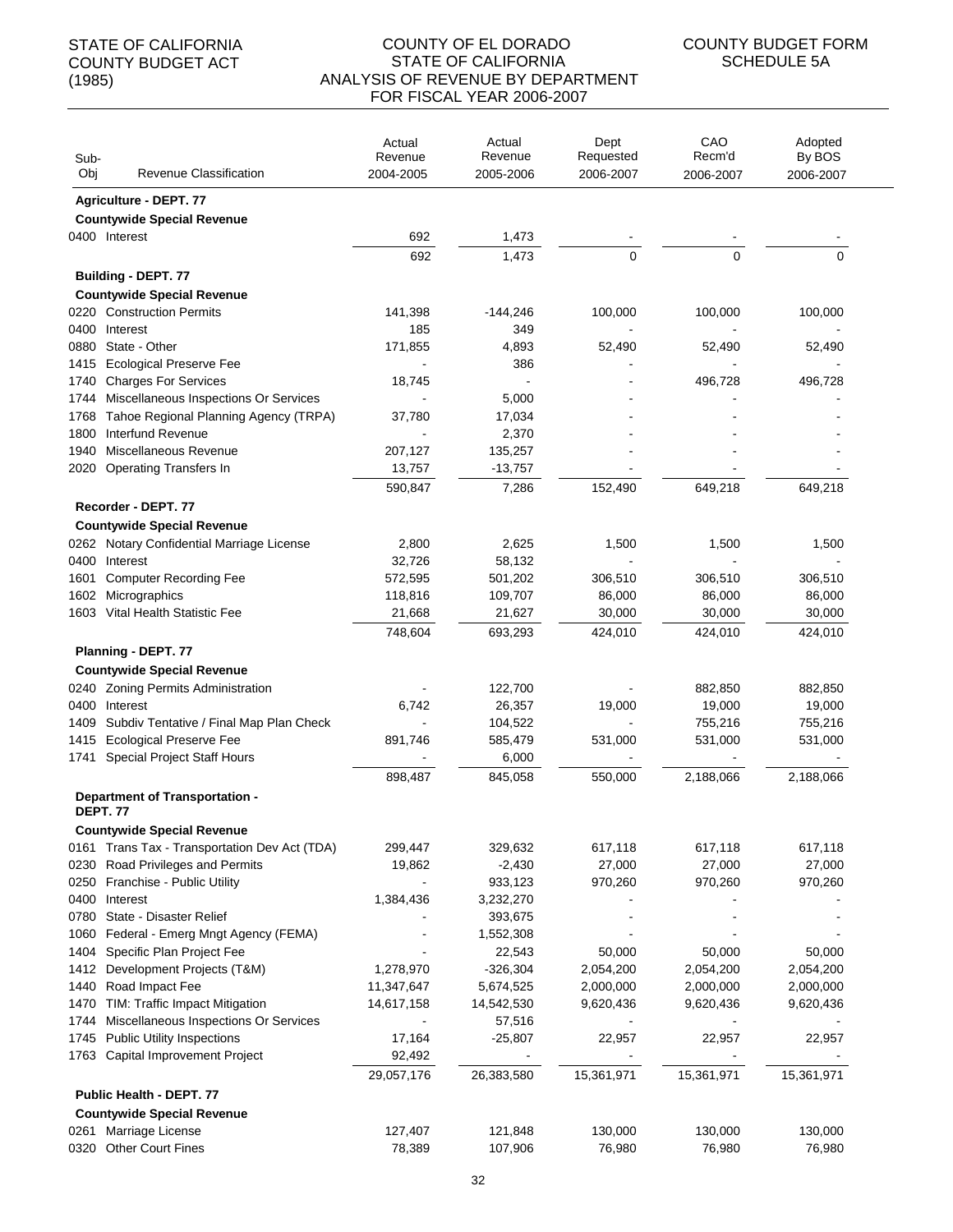STATE OF CALIFORNIA
COUNTY BUDGET ACT
(1985)

COUNTY OF EL DORADO
STATE OF CALIFORNIA
ANALYSIS OF REVENUE BY DEPARTMENT
FOR FISCAL YEAR 2006-2007

COUNTY BUDGET FORM
SCHEDULE 5A

| Sub-Obj | Revenue Classification | Actual Revenue 2004-2005 | Actual Revenue 2005-2006 | Dept Requested 2006-2007 | CAO Recm'd 2006-2007 | Adopted By BOS 2006-2007 |
|---|---|---|---|---|---|---|
| | **Agriculture - DEPT. 77** | | | | | |
| | **Countywide Special Revenue** | | | | | |
| 0400 | Interest | 692 | 1,473 | - | - | - |
| | | 692 | 1,473 | 0 | 0 | 0 |
| | **Building - DEPT. 77** | | | | | |
| | **Countywide Special Revenue** | | | | | |
| 0220 | Construction Permits | 141,398 | -144,246 | 100,000 | 100,000 | 100,000 |
| 0400 | Interest | 185 | 349 | - | | - |
| 0880 | State - Other | 171,855 | 4,893 | 52,490 | 52,490 | 52,490 |
| 1415 | Ecological Preserve Fee | - | 386 | - | - | - |
| 1740 | Charges For Services | 18,745 | - | - | 496,728 | 496,728 |
| 1744 | Miscellaneous Inspections Or Services | - | 5,000 | - | - | - |
| 1768 | Tahoe Regional Planning Agency (TRPA) | 37,780 | 17,034 | - | - | - |
| 1800 | Interfund Revenue | - | 2,370 | - | - | - |
| 1940 | Miscellaneous Revenue | 207,127 | 135,257 | - | - | - |
| 2020 | Operating Transfers In | 13,757 | -13,757 | - | - | - |
| | | 590,847 | 7,286 | 152,490 | 649,218 | 649,218 |
| | **Recorder - DEPT. 77** | | | | | |
| | **Countywide Special Revenue** | | | | | |
| 0262 | Notary Confidential Marriage License | 2,800 | 2,625 | 1,500 | 1,500 | 1,500 |
| 0400 | Interest | 32,726 | 58,132 | - | - | - |
| 1601 | Computer Recording Fee | 572,595 | 501,202 | 306,510 | 306,510 | 306,510 |
| 1602 | Micrographics | 118,816 | 109,707 | 86,000 | 86,000 | 86,000 |
| 1603 | Vital Health Statistic Fee | 21,668 | 21,627 | 30,000 | 30,000 | 30,000 |
| | | 748,604 | 693,293 | 424,010 | 424,010 | 424,010 |
| | **Planning - DEPT. 77** | | | | | |
| | **Countywide Special Revenue** | | | | | |
| 0240 | Zoning Permits Administration | - | 122,700 | - | 882,850 | 882,850 |
| 0400 | Interest | 6,742 | 26,357 | 19,000 | 19,000 | 19,000 |
| 1409 | Subdiv Tentative / Final Map Plan Check | - | 104,522 | - | 755,216 | 755,216 |
| 1415 | Ecological Preserve Fee | 891,746 | 585,479 | 531,000 | 531,000 | 531,000 |
| 1741 | Special Project Staff Hours | - | 6,000 | - | - | - |
| | | 898,487 | 845,058 | 550,000 | 2,188,066 | 2,188,066 |
| | **Department of Transportation - DEPT. 77** | | | | | |
| | **Countywide Special Revenue** | | | | | |
| 0161 | Trans Tax - Transportation Dev Act (TDA) | 299,447 | 329,632 | 617,118 | 617,118 | 617,118 |
| 0230 | Road Privileges and Permits | 19,862 | -2,430 | 27,000 | 27,000 | 27,000 |
| 0250 | Franchise - Public Utility | - | 933,123 | 970,260 | 970,260 | 970,260 |
| 0400 | Interest | 1,384,436 | 3,232,270 | - | - | - |
| 0780 | State - Disaster Relief | - | 393,675 | - | - | - |
| 1060 | Federal - Emerg Mngt Agency (FEMA) | - | 1,552,308 | - | - | - |
| 1404 | Specific Plan Project Fee | - | 22,543 | 50,000 | 50,000 | 50,000 |
| 1412 | Development Projects (T&M) | 1,278,970 | -326,304 | 2,054,200 | 2,054,200 | 2,054,200 |
| 1440 | Road Impact Fee | 11,347,647 | 5,674,525 | 2,000,000 | 2,000,000 | 2,000,000 |
| 1470 | TIM: Traffic Impact Mitigation | 14,617,158 | 14,542,530 | 9,620,436 | 9,620,436 | 9,620,436 |
| 1744 | Miscellaneous Inspections Or Services | - | 57,516 | - | - | - |
| 1745 | Public Utility Inspections | 17,164 | -25,807 | 22,957 | 22,957 | 22,957 |
| 1763 | Capital Improvement Project | 92,492 | - | - | - | - |
| | | 29,057,176 | 26,383,580 | 15,361,971 | 15,361,971 | 15,361,971 |
| | **Public Health - DEPT. 77** | | | | | |
| | **Countywide Special Revenue** | | | | | |
| 0261 | Marriage License | 127,407 | 121,848 | 130,000 | 130,000 | 130,000 |
| 0320 | Other Court Fines | 78,389 | 107,906 | 76,980 | 76,980 | 76,980 |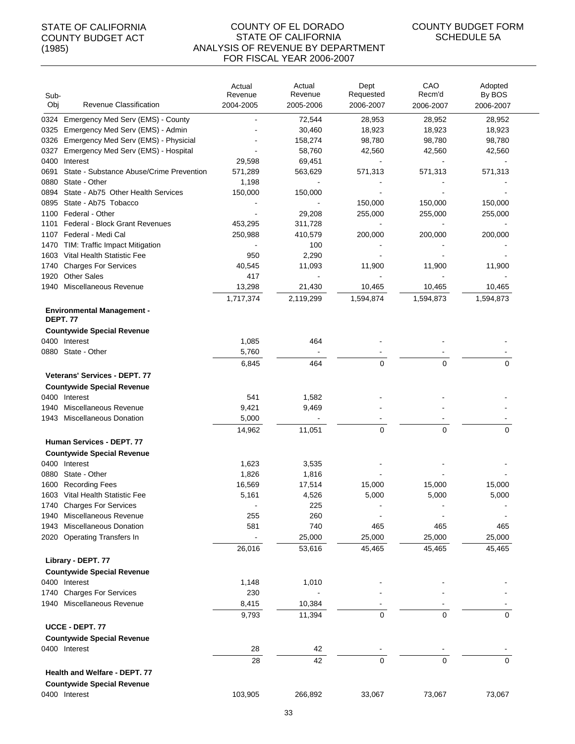STATE OF CALIFORNIA
COUNTY BUDGET ACT
(1985)

COUNTY OF EL DORADO
STATE OF CALIFORNIA
ANALYSIS OF REVENUE BY DEPARTMENT
FOR FISCAL YEAR 2006-2007

COUNTY BUDGET FORM
SCHEDULE 5A

| Sub-Obj | Revenue Classification | Actual Revenue 2004-2005 | Actual Revenue 2005-2006 | Dept Requested 2006-2007 | CAO Recm'd 2006-2007 | Adopted By BOS 2006-2007 |
|---|---|---|---|---|---|---|
| 0324 | Emergency Med Serv (EMS) - County | - | 72,544 | 28,953 | 28,952 | 28,952 |
| 0325 | Emergency Med Serv (EMS) - Admin | - | 30,460 | 18,923 | 18,923 | 18,923 |
| 0326 | Emergency Med Serv (EMS) - Physicial | - | 158,274 | 98,780 | 98,780 | 98,780 |
| 0327 | Emergency Med Serv (EMS) - Hospital | - | 58,760 | 42,560 | 42,560 | 42,560 |
| 0400 | Interest | 29,598 | 69,451 | - | - | - |
| 0691 | State - Substance Abuse/Crime Prevention | 571,289 | 563,629 | 571,313 | 571,313 | 571,313 |
| 0880 | State - Other | 1,198 | - | - | - | - |
| 0894 | State - Ab75 Other Health Services | 150,000 | 150,000 | - | - | - |
| 0895 | State - Ab75 Tobacco | - | - | 150,000 | 150,000 | 150,000 |
| 1100 | Federal - Other | - | 29,208 | 255,000 | 255,000 | 255,000 |
| 1101 | Federal - Block Grant Revenues | 453,295 | 311,728 | - | - | - |
| 1107 | Federal - Medi Cal | 250,988 | 410,579 | 200,000 | 200,000 | 200,000 |
| 1470 | TIM: Traffic Impact Mitigation | - | 100 | - | - | - |
| 1603 | Vital Health Statistic Fee | 950 | 2,290 | - | - | - |
| 1740 | Charges For Services | 40,545 | 11,093 | 11,900 | 11,900 | 11,900 |
| 1920 | Other Sales | 417 | - | - | - | - |
| 1940 | Miscellaneous Revenue | 13,298 | 21,430 | 10,465 | 10,465 | 10,465 |
| | | 1,717,374 | 2,119,299 | 1,594,874 | 1,594,873 | 1,594,873 |
| | **Environmental Management - DEPT. 77** | | | | | |
| | **Countywide Special Revenue** | | | | | |
| 0400 | Interest | 1,085 | 464 | - | - | - |
| 0880 | State - Other | 5,760 | - | - | - | - |
| | | 6,845 | 464 | 0 | 0 | 0 |
| | **Veterans' Services - DEPT. 77** | | | | | |
| | **Countywide Special Revenue** | | | | | |
| 0400 | Interest | 541 | 1,582 | - | - | - |
| 1940 | Miscellaneous Revenue | 9,421 | 9,469 | - | - | - |
| 1943 | Miscellaneous Donation | 5,000 | - | - | - | - |
| | | 14,962 | 11,051 | 0 | 0 | 0 |
| | **Human Services - DEPT. 77** | | | | | |
| | **Countywide Special Revenue** | | | | | |
| 0400 | Interest | 1,623 | 3,535 | - | - | - |
| 0880 | State - Other | 1,826 | 1,816 | - | - | - |
| 1600 | Recording Fees | 16,569 | 17,514 | 15,000 | 15,000 | 15,000 |
| 1603 | Vital Health Statistic Fee | 5,161 | 4,526 | 5,000 | 5,000 | 5,000 |
| 1740 | Charges For Services | - | 225 | - | - | - |
| 1940 | Miscellaneous Revenue | 255 | 260 | - | - | - |
| 1943 | Miscellaneous Donation | 581 | 740 | 465 | 465 | 465 |
| 2020 | Operating Transfers In | - | 25,000 | 25,000 | 25,000 | 25,000 |
| | | 26,016 | 53,616 | 45,465 | 45,465 | 45,465 |
| | **Library - DEPT. 77** | | | | | |
| | **Countywide Special Revenue** | | | | | |
| 0400 | Interest | 1,148 | 1,010 | - | - | - |
| 1740 | Charges For Services | 230 | - | - | - | - |
| 1940 | Miscellaneous Revenue | 8,415 | 10,384 | - | - | - |
| | | 9,793 | 11,394 | 0 | 0 | 0 |
| | **UCCE - DEPT. 77** | | | | | |
| | **Countywide Special Revenue** | | | | | |
| 0400 | Interest | 28 | 42 | - | - | - |
| | | 28 | 42 | 0 | 0 | 0 |
| | **Health and Welfare - DEPT. 77** | | | | | |
| | **Countywide Special Revenue** | | | | | |
| 0400 | Interest | 103,905 | 266,892 | 33,067 | 73,067 | 73,067 |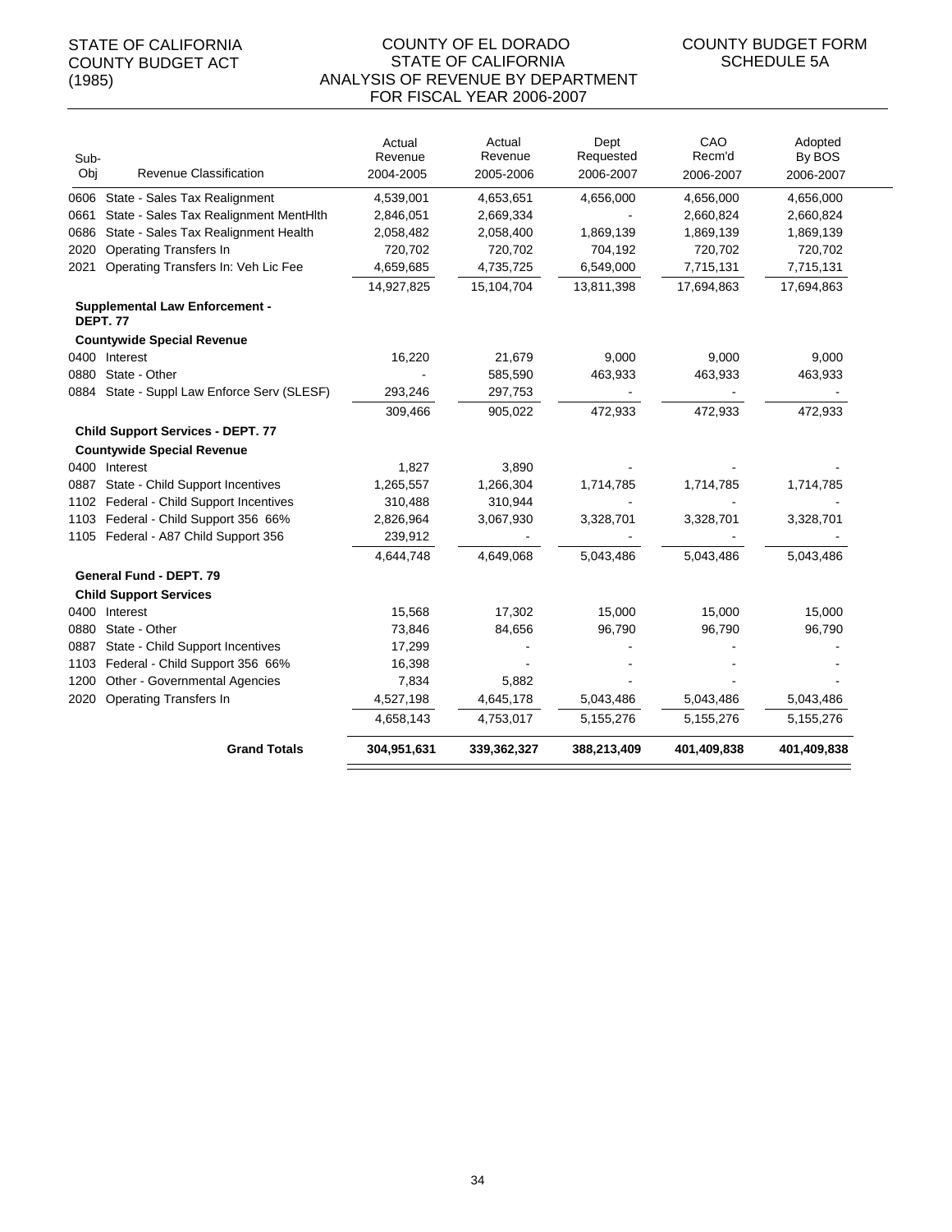STATE OF CALIFORNIA
COUNTY BUDGET ACT
(1985)

COUNTY OF EL DORADO
STATE OF CALIFORNIA
ANALYSIS OF REVENUE BY DEPARTMENT
FOR FISCAL YEAR 2006-2007

COUNTY BUDGET FORM
SCHEDULE 5A

| Sub-Obj | Revenue Classification | Actual Revenue 2004-2005 | Actual Revenue 2005-2006 | Dept Requested 2006-2007 | CAO Recm'd 2006-2007 | Adopted By BOS 2006-2007 |
|---|---|---|---|---|---|---|
| 0606 | State - Sales Tax Realignment | 4,539,001 | 4,653,651 | 4,656,000 | 4,656,000 | 4,656,000 |
| 0661 | State - Sales Tax Realignment MentHlth | 2,846,051 | 2,669,334 | - | 2,660,824 | 2,660,824 |
| 0686 | State - Sales Tax Realignment Health | 2,058,482 | 2,058,400 | 1,869,139 | 1,869,139 | 1,869,139 |
| 2020 | Operating Transfers In | 720,702 | 720,702 | 704,192 | 720,702 | 720,702 |
| 2021 | Operating Transfers In: Veh Lic Fee | 4,659,685 | 4,735,725 | 6,549,000 | 7,715,131 | 7,715,131 |
| | | 14,927,825 | 15,104,704 | 13,811,398 | 17,694,863 | 17,694,863 |
| | **Supplemental Law Enforcement - DEPT. 77** | | | | | |
| | **Countywide Special Revenue** | | | | | |
| 0400 | Interest | 16,220 | 21,679 | 9,000 | 9,000 | 9,000 |
| 0880 | State - Other | - | 585,590 | 463,933 | 463,933 | 463,933 |
| 0884 | State - Suppl Law Enforce Serv (SLESF) | 293,246 | 297,753 | - | - | - |
| | | 309,466 | 905,022 | 472,933 | 472,933 | 472,933 |
| | **Child Support Services - DEPT. 77** | | | | | |
| | **Countywide Special Revenue** | | | | | |
| 0400 | Interest | 1,827 | 3,890 | - | - | - |
| 0887 | State - Child Support Incentives | 1,265,557 | 1,266,304 | 1,714,785 | 1,714,785 | 1,714,785 |
| 1102 | Federal - Child Support Incentives | 310,488 | 310,944 | - | - | - |
| 1103 | Federal - Child Support 356 66% | 2,826,964 | 3,067,930 | 3,328,701 | 3,328,701 | 3,328,701 |
| 1105 | Federal - A87 Child Support 356 | 239,912 | - | - | - | - |
| | | 4,644,748 | 4,649,068 | 5,043,486 | 5,043,486 | 5,043,486 |
| | **General Fund - DEPT. 79** | | | | | |
| | **Child Support Services** | | | | | |
| 0400 | Interest | 15,568 | 17,302 | 15,000 | 15,000 | 15,000 |
| 0880 | State - Other | 73,846 | 84,656 | 96,790 | 96,790 | 96,790 |
| 0887 | State - Child Support Incentives | 17,299 | - | - | - | - |
| 1103 | Federal - Child Support 356 66% | 16,398 | - | - | - | - |
| 1200 | Other - Governmental Agencies | 7,834 | 5,882 | - | - | - |
| 2020 | Operating Transfers In | 4,527,198 | 4,645,178 | 5,043,486 | 5,043,486 | 5,043,486 |
| | | 4,658,143 | 4,753,017 | 5,155,276 | 5,155,276 | 5,155,276 |
| | **Grand Totals** | **304,951,631** | **339,362,327** | **388,213,409** | **401,409,838** | **401,409,838** |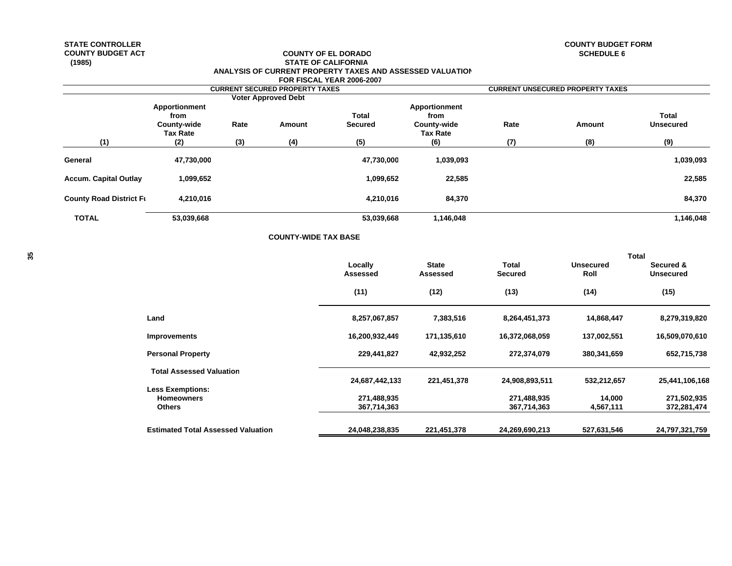STATE CONTROLLER
COUNTY BUDGET ACT
(1985)

COUNTY BUDGET FORM
SCHEDULE 6

## COUNTY OF EL DORADO
## STATE OF CALIFORNIA
## ANALYSIS OF CURRENT PROPERTY TAXES AND ASSESSED VALUATION
## FOR FISCAL YEAR 2006-2007

| | CURRENT SECURED PROPERTY TAXES | | | | CURRENT UNSECURED PROPERTY TAXES | | | |
|---|---|---|---|---|---|---|---|---|
| | | Voter Approved Debt | | | | | | |
| | Apportionment from County-wide Tax Rate | Rate | Amount | Total Secured | Apportionment from County-wide Tax Rate | Rate | Amount | Total Unsecured |
| (1) | (2) | (3) | (4) | (5) | (6) | (7) | (8) | (9) |
| General | 47,730,000 | | | 47,730,000 | 1,039,093 | | | 1,039,093 |
| Accum. Capital Outlay | 1,099,652 | | | 1,099,652 | 22,585 | | | 22,585 |
| County Road District Fu | 4,210,016 | | | 4,210,016 | 84,370 | | | 84,370 |
| TOTAL | 53,039,668 | | | 53,039,668 | 1,146,048 | | | 1,146,048 |

### COUNTY-WIDE TAX BASE

| | Locally Assessed | State Assessed | Total Secured | Unsecured Roll | Total Secured & Unsecured |
|---|---|---|---|---|---|
| | (11) | (12) | (13) | (14) | (15) |
| Land | 8,257,067,857 | 7,383,516 | 8,264,451,373 | 14,868,447 | 8,279,319,820 |
| Improvements | 16,200,932,449 | 171,135,610 | 16,372,068,059 | 137,002,551 | 16,509,070,610 |
| Personal Property | 229,441,827 | 42,932,252 | 272,374,079 | 380,341,659 | 652,715,738 |
| Total Assessed Valuation | 24,687,442,133 | 221,451,378 | 24,908,893,511 | 532,212,657 | 25,441,106,168 |
| Less Exemptions: | | | | | |
| Homeowners | 271,488,935 | | 271,488,935 | 14,000 | 271,502,935 |
| Others | 367,714,363 | | 367,714,363 | 4,567,111 | 372,281,474 |
| Estimated Total Assessed Valuation | 24,048,238,835 | 221,451,378 | 24,269,690,213 | 527,631,546 | 24,797,321,759 |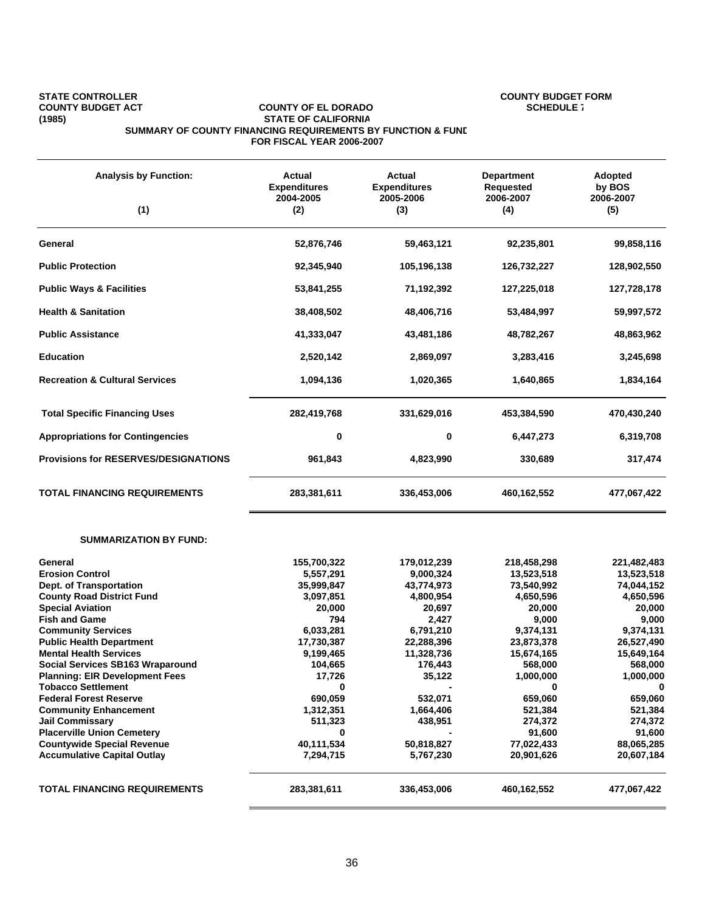STATE CONTROLLER
COUNTY BUDGET ACT
(1985)

COUNTY BUDGET FORM
SCHEDULE 7

**COUNTY OF EL DORADO**
**STATE OF CALIFORNIA**
**SUMMARY OF COUNTY FINANCING REQUIREMENTS BY FUNCTION & FUND**
**FOR FISCAL YEAR 2006-2007**

| Analysis by Function: (1) | Actual Expenditures 2004-2005 (2) | Actual Expenditures 2005-2006 (3) | Department Requested 2006-2007 (4) | Adopted by BOS 2006-2007 (5) |
|---|---|---|---|---|
| **General** | 52,876,746 | 59,463,121 | 92,235,801 | 99,858,116 |
| **Public Protection** | 92,345,940 | 105,196,138 | 126,732,227 | 128,902,550 |
| **Public Ways & Facilities** | 53,841,255 | 71,192,392 | 127,225,018 | 127,728,178 |
| **Health & Sanitation** | 38,408,502 | 48,406,716 | 53,484,997 | 59,997,572 |
| **Public Assistance** | 41,333,047 | 43,481,186 | 48,782,267 | 48,863,962 |
| **Education** | 2,520,142 | 2,869,097 | 3,283,416 | 3,245,698 |
| **Recreation & Cultural Services** | 1,094,136 | 1,020,365 | 1,640,865 | 1,834,164 |
| **Total Specific Financing Uses** | 282,419,768 | 331,629,016 | 453,384,590 | 470,430,240 |
| **Appropriations for Contingencies** | 0 | 0 | 6,447,273 | 6,319,708 |
| **Provisions for RESERVES/DESIGNATIONS** | 961,843 | 4,823,990 | 330,689 | 317,474 |
| **TOTAL FINANCING REQUIREMENTS** | 283,381,611 | 336,453,006 | 460,162,552 | 477,067,422 |

**SUMMARIZATION BY FUND:**

| Fund | 2004-2005 | 2005-2006 | 2006-2007 Requested | 2006-2007 Adopted |
|---|---|---|---|---|
| **General** | 155,700,322 | 179,012,239 | 218,458,298 | 221,482,483 |
| **Erosion Control** | 5,557,291 | 9,000,324 | 13,523,518 | 13,523,518 |
| **Dept. of Transportation** | 35,999,847 | 43,774,973 | 73,540,992 | 74,044,152 |
| **County Road District Fund** | 3,097,851 | 4,800,954 | 4,650,596 | 4,650,596 |
| **Special Aviation** | 20,000 | 20,697 | 20,000 | 20,000 |
| **Fish and Game** | 794 | 2,427 | 9,000 | 9,000 |
| **Community Services** | 6,033,281 | 6,791,210 | 9,374,131 | 9,374,131 |
| **Public Health Department** | 17,730,387 | 22,288,396 | 23,873,378 | 26,527,490 |
| **Mental Health Services** | 9,199,465 | 11,328,736 | 15,674,165 | 15,649,164 |
| **Social Services SB163 Wraparound** | 104,665 | 176,443 | 568,000 | 568,000 |
| **Planning: EIR Development Fees** | 17,726 | 35,122 | 1,000,000 | 1,000,000 |
| **Tobacco Settlement** | 0 | - | 0 | 0 |
| **Federal Forest Reserve** | 690,059 | 532,071 | 659,060 | 659,060 |
| **Community Enhancement** | 1,312,351 | 1,664,406 | 521,384 | 521,384 |
| **Jail Commissary** | 511,323 | 438,951 | 274,372 | 274,372 |
| **Placerville Union Cemetery** | 0 | - | 91,600 | 91,600 |
| **Countywide Special Revenue** | 40,111,534 | 50,818,827 | 77,022,433 | 88,065,285 |
| **Accumulative Capital Outlay** | 7,294,715 | 5,767,230 | 20,901,626 | 20,607,184 |
| **TOTAL FINANCING REQUIREMENTS** | 283,381,611 | 336,453,006 | 460,162,552 | 477,067,422 |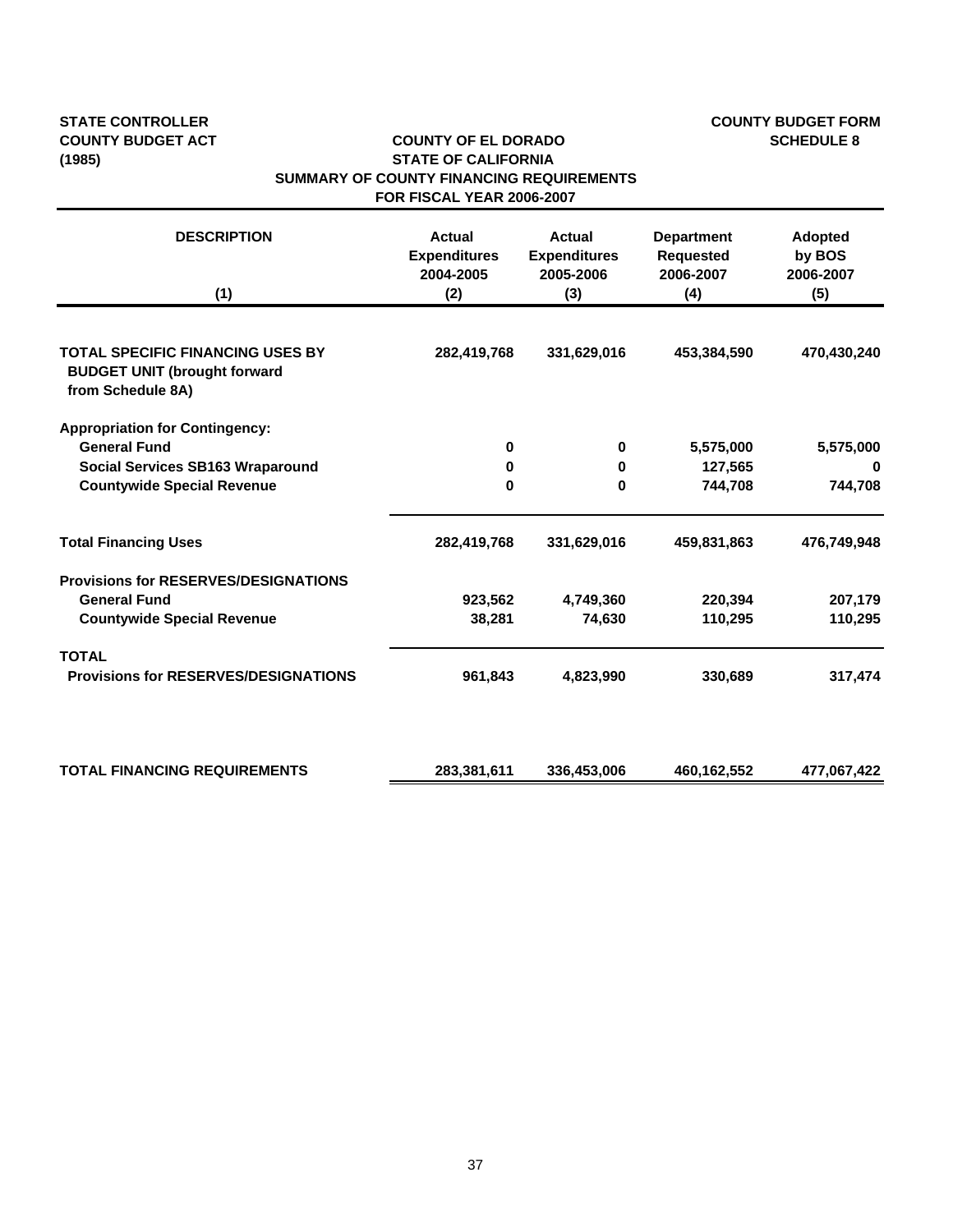**STATE CONTROLLER**
**COUNTY BUDGET ACT**
**(1985)**

**COUNTY BUDGET FORM**
**SCHEDULE 8**

**COUNTY OF EL DORADO**
**STATE OF CALIFORNIA**
**SUMMARY OF COUNTY FINANCING REQUIREMENTS**
**FOR FISCAL YEAR 2006-2007**

| DESCRIPTION (1) | Actual Expenditures 2004-2005 (2) | Actual Expenditures 2005-2006 (3) | Department Requested 2006-2007 (4) | Adopted by BOS 2006-2007 (5) |
|---|---|---|---|---|
| **TOTAL SPECIFIC FINANCING USES BY BUDGET UNIT (brought forward from Schedule 8A)** | 282,419,768 | 331,629,016 | 453,384,590 | 470,430,240 |
| **Appropriation for Contingency:** | | | | |
| General Fund | 0 | 0 | 5,575,000 | 5,575,000 |
| Social Services SB163 Wraparound | 0 | 0 | 127,565 | 0 |
| Countywide Special Revenue | 0 | 0 | 744,708 | 744,708 |
| **Total Financing Uses** | 282,419,768 | 331,629,016 | 459,831,863 | 476,749,948 |
| **Provisions for RESERVES/DESIGNATIONS** | | | | |
| General Fund | 923,562 | 4,749,360 | 220,394 | 207,179 |
| Countywide Special Revenue | 38,281 | 74,630 | 110,295 | 110,295 |
| **TOTAL Provisions for RESERVES/DESIGNATIONS** | 961,843 | 4,823,990 | 330,689 | 317,474 |
| **TOTAL FINANCING REQUIREMENTS** | 283,381,611 | 336,453,006 | 460,162,552 | 477,067,422 |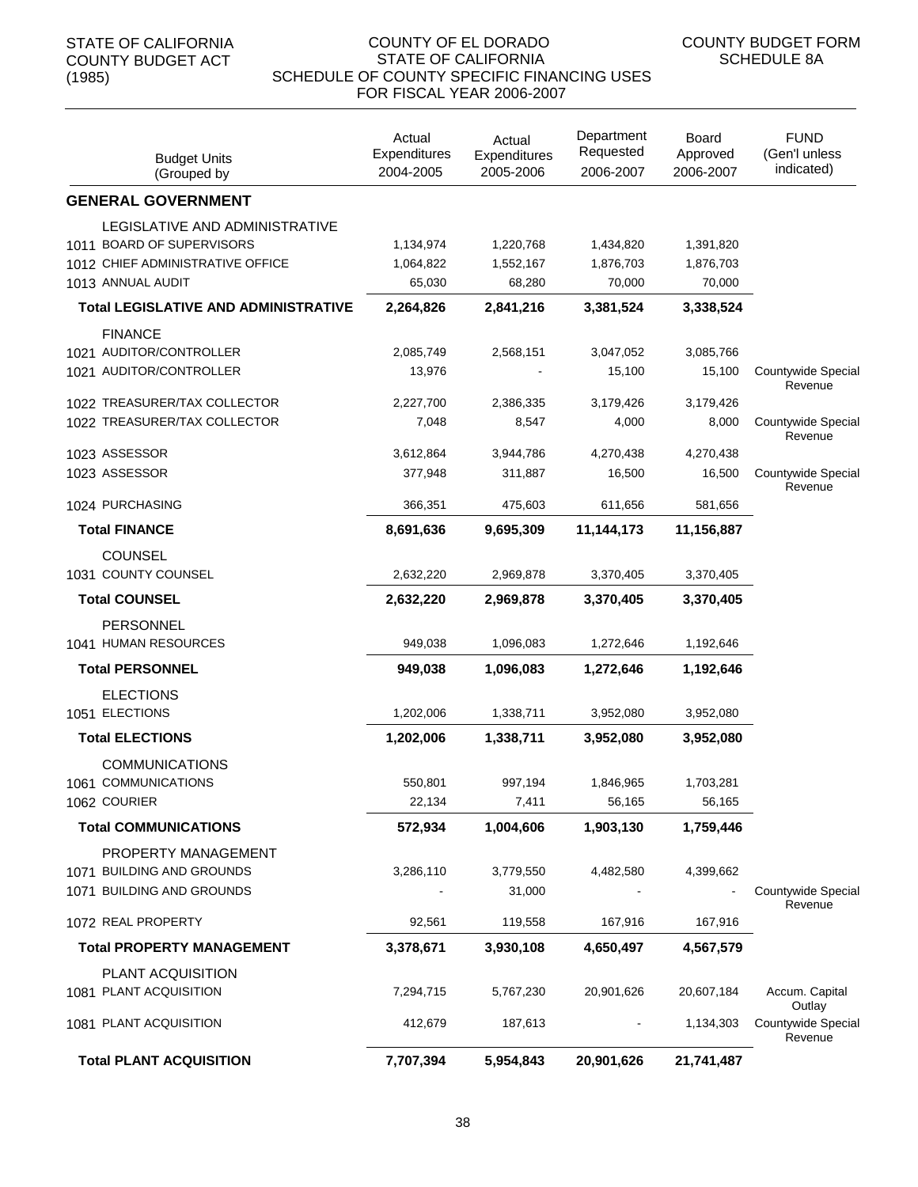STATE OF CALIFORNIA
COUNTY BUDGET ACT
(1985)

COUNTY OF EL DORADO
STATE OF CALIFORNIA
SCHEDULE OF COUNTY SPECIFIC FINANCING USES
FOR FISCAL YEAR 2006-2007

COUNTY BUDGET FORM
SCHEDULE 8A

| Budget Units (Grouped by | Actual Expenditures 2004-2005 | Actual Expenditures 2005-2006 | Department Requested 2006-2007 | Board Approved 2006-2007 | FUND (Gen'l unless indicated) |
|---|---|---|---|---|---|
| **GENERAL GOVERNMENT** | | | | | |
| LEGISLATIVE AND ADMINISTRATIVE | | | | | |
| 1011 BOARD OF SUPERVISORS | 1,134,974 | 1,220,768 | 1,434,820 | 1,391,820 | |
| 1012 CHIEF ADMINISTRATIVE OFFICE | 1,064,822 | 1,552,167 | 1,876,703 | 1,876,703 | |
| 1013 ANNUAL AUDIT | 65,030 | 68,280 | 70,000 | 70,000 | |
| **Total LEGISLATIVE AND ADMINISTRATIVE** | **2,264,826** | **2,841,216** | **3,381,524** | **3,338,524** | |
| FINANCE | | | | | |
| 1021 AUDITOR/CONTROLLER | 2,085,749 | 2,568,151 | 3,047,052 | 3,085,766 | |
| 1021 AUDITOR/CONTROLLER | 13,976 | - | 15,100 | 15,100 | Countywide Special Revenue |
| 1022 TREASURER/TAX COLLECTOR | 2,227,700 | 2,386,335 | 3,179,426 | 3,179,426 | |
| 1022 TREASURER/TAX COLLECTOR | 7,048 | 8,547 | 4,000 | 8,000 | Countywide Special Revenue |
| 1023 ASSESSOR | 3,612,864 | 3,944,786 | 4,270,438 | 4,270,438 | |
| 1023 ASSESSOR | 377,948 | 311,887 | 16,500 | 16,500 | Countywide Special Revenue |
| 1024 PURCHASING | 366,351 | 475,603 | 611,656 | 581,656 | |
| **Total FINANCE** | **8,691,636** | **9,695,309** | **11,144,173** | **11,156,887** | |
| COUNSEL | | | | | |
| 1031 COUNTY COUNSEL | 2,632,220 | 2,969,878 | 3,370,405 | 3,370,405 | |
| **Total COUNSEL** | **2,632,220** | **2,969,878** | **3,370,405** | **3,370,405** | |
| PERSONNEL | | | | | |
| 1041 HUMAN RESOURCES | 949,038 | 1,096,083 | 1,272,646 | 1,192,646 | |
| **Total PERSONNEL** | **949,038** | **1,096,083** | **1,272,646** | **1,192,646** | |
| ELECTIONS | | | | | |
| 1051 ELECTIONS | 1,202,006 | 1,338,711 | 3,952,080 | 3,952,080 | |
| **Total ELECTIONS** | **1,202,006** | **1,338,711** | **3,952,080** | **3,952,080** | |
| COMMUNICATIONS | | | | | |
| 1061 COMMUNICATIONS | 550,801 | 997,194 | 1,846,965 | 1,703,281 | |
| 1062 COURIER | 22,134 | 7,411 | 56,165 | 56,165 | |
| **Total COMMUNICATIONS** | **572,934** | **1,004,606** | **1,903,130** | **1,759,446** | |
| PROPERTY MANAGEMENT | | | | | |
| 1071 BUILDING AND GROUNDS | 3,286,110 | 3,779,550 | 4,482,580 | 4,399,662 | |
| 1071 BUILDING AND GROUNDS | - | 31,000 | - | - | Countywide Special Revenue |
| 1072 REAL PROPERTY | 92,561 | 119,558 | 167,916 | 167,916 | |
| **Total PROPERTY MANAGEMENT** | **3,378,671** | **3,930,108** | **4,650,497** | **4,567,579** | |
| PLANT ACQUISITION | | | | | |
| 1081 PLANT ACQUISITION | 7,294,715 | 5,767,230 | 20,901,626 | 20,607,184 | Accum. Capital Outlay |
| 1081 PLANT ACQUISITION | 412,679 | 187,613 | - | 1,134,303 | Countywide Special Revenue |
| **Total PLANT ACQUISITION** | **7,707,394** | **5,954,843** | **20,901,626** | **21,741,487** | |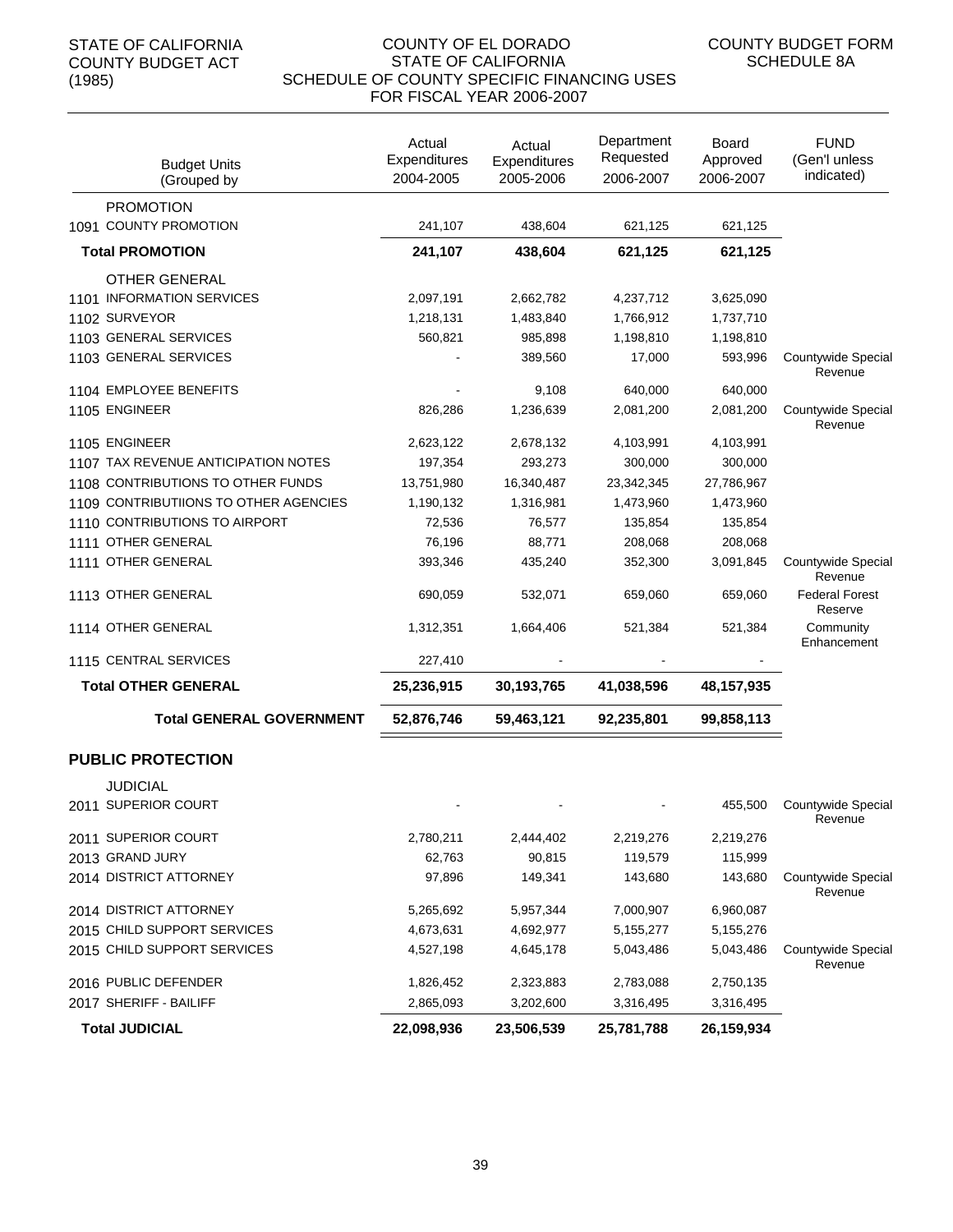STATE OF CALIFORNIA
COUNTY BUDGET ACT
(1985)

COUNTY OF EL DORADO
STATE OF CALIFORNIA
SCHEDULE OF COUNTY SPECIFIC FINANCING USES
FOR FISCAL YEAR 2006-2007

COUNTY BUDGET FORM
SCHEDULE 8A

| Budget Units (Grouped by | Actual Expenditures 2004-2005 | Actual Expenditures 2005-2006 | Department Requested 2006-2007 | Board Approved 2006-2007 | FUND (Gen'l unless indicated) |
|---|---|---|---|---|---|
| PROMOTION | | | | | |
| 1091 COUNTY PROMOTION | 241,107 | 438,604 | 621,125 | 621,125 | |
| **Total PROMOTION** | **241,107** | **438,604** | **621,125** | **621,125** | |
| OTHER GENERAL | | | | | |
| 1101 INFORMATION SERVICES | 2,097,191 | 2,662,782 | 4,237,712 | 3,625,090 | |
| 1102 SURVEYOR | 1,218,131 | 1,483,840 | 1,766,912 | 1,737,710 | |
| 1103 GENERAL SERVICES | 560,821 | 985,898 | 1,198,810 | 1,198,810 | |
| 1103 GENERAL SERVICES | - | 389,560 | 17,000 | 593,996 | Countywide Special Revenue |
| 1104 EMPLOYEE BENEFITS | - | 9,108 | 640,000 | 640,000 | |
| 1105 ENGINEER | 826,286 | 1,236,639 | 2,081,200 | 2,081,200 | Countywide Special Revenue |
| 1105 ENGINEER | 2,623,122 | 2,678,132 | 4,103,991 | 4,103,991 | |
| 1107 TAX REVENUE ANTICIPATION NOTES | 197,354 | 293,273 | 300,000 | 300,000 | |
| 1108 CONTRIBUTIONS TO OTHER FUNDS | 13,751,980 | 16,340,487 | 23,342,345 | 27,786,967 | |
| 1109 CONTRIBUTIIONS TO OTHER AGENCIES | 1,190,132 | 1,316,981 | 1,473,960 | 1,473,960 | |
| 1110 CONTRIBUTIONS TO AIRPORT | 72,536 | 76,577 | 135,854 | 135,854 | |
| 1111 OTHER GENERAL | 76,196 | 88,771 | 208,068 | 208,068 | |
| 1111 OTHER GENERAL | 393,346 | 435,240 | 352,300 | 3,091,845 | Countywide Special Revenue |
| 1113 OTHER GENERAL | 690,059 | 532,071 | 659,060 | 659,060 | Federal Forest Reserve |
| 1114 OTHER GENERAL | 1,312,351 | 1,664,406 | 521,384 | 521,384 | Community Enhancement |
| 1115 CENTRAL SERVICES | 227,410 | - | - | - | |
| **Total OTHER GENERAL** | **25,236,915** | **30,193,765** | **41,038,596** | **48,157,935** | |
| **Total GENERAL GOVERNMENT** | **52,876,746** | **59,463,121** | **92,235,801** | **99,858,113** | |
| **PUBLIC PROTECTION** | | | | | |
| JUDICIAL | | | | | |
| 2011 SUPERIOR COURT | - | - | - | 455,500 | Countywide Special Revenue |
| 2011 SUPERIOR COURT | 2,780,211 | 2,444,402 | 2,219,276 | 2,219,276 | |
| 2013 GRAND JURY | 62,763 | 90,815 | 119,579 | 115,999 | |
| 2014 DISTRICT ATTORNEY | 97,896 | 149,341 | 143,680 | 143,680 | Countywide Special Revenue |
| 2014 DISTRICT ATTORNEY | 5,265,692 | 5,957,344 | 7,000,907 | 6,960,087 | |
| 2015 CHILD SUPPORT SERVICES | 4,673,631 | 4,692,977 | 5,155,277 | 5,155,276 | |
| 2015 CHILD SUPPORT SERVICES | 4,527,198 | 4,645,178 | 5,043,486 | 5,043,486 | Countywide Special Revenue |
| 2016 PUBLIC DEFENDER | 1,826,452 | 2,323,883 | 2,783,088 | 2,750,135 | |
| 2017 SHERIFF - BAILIFF | 2,865,093 | 3,202,600 | 3,316,495 | 3,316,495 | |
| **Total JUDICIAL** | **22,098,936** | **23,506,539** | **25,781,788** | **26,159,934** | |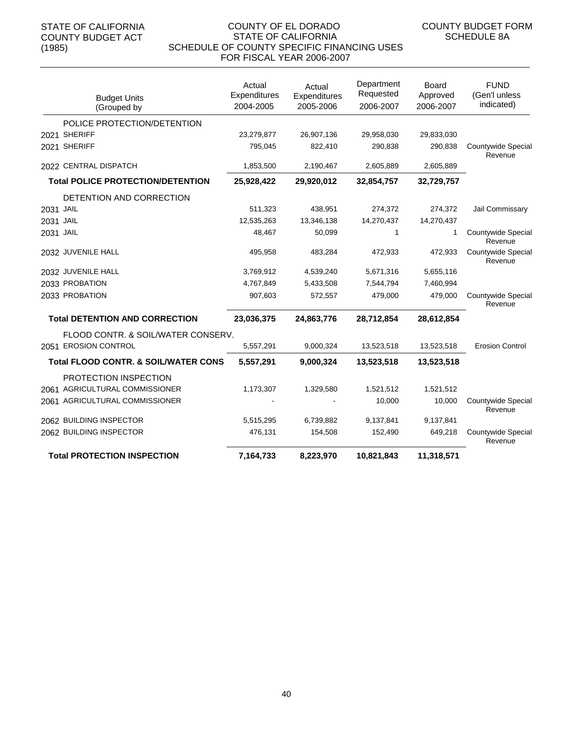STATE OF CALIFORNIA
COUNTY BUDGET ACT
(1985)

COUNTY OF EL DORADO
STATE OF CALIFORNIA
SCHEDULE OF COUNTY SPECIFIC FINANCING USES
FOR FISCAL YEAR 2006-2007

COUNTY BUDGET FORM
SCHEDULE 8A

| Budget Units (Grouped by | Actual Expenditures 2004-2005 | Actual Expenditures 2005-2006 | Department Requested 2006-2007 | Board Approved 2006-2007 | FUND (Gen'l unless indicated) |
|---|---|---|---|---|---|
| POLICE PROTECTION/DETENTION | | | | | |
| 2021 SHERIFF | 23,279,877 | 26,907,136 | 29,958,030 | 29,833,030 | |
| 2021 SHERIFF | 795,045 | 822,410 | 290,838 | 290,838 | Countywide Special Revenue |
| 2022 CENTRAL DISPATCH | 1,853,500 | 2,190,467 | 2,605,889 | 2,605,889 | |
| **Total POLICE PROTECTION/DETENTION** | **25,928,422** | **29,920,012** | **32,854,757** | **32,729,757** | |
| DETENTION AND CORRECTION | | | | | |
| 2031 JAIL | 511,323 | 438,951 | 274,372 | 274,372 | Jail Commissary |
| 2031 JAIL | 12,535,263 | 13,346,138 | 14,270,437 | 14,270,437 | |
| 2031 JAIL | 48,467 | 50,099 | 1 | 1 | Countywide Special Revenue |
| 2032 JUVENILE HALL | 495,958 | 483,284 | 472,933 | 472,933 | Countywide Special Revenue |
| 2032 JUVENILE HALL | 3,769,912 | 4,539,240 | 5,671,316 | 5,655,116 | |
| 2033 PROBATION | 4,767,849 | 5,433,508 | 7,544,794 | 7,460,994 | |
| 2033 PROBATION | 907,603 | 572,557 | 479,000 | 479,000 | Countywide Special Revenue |
| **Total DETENTION AND CORRECTION** | **23,036,375** | **24,863,776** | **28,712,854** | **28,612,854** | |
| FLOOD CONTR. & SOIL/WATER CONSERV. | | | | | |
| 2051 EROSION CONTROL | 5,557,291 | 9,000,324 | 13,523,518 | 13,523,518 | Erosion Control |
| **Total FLOOD CONTR. & SOIL/WATER CONS** | **5,557,291** | **9,000,324** | **13,523,518** | **13,523,518** | |
| PROTECTION INSPECTION | | | | | |
| 2061 AGRICULTURAL COMMISSIONER | 1,173,307 | 1,329,580 | 1,521,512 | 1,521,512 | |
| 2061 AGRICULTURAL COMMISSIONER | - | - | 10,000 | 10,000 | Countywide Special Revenue |
| 2062 BUILDING INSPECTOR | 5,515,295 | 6,739,882 | 9,137,841 | 9,137,841 | |
| 2062 BUILDING INSPECTOR | 476,131 | 154,508 | 152,490 | 649,218 | Countywide Special Revenue |
| **Total PROTECTION INSPECTION** | **7,164,733** | **8,223,970** | **10,821,843** | **11,318,571** | |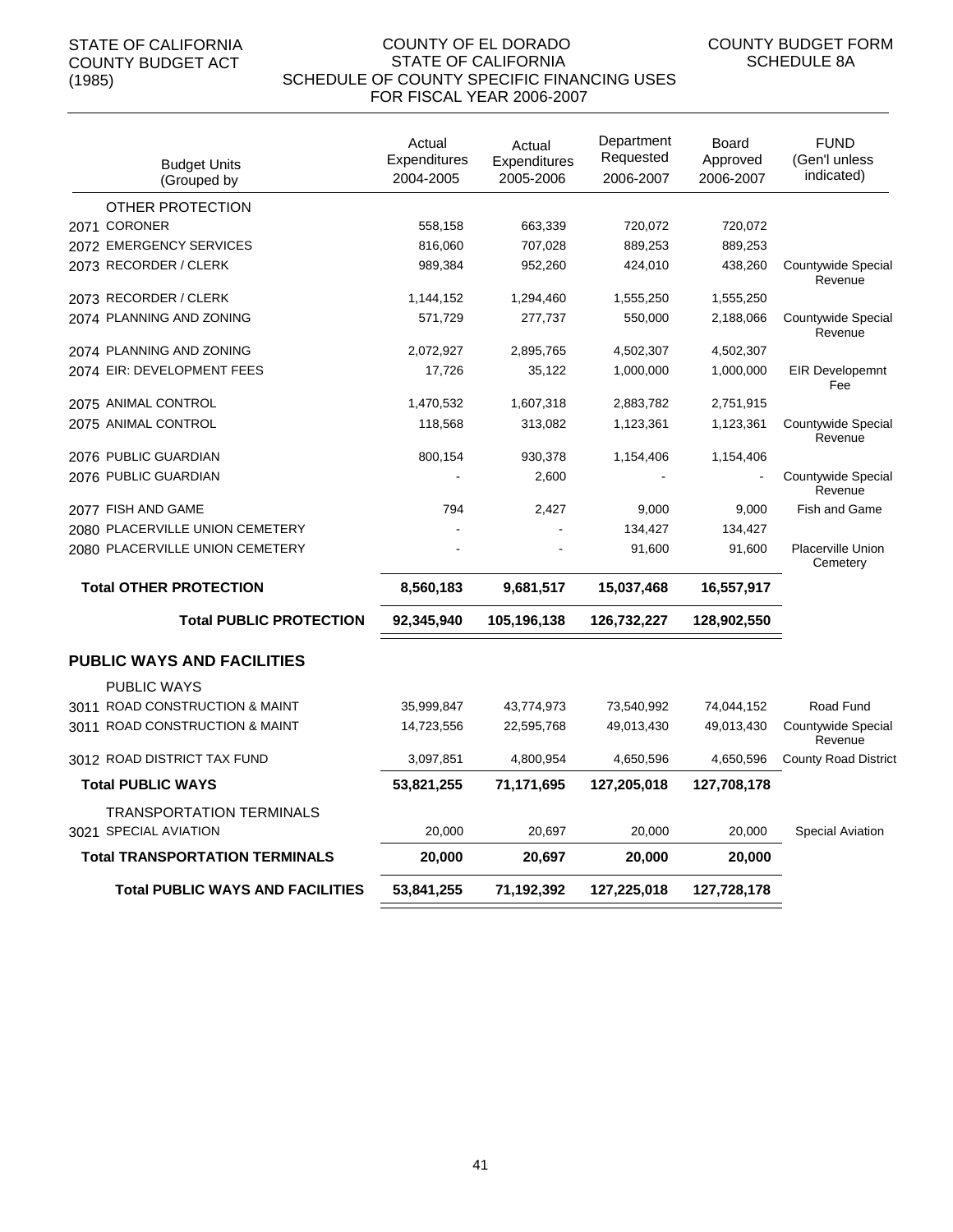STATE OF CALIFORNIA
COUNTY BUDGET ACT
(1985)

COUNTY OF EL DORADO
STATE OF CALIFORNIA
SCHEDULE OF COUNTY SPECIFIC FINANCING USES
FOR FISCAL YEAR 2006-2007

COUNTY BUDGET FORM
SCHEDULE 8A

| Budget Units (Grouped by | Actual Expenditures 2004-2005 | Actual Expenditures 2005-2006 | Department Requested 2006-2007 | Board Approved 2006-2007 | FUND (Gen'l unless indicated) |
|---|---|---|---|---|---|
| OTHER PROTECTION | | | | | |
| 2071 CORONER | 558,158 | 663,339 | 720,072 | 720,072 | |
| 2072 EMERGENCY SERVICES | 816,060 | 707,028 | 889,253 | 889,253 | |
| 2073 RECORDER / CLERK | 989,384 | 952,260 | 424,010 | 438,260 | Countywide Special Revenue |
| 2073 RECORDER / CLERK | 1,144,152 | 1,294,460 | 1,555,250 | 1,555,250 | |
| 2074 PLANNING AND ZONING | 571,729 | 277,737 | 550,000 | 2,188,066 | Countywide Special Revenue |
| 2074 PLANNING AND ZONING | 2,072,927 | 2,895,765 | 4,502,307 | 4,502,307 | |
| 2074 EIR: DEVELOPMENT FEES | 17,726 | 35,122 | 1,000,000 | 1,000,000 | EIR Developemnt Fee |
| 2075 ANIMAL CONTROL | 1,470,532 | 1,607,318 | 2,883,782 | 2,751,915 | |
| 2075 ANIMAL CONTROL | 118,568 | 313,082 | 1,123,361 | 1,123,361 | Countywide Special Revenue |
| 2076 PUBLIC GUARDIAN | 800,154 | 930,378 | 1,154,406 | 1,154,406 | |
| 2076 PUBLIC GUARDIAN | - | 2,600 | - | - | Countywide Special Revenue |
| 2077 FISH AND GAME | 794 | 2,427 | 9,000 | 9,000 | Fish and Game |
| 2080 PLACERVILLE UNION CEMETERY | - | - | 134,427 | 134,427 | |
| 2080 PLACERVILLE UNION CEMETERY | - | - | 91,600 | 91,600 | Placerville Union Cemetery |
| **Total OTHER PROTECTION** | **8,560,183** | **9,681,517** | **15,037,468** | **16,557,917** | |
| **Total PUBLIC PROTECTION** | **92,345,940** | **105,196,138** | **126,732,227** | **128,902,550** | |
| **PUBLIC WAYS AND FACILITIES** | | | | | |
| PUBLIC WAYS | | | | | |
| 3011 ROAD CONSTRUCTION & MAINT | 35,999,847 | 43,774,973 | 73,540,992 | 74,044,152 | Road Fund |
| 3011 ROAD CONSTRUCTION & MAINT | 14,723,556 | 22,595,768 | 49,013,430 | 49,013,430 | Countywide Special Revenue |
| 3012 ROAD DISTRICT TAX FUND | 3,097,851 | 4,800,954 | 4,650,596 | 4,650,596 | County Road District |
| **Total PUBLIC WAYS** | **53,821,255** | **71,171,695** | **127,205,018** | **127,708,178** | |
| TRANSPORTATION TERMINALS | | | | | |
| 3021 SPECIAL AVIATION | 20,000 | 20,697 | 20,000 | 20,000 | Special Aviation |
| **Total TRANSPORTATION TERMINALS** | **20,000** | **20,697** | **20,000** | **20,000** | |
| **Total PUBLIC WAYS AND FACILITIES** | **53,841,255** | **71,192,392** | **127,225,018** | **127,728,178** | |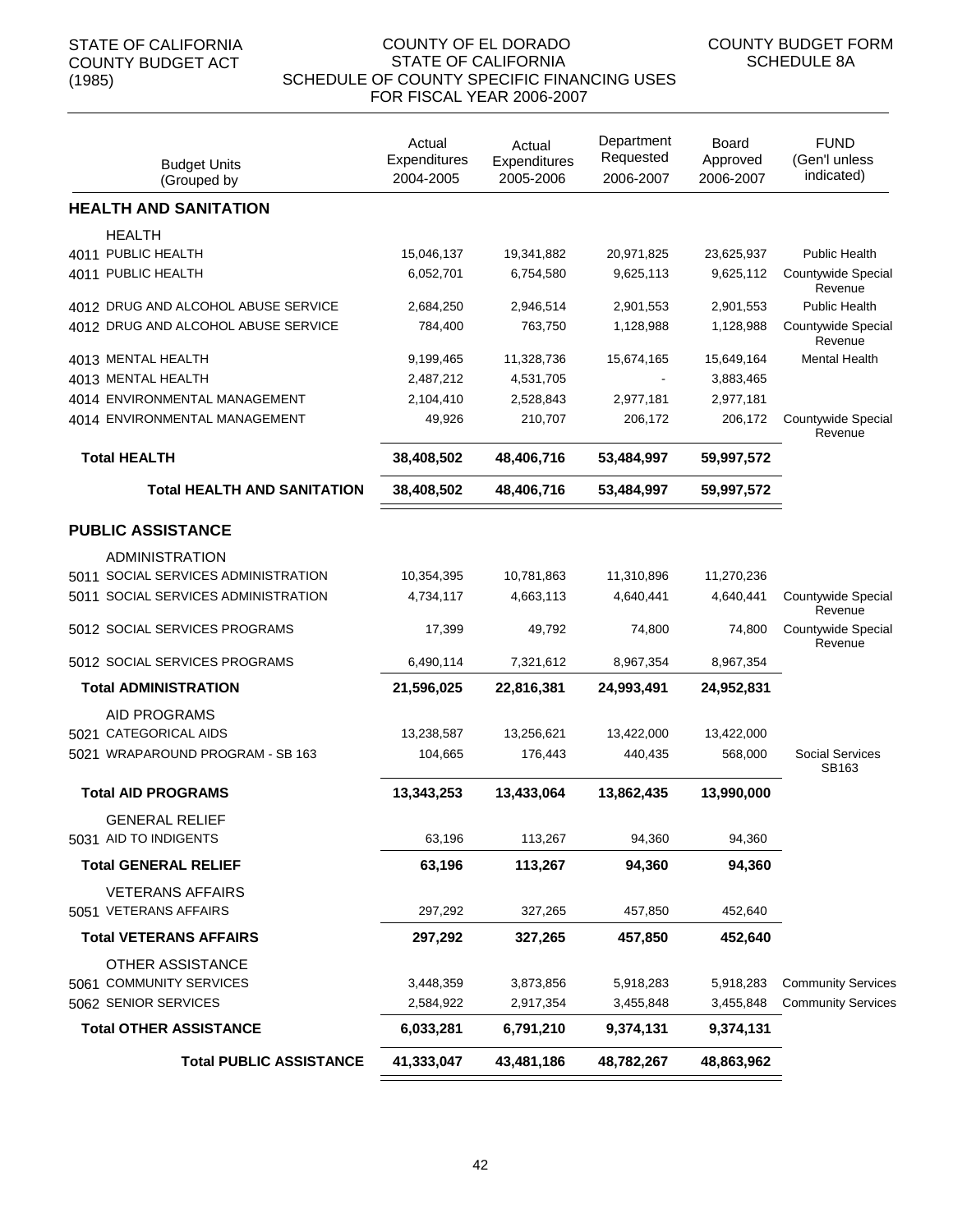STATE OF CALIFORNIA
COUNTY BUDGET ACT
(1985)

COUNTY OF EL DORADO
STATE OF CALIFORNIA
SCHEDULE OF COUNTY SPECIFIC FINANCING USES
FOR FISCAL YEAR 2006-2007

COUNTY BUDGET FORM
SCHEDULE 8A

| Budget Units (Grouped by | Actual Expenditures 2004-2005 | Actual Expenditures 2005-2006 | Department Requested 2006-2007 | Board Approved 2006-2007 | FUND (Gen'l unless indicated) |
|---|---|---|---|---|---|
| **HEALTH AND SANITATION** | | | | | |
| HEALTH | | | | | |
| 4011 PUBLIC HEALTH | 15,046,137 | 19,341,882 | 20,971,825 | 23,625,937 | Public Health |
| 4011 PUBLIC HEALTH | 6,052,701 | 6,754,580 | 9,625,113 | 9,625,112 | Countywide Special Revenue |
| 4012 DRUG AND ALCOHOL ABUSE SERVICE | 2,684,250 | 2,946,514 | 2,901,553 | 2,901,553 | Public Health |
| 4012 DRUG AND ALCOHOL ABUSE SERVICE | 784,400 | 763,750 | 1,128,988 | 1,128,988 | Countywide Special Revenue |
| 4013 MENTAL HEALTH | 9,199,465 | 11,328,736 | 15,674,165 | 15,649,164 | Mental Health |
| 4013 MENTAL HEALTH | 2,487,212 | 4,531,705 | - | 3,883,465 | |
| 4014 ENVIRONMENTAL MANAGEMENT | 2,104,410 | 2,528,843 | 2,977,181 | 2,977,181 | |
| 4014 ENVIRONMENTAL MANAGEMENT | 49,926 | 210,707 | 206,172 | 206,172 | Countywide Special Revenue |
| **Total HEALTH** | **38,408,502** | **48,406,716** | **53,484,997** | **59,997,572** | |
| **Total HEALTH AND SANITATION** | **38,408,502** | **48,406,716** | **53,484,997** | **59,997,572** | |
| **PUBLIC ASSISTANCE** | | | | | |
| ADMINISTRATION | | | | | |
| 5011 SOCIAL SERVICES ADMINISTRATION | 10,354,395 | 10,781,863 | 11,310,896 | 11,270,236 | |
| 5011 SOCIAL SERVICES ADMINISTRATION | 4,734,117 | 4,663,113 | 4,640,441 | 4,640,441 | Countywide Special Revenue |
| 5012 SOCIAL SERVICES PROGRAMS | 17,399 | 49,792 | 74,800 | 74,800 | Countywide Special Revenue |
| 5012 SOCIAL SERVICES PROGRAMS | 6,490,114 | 7,321,612 | 8,967,354 | 8,967,354 | |
| **Total ADMINISTRATION** | **21,596,025** | **22,816,381** | **24,993,491** | **24,952,831** | |
| AID PROGRAMS | | | | | |
| 5021 CATEGORICAL AIDS | 13,238,587 | 13,256,621 | 13,422,000 | 13,422,000 | |
| 5021 WRAPAROUND PROGRAM - SB 163 | 104,665 | 176,443 | 440,435 | 568,000 | Social Services SB163 |
| **Total AID PROGRAMS** | **13,343,253** | **13,433,064** | **13,862,435** | **13,990,000** | |
| GENERAL RELIEF | | | | | |
| 5031 AID TO INDIGENTS | 63,196 | 113,267 | 94,360 | 94,360 | |
| **Total GENERAL RELIEF** | **63,196** | **113,267** | **94,360** | **94,360** | |
| VETERANS AFFAIRS | | | | | |
| 5051 VETERANS AFFAIRS | 297,292 | 327,265 | 457,850 | 452,640 | |
| **Total VETERANS AFFAIRS** | **297,292** | **327,265** | **457,850** | **452,640** | |
| OTHER ASSISTANCE | | | | | |
| 5061 COMMUNITY SERVICES | 3,448,359 | 3,873,856 | 5,918,283 | 5,918,283 | Community Services |
| 5062 SENIOR SERVICES | 2,584,922 | 2,917,354 | 3,455,848 | 3,455,848 | Community Services |
| **Total OTHER ASSISTANCE** | **6,033,281** | **6,791,210** | **9,374,131** | **9,374,131** | |
| **Total PUBLIC ASSISTANCE** | **41,333,047** | **43,481,186** | **48,782,267** | **48,863,962** | |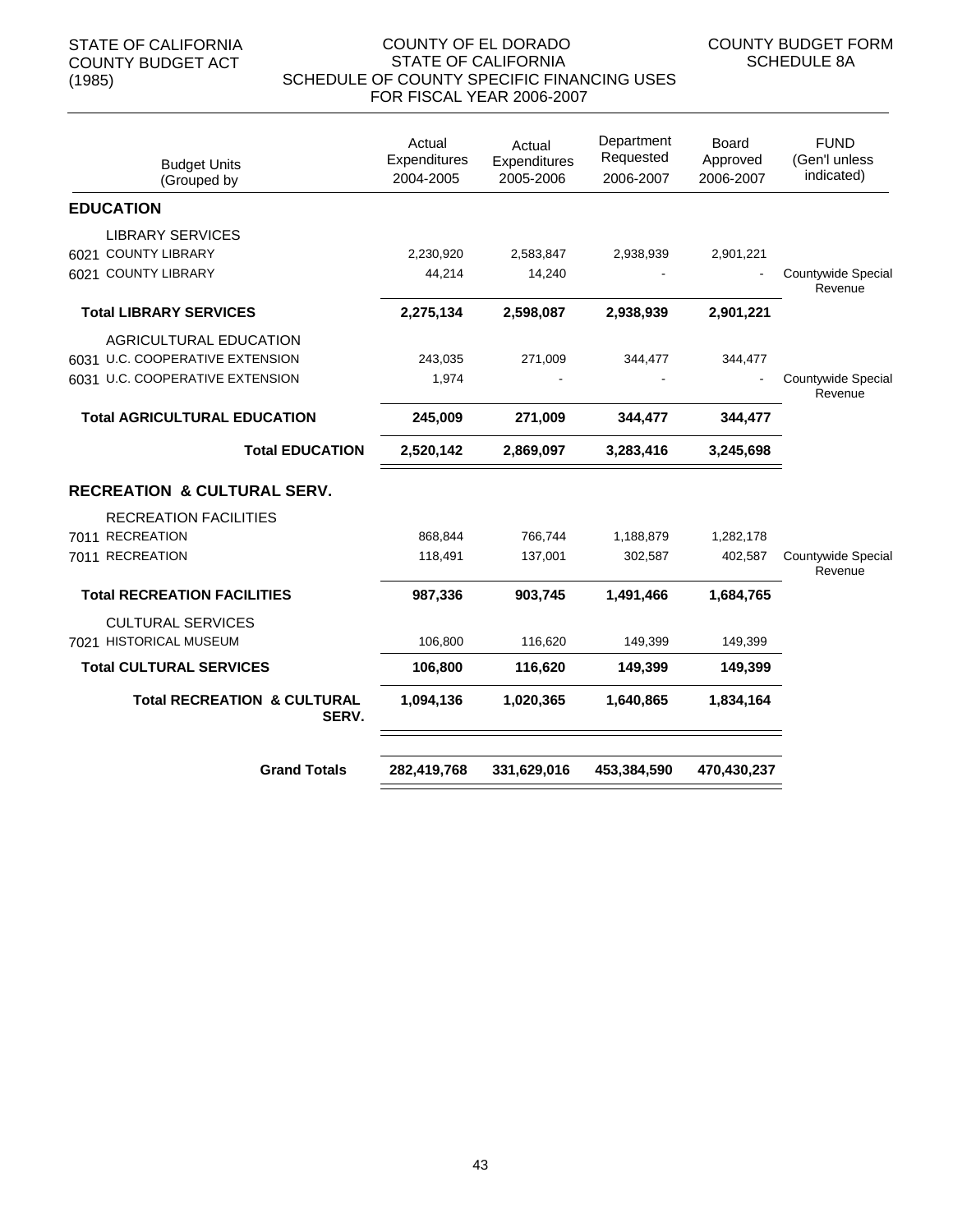STATE OF CALIFORNIA
COUNTY BUDGET ACT
(1985)

COUNTY OF EL DORADO
STATE OF CALIFORNIA
SCHEDULE OF COUNTY SPECIFIC FINANCING USES
FOR FISCAL YEAR 2006-2007

COUNTY BUDGET FORM
SCHEDULE 8A

| Budget Units (Grouped by | Actual Expenditures 2004-2005 | Actual Expenditures 2005-2006 | Department Requested 2006-2007 | Board Approved 2006-2007 | FUND (Gen'l unless indicated) |
|---|---|---|---|---|---|
| **EDUCATION** | | | | | |
| LIBRARY SERVICES | | | | | |
| 6021 COUNTY LIBRARY | 2,230,920 | 2,583,847 | 2,938,939 | 2,901,221 | |
| 6021 COUNTY LIBRARY | 44,214 | 14,240 | - | - | Countywide Special Revenue |
| **Total LIBRARY SERVICES** | **2,275,134** | **2,598,087** | **2,938,939** | **2,901,221** | |
| AGRICULTURAL EDUCATION | | | | | |
| 6031 U.C. COOPERATIVE EXTENSION | 243,035 | 271,009 | 344,477 | 344,477 | |
| 6031 U.C. COOPERATIVE EXTENSION | 1,974 | - | - | - | Countywide Special Revenue |
| **Total AGRICULTURAL EDUCATION** | **245,009** | **271,009** | **344,477** | **344,477** | |
| **Total EDUCATION** | **2,520,142** | **2,869,097** | **3,283,416** | **3,245,698** | |
| **RECREATION & CULTURAL SERV.** | | | | | |
| RECREATION FACILITIES | | | | | |
| 7011 RECREATION | 868,844 | 766,744 | 1,188,879 | 1,282,178 | |
| 7011 RECREATION | 118,491 | 137,001 | 302,587 | 402,587 | Countywide Special Revenue |
| **Total RECREATION FACILITIES** | **987,336** | **903,745** | **1,491,466** | **1,684,765** | |
| CULTURAL SERVICES | | | | | |
| 7021 HISTORICAL MUSEUM | 106,800 | 116,620 | 149,399 | 149,399 | |
| **Total CULTURAL SERVICES** | **106,800** | **116,620** | **149,399** | **149,399** | |
| **Total RECREATION & CULTURAL SERV.** | **1,094,136** | **1,020,365** | **1,640,865** | **1,834,164** | |
| **Grand Totals** | **282,419,768** | **331,629,016** | **453,384,590** | **470,430,237** | |